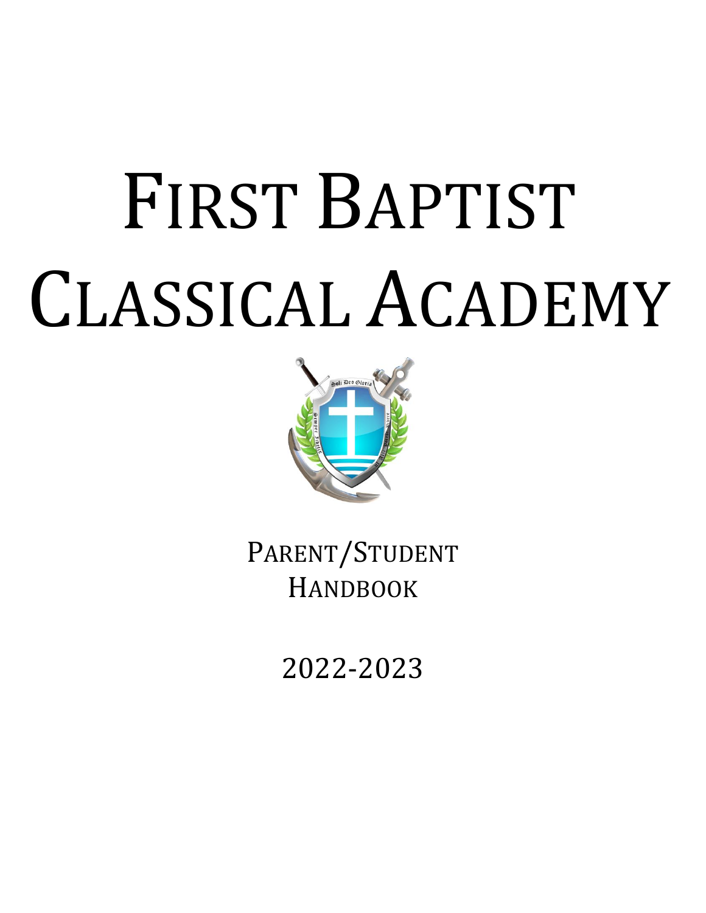# First Baptist Classical Academy

Parent/Student Handbook

2022-2023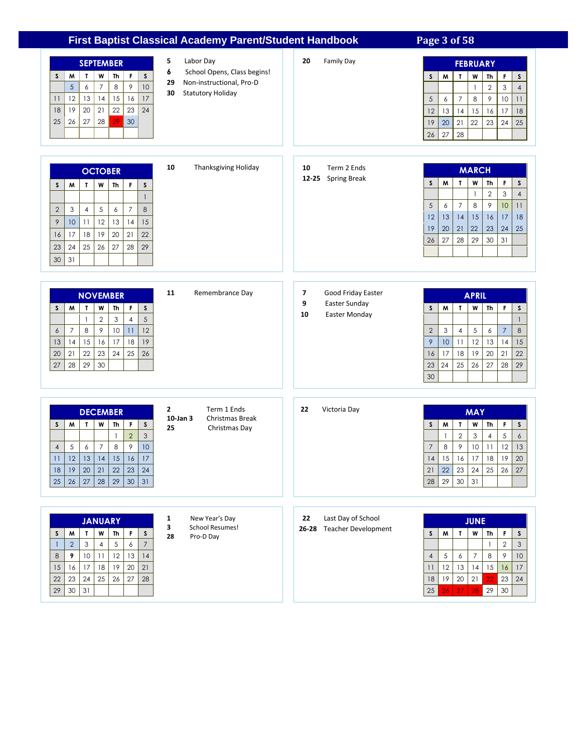## SEPTEMBER

| S | M | T | W | Th | F | S |
|---|---|---|---|---|---|---|
| | 5 | 6 | 7 | 8 | 9 | 10 |
| 11 | 12 | 13 | 14 | 15 | 16 | 17 |
| 18 | 19 | 20 | 21 | 22 | 23 | 24 |
| 25 | 26 | 27 | 28 | 29 | 30 | |

- **5** Labor Day
- **6** School Opens, Class begins!
- **29** Non-instructional, Pro-D
- **30** Statutory Holiday

## FEBRUARY

| S | M | T | W | Th | F | S |
|---|---|---|---|---|---|---|
| | | | 1 | 2 | 3 | 4 |
| 5 | 6 | 7 | 8 | 9 | 10 | 11 |
| 12 | 13 | 14 | 15 | 16 | 17 | 18 |
| 19 | 20 | 21 | 22 | 23 | 24 | 25 |
| 26 | 27 | 28 | | | | |

- **20** Family Day

## OCTOBER

| S | M | T | W | Th | F | S |
|---|---|---|---|---|---|---|
| | | | | | | 1 |
| 2 | 3 | 4 | 5 | 6 | 7 | 8 |
| 9 | 10 | 11 | 12 | 13 | 14 | 15 |
| 16 | 17 | 18 | 19 | 20 | 21 | 22 |
| 23 | 24 | 25 | 26 | 27 | 28 | 29 |
| 30 | 31 | | | | | |

- **10** Thanksgiving Holiday

## MARCH

| S | M | T | W | Th | F | S |
|---|---|---|---|---|---|---|
| | | | 1 | 2 | 3 | 4 |
| 5 | 6 | 7 | 8 | 9 | 10 | 11 |
| 12 | 13 | 14 | 15 | 16 | 17 | 18 |
| 19 | 20 | 21 | 22 | 23 | 24 | 25 |
| 26 | 27 | 28 | 29 | 30 | 31 | |

- **10** Term 2 Ends
- **12-25** Spring Break

## NOVEMBER

| S | M | T | W | Th | F | S |
|---|---|---|---|---|---|---|
| | | 1 | 2 | 3 | 4 | 5 |
| 6 | 7 | 8 | 9 | 10 | 11 | 12 |
| 13 | 14 | 15 | 16 | 17 | 18 | 19 |
| 20 | 21 | 22 | 23 | 24 | 25 | 26 |
| 27 | 28 | 29 | 30 | | | |

- **11** Remembrance Day

## APRIL

| S | M | T | W | Th | F | S |
|---|---|---|---|---|---|---|
| | | | | | | 1 |
| 2 | 3 | 4 | 5 | 6 | 7 | 8 |
| 9 | 10 | 11 | 12 | 13 | 14 | 15 |
| 16 | 17 | 18 | 19 | 20 | 21 | 22 |
| 23 | 24 | 25 | 26 | 27 | 28 | 29 |
| 30 | | | | | | |

- **7** Good Friday Easter
- **9** Easter Sunday
- **10** Easter Monday

## DECEMBER

| S | M | T | W | Th | F | S |
|---|---|---|---|---|---|---|
| | | | | 1 | 2 | 3 |
| 4 | 5 | 6 | 7 | 8 | 9 | 10 |
| 11 | 12 | 13 | 14 | 15 | 16 | 17 |
| 18 | 19 | 20 | 21 | 22 | 23 | 24 |
| 25 | 26 | 27 | 28 | 29 | 30 | 31 |

- **2** Term 1 Ends
- **10-Jan 3** Christmas Break
- **25** Christmas Day

## MAY

| S | M | T | W | Th | F | S |
|---|---|---|---|---|---|---|
| | 1 | 2 | 3 | 4 | 5 | 6 |
| 7 | 8 | 9 | 10 | 11 | 12 | 13 |
| 14 | 15 | 16 | 17 | 18 | 19 | 20 |
| 21 | 22 | 23 | 24 | 25 | 26 | 27 |
| 28 | 29 | 30 | 31 | | | |

- **22** Victoria Day

## JANUARY

| S | M | T | W | Th | F | S |
|---|---|---|---|---|---|---|
| 1 | 2 | 3 | 4 | 5 | 6 | 7 |
| 8 | 9 | 10 | 11 | 12 | 13 | 14 |
| 15 | 16 | 17 | 18 | 19 | 20 | 21 |
| 22 | 23 | 24 | 25 | 26 | 27 | 28 |
| 29 | 30 | 31 | | | | |

- **1** New Year's Day
- **3** School Resumes!
- **28** Pro-D Day

## JUNE

| S | M | T | W | Th | F | S |
|---|---|---|---|---|---|---|
| | | | | 1 | 2 | 3 |
| 4 | 5 | 6 | 7 | 8 | 9 | 10 |
| 11 | 12 | 13 | 14 | 15 | 16 | 17 |
| 18 | 19 | 20 | 21 | 22 | 23 | 24 |
| 25 | 26 | 27 | 28 | 29 | 30 | |

- **22** Last Day of School
- **26-28** Teacher Development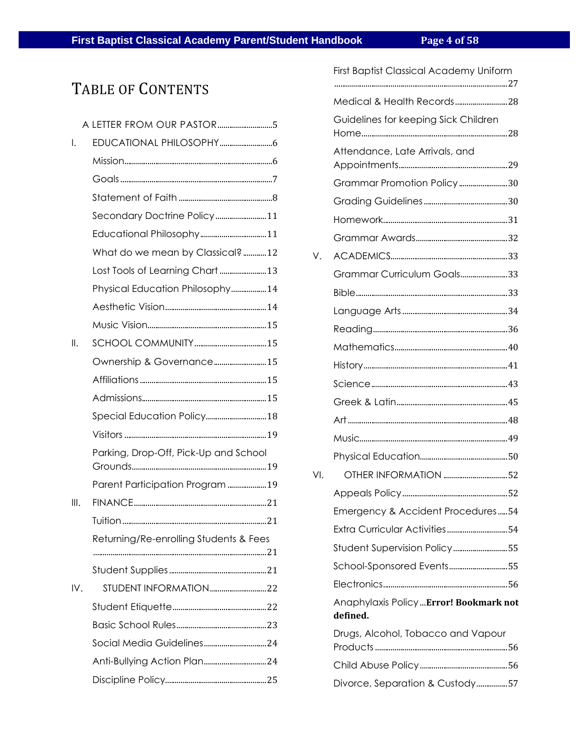# TABLE OF CONTENTS

A LETTER FROM OUR PASTOR ........................... 5

I. EDUCATIONAL PHILOSOPHY ........................... 6
- Mission ........................... 6
- Goals ........................... 7
- Statement of Faith ........................... 8
- Secondary Doctrine Policy ........................... 11
- Educational Philosophy ........................... 11
- What do we mean by Classical? ........................... 12
- Lost Tools of Learning Chart ........................... 13
- Physical Education Philosophy ........................... 14
- Aesthetic Vision ........................... 14
- Music Vision ........................... 15

II. SCHOOL COMMUNITY ........................... 15
- Ownership & Governance ........................... 15
- Affiliations ........................... 15
- Admissions ........................... 15
- Special Education Policy ........................... 18
- Visitors ........................... 19
- Parking, Drop-Off, Pick-Up and School Grounds ........................... 19
- Parent Participation Program ........................... 19

III. FINANCE ........................... 21
- Tuition ........................... 21
- Returning/Re-enrolling Students & Fees ........................... 21
- Student Supplies ........................... 21

IV. STUDENT INFORMATION ........................... 22
- Student Etiquette ........................... 22
- Basic School Rules ........................... 23
- Social Media Guidelines ........................... 24
- Anti-Bullying Action Plan ........................... 24
- Discipline Policy ........................... 25
- First Baptist Classical Academy Uniform ........................... 27
- Medical & Health Records ........................... 28
- Guidelines for keeping Sick Children Home ........................... 28
- Attendance, Late Arrivals, and Appointments ........................... 29
- Grammar Promotion Policy ........................... 30
- Grading Guidelines ........................... 30
- Homework ........................... 31
- Grammar Awards ........................... 32

V. ACADEMICS ........................... 33
- Grammar Curriculum Goals ........................... 33
- Bible ........................... 33
- Language Arts ........................... 34
- Reading ........................... 36
- Mathematics ........................... 40
- History ........................... 41
- Science ........................... 43
- Greek & Latin ........................... 45
- Art ........................... 48
- Music ........................... 49
- Physical Education ........................... 50

VI. OTHER INFORMATION ........................... 52
- Appeals Policy ........................... 52
- Emergency & Accident Procedures ........................... 54
- Extra Curricular Activities ........................... 54
- Student Supervision Policy ........................... 55
- School-Sponsored Events ........................... 55
- Electronics ........................... 56
- Anaphylaxis Policy ... **Error! Bookmark not defined.**
- Drugs, Alcohol, Tobacco and Vapour Products ........................... 56
- Child Abuse Policy ........................... 56
- Divorce, Separation & Custody ........................... 57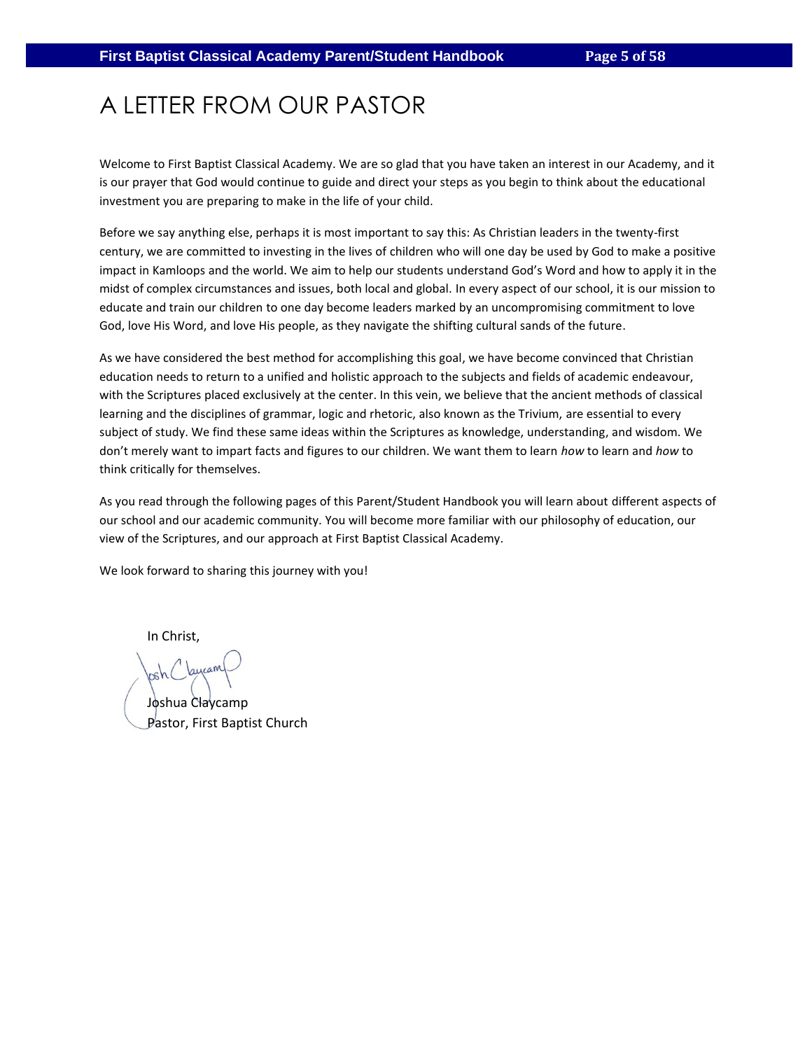# A LETTER FROM OUR PASTOR

Welcome to First Baptist Classical Academy. We are so glad that you have taken an interest in our Academy, and it is our prayer that God would continue to guide and direct your steps as you begin to think about the educational investment you are preparing to make in the life of your child.

Before we say anything else, perhaps it is most important to say this: As Christian leaders in the twenty-first century, we are committed to investing in the lives of children who will one day be used by God to make a positive impact in Kamloops and the world. We aim to help our students understand God's Word and how to apply it in the midst of complex circumstances and issues, both local and global. In every aspect of our school, it is our mission to educate and train our children to one day become leaders marked by an uncompromising commitment to love God, love His Word, and love His people, as they navigate the shifting cultural sands of the future.

As we have considered the best method for accomplishing this goal, we have become convinced that Christian education needs to return to a unified and holistic approach to the subjects and fields of academic endeavour, with the Scriptures placed exclusively at the center. In this vein, we believe that the ancient methods of classical learning and the disciplines of grammar, logic and rhetoric, also known as the Trivium, are essential to every subject of study. We find these same ideas within the Scriptures as knowledge, understanding, and wisdom. We don't merely want to impart facts and figures to our children. We want them to learn *how* to learn and *how* to think critically for themselves.

As you read through the following pages of this Parent/Student Handbook you will learn about different aspects of our school and our academic community. You will become more familiar with our philosophy of education, our view of the Scriptures, and our approach at First Baptist Classical Academy.

We look forward to sharing this journey with you!

In Christ,

Joshua Claycamp
Pastor, First Baptist Church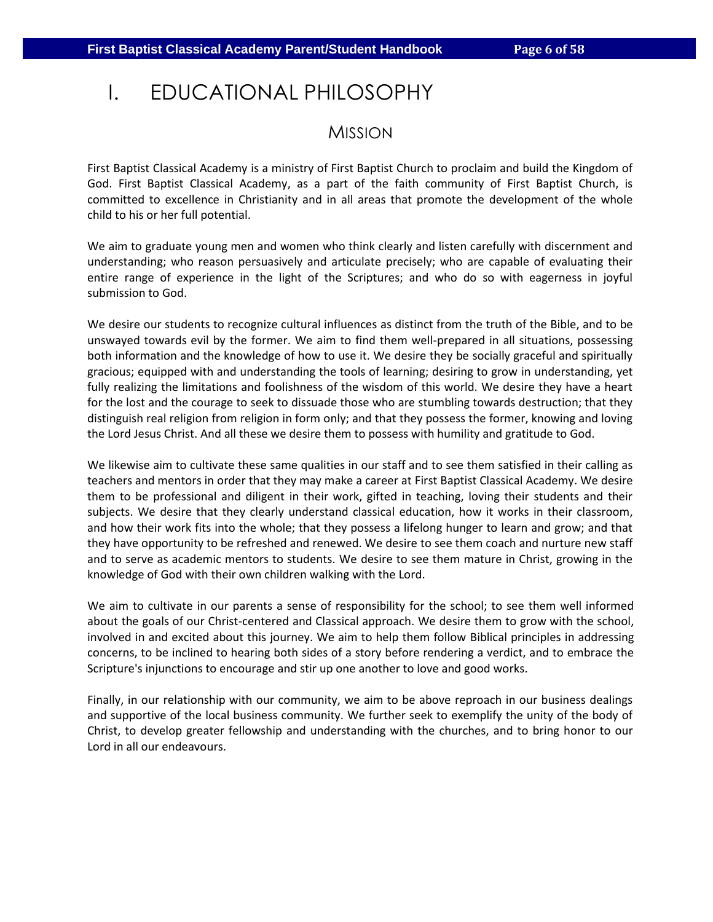# I. EDUCATIONAL PHILOSOPHY

## MISSION

First Baptist Classical Academy is a ministry of First Baptist Church to proclaim and build the Kingdom of God. First Baptist Classical Academy, as a part of the faith community of First Baptist Church, is committed to excellence in Christianity and in all areas that promote the development of the whole child to his or her full potential.

We aim to graduate young men and women who think clearly and listen carefully with discernment and understanding; who reason persuasively and articulate precisely; who are capable of evaluating their entire range of experience in the light of the Scriptures; and who do so with eagerness in joyful submission to God.

We desire our students to recognize cultural influences as distinct from the truth of the Bible, and to be unswayed towards evil by the former. We aim to find them well-prepared in all situations, possessing both information and the knowledge of how to use it. We desire they be socially graceful and spiritually gracious; equipped with and understanding the tools of learning; desiring to grow in understanding, yet fully realizing the limitations and foolishness of the wisdom of this world. We desire they have a heart for the lost and the courage to seek to dissuade those who are stumbling towards destruction; that they distinguish real religion from religion in form only; and that they possess the former, knowing and loving the Lord Jesus Christ. And all these we desire them to possess with humility and gratitude to God.

We likewise aim to cultivate these same qualities in our staff and to see them satisfied in their calling as teachers and mentors in order that they may make a career at First Baptist Classical Academy. We desire them to be professional and diligent in their work, gifted in teaching, loving their students and their subjects. We desire that they clearly understand classical education, how it works in their classroom, and how their work fits into the whole; that they possess a lifelong hunger to learn and grow; and that they have opportunity to be refreshed and renewed. We desire to see them coach and nurture new staff and to serve as academic mentors to students. We desire to see them mature in Christ, growing in the knowledge of God with their own children walking with the Lord.

We aim to cultivate in our parents a sense of responsibility for the school; to see them well informed about the goals of our Christ-centered and Classical approach. We desire them to grow with the school, involved in and excited about this journey. We aim to help them follow Biblical principles in addressing concerns, to be inclined to hearing both sides of a story before rendering a verdict, and to embrace the Scripture's injunctions to encourage and stir up one another to love and good works.

Finally, in our relationship with our community, we aim to be above reproach in our business dealings and supportive of the local business community. We further seek to exemplify the unity of the body of Christ, to develop greater fellowship and understanding with the churches, and to bring honor to our Lord in all our endeavours.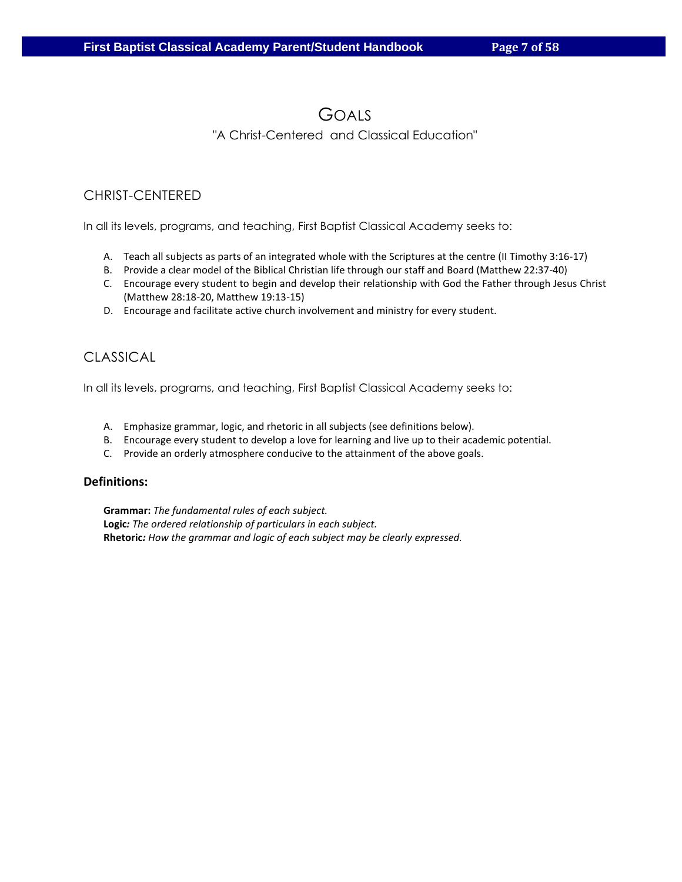# GOALS

"A Christ-Centered and Classical Education"

## CHRIST-CENTERED

In all its levels, programs, and teaching, First Baptist Classical Academy seeks to:

A. Teach all subjects as parts of an integrated whole with the Scriptures at the centre (II Timothy 3:16-17)
B. Provide a clear model of the Biblical Christian life through our staff and Board (Matthew 22:37-40)
C. Encourage every student to begin and develop their relationship with God the Father through Jesus Christ (Matthew 28:18-20, Matthew 19:13-15)
D. Encourage and facilitate active church involvement and ministry for every student.

## CLASSICAL

In all its levels, programs, and teaching, First Baptist Classical Academy seeks to:

A. Emphasize grammar, logic, and rhetoric in all subjects (see definitions below).
B. Encourage every student to develop a love for learning and live up to their academic potential.
C. Provide an orderly atmosphere conducive to the attainment of the above goals.

### Definitions:

**Grammar:** *The fundamental rules of each subject.*
**Logic***: The ordered relationship of particulars in each subject.*
**Rhetoric***: How the grammar and logic of each subject may be clearly expressed.*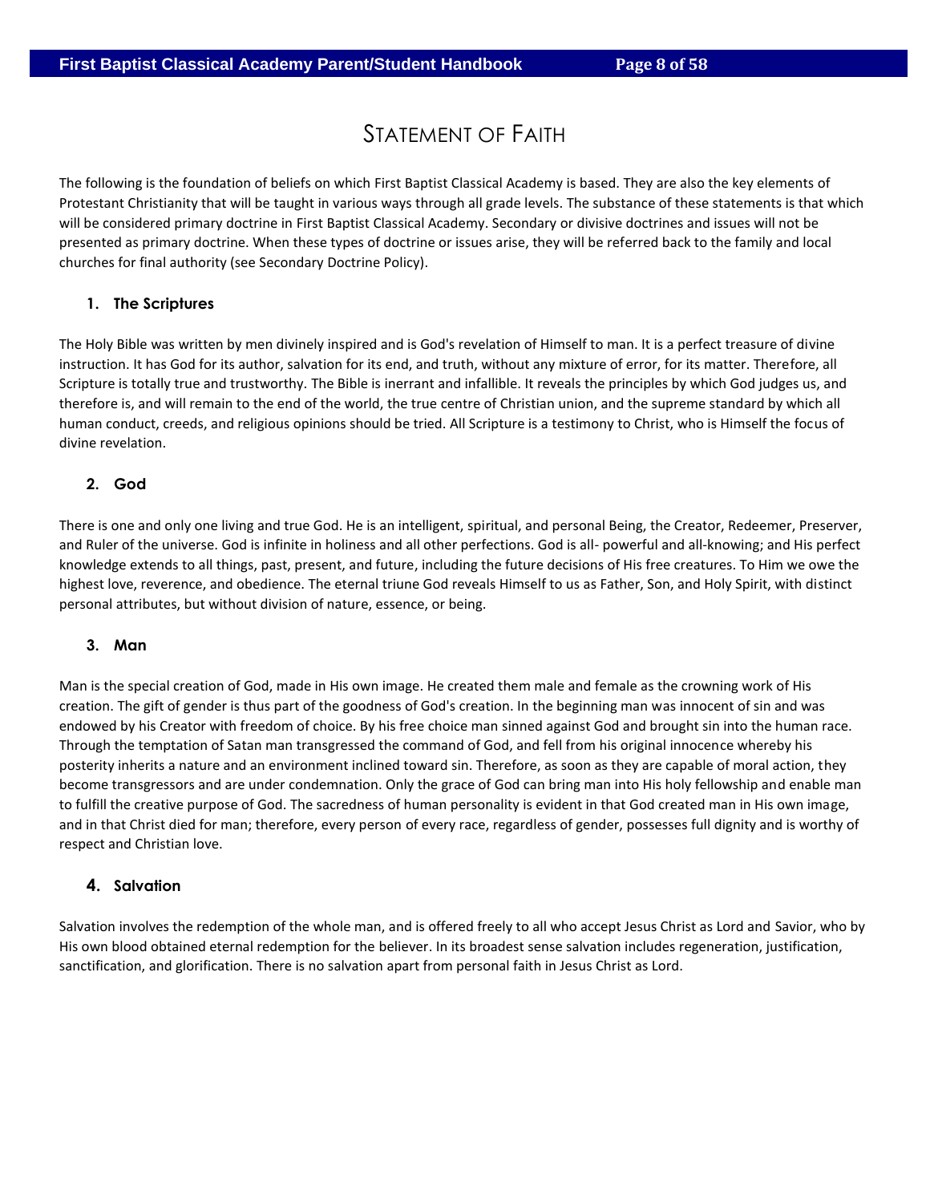# Statement of Faith

The following is the foundation of beliefs on which First Baptist Classical Academy is based. They are also the key elements of Protestant Christianity that will be taught in various ways through all grade levels. The substance of these statements is that which will be considered primary doctrine in First Baptist Classical Academy. Secondary or divisive doctrines and issues will not be presented as primary doctrine. When these types of doctrine or issues arise, they will be referred back to the family and local churches for final authority (see Secondary Doctrine Policy).

## 1. The Scriptures

The Holy Bible was written by men divinely inspired and is God's revelation of Himself to man. It is a perfect treasure of divine instruction. It has God for its author, salvation for its end, and truth, without any mixture of error, for its matter. Therefore, all Scripture is totally true and trustworthy. The Bible is inerrant and infallible. It reveals the principles by which God judges us, and therefore is, and will remain to the end of the world, the true centre of Christian union, and the supreme standard by which all human conduct, creeds, and religious opinions should be tried. All Scripture is a testimony to Christ, who is Himself the focus of divine revelation.

## 2. God

There is one and only one living and true God. He is an intelligent, spiritual, and personal Being, the Creator, Redeemer, Preserver, and Ruler of the universe. God is infinite in holiness and all other perfections. God is all- powerful and all-knowing; and His perfect knowledge extends to all things, past, present, and future, including the future decisions of His free creatures. To Him we owe the highest love, reverence, and obedience. The eternal triune God reveals Himself to us as Father, Son, and Holy Spirit, with distinct personal attributes, but without division of nature, essence, or being.

## 3. Man

Man is the special creation of God, made in His own image. He created them male and female as the crowning work of His creation. The gift of gender is thus part of the goodness of God's creation. In the beginning man was innocent of sin and was endowed by his Creator with freedom of choice. By his free choice man sinned against God and brought sin into the human race. Through the temptation of Satan man transgressed the command of God, and fell from his original innocence whereby his posterity inherits a nature and an environment inclined toward sin. Therefore, as soon as they are capable of moral action, they become transgressors and are under condemnation. Only the grace of God can bring man into His holy fellowship and enable man to fulfill the creative purpose of God. The sacredness of human personality is evident in that God created man in His own image, and in that Christ died for man; therefore, every person of every race, regardless of gender, possesses full dignity and is worthy of respect and Christian love.

## 4. Salvation

Salvation involves the redemption of the whole man, and is offered freely to all who accept Jesus Christ as Lord and Savior, who by His own blood obtained eternal redemption for the believer. In its broadest sense salvation includes regeneration, justification, sanctification, and glorification. There is no salvation apart from personal faith in Jesus Christ as Lord.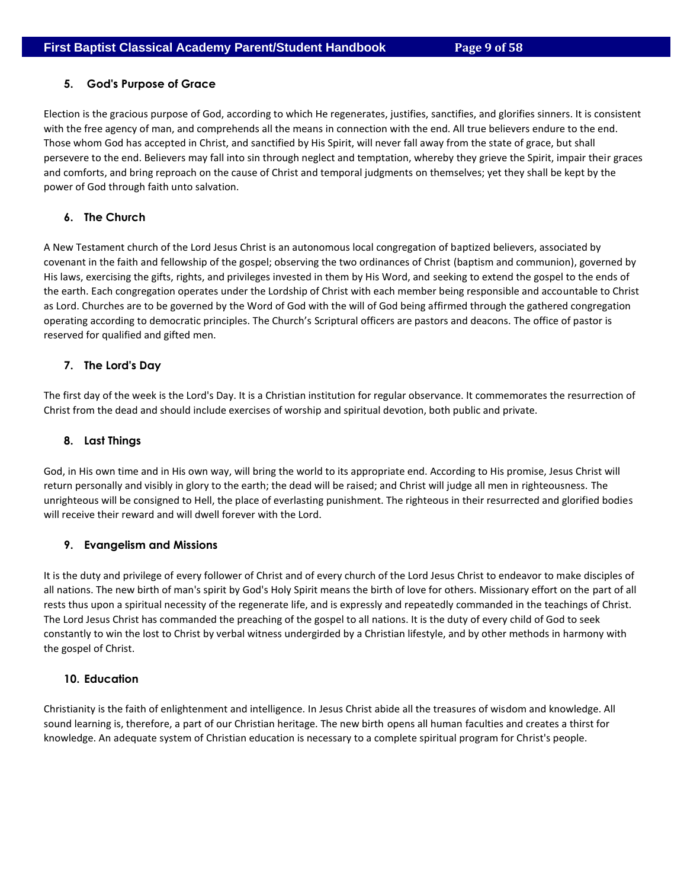### 5. God's Purpose of Grace

Election is the gracious purpose of God, according to which He regenerates, justifies, sanctifies, and glorifies sinners. It is consistent with the free agency of man, and comprehends all the means in connection with the end. All true believers endure to the end. Those whom God has accepted in Christ, and sanctified by His Spirit, will never fall away from the state of grace, but shall persevere to the end. Believers may fall into sin through neglect and temptation, whereby they grieve the Spirit, impair their graces and comforts, and bring reproach on the cause of Christ and temporal judgments on themselves; yet they shall be kept by the power of God through faith unto salvation.

### 6. The Church

A New Testament church of the Lord Jesus Christ is an autonomous local congregation of baptized believers, associated by covenant in the faith and fellowship of the gospel; observing the two ordinances of Christ (baptism and communion), governed by His laws, exercising the gifts, rights, and privileges invested in them by His Word, and seeking to extend the gospel to the ends of the earth. Each congregation operates under the Lordship of Christ with each member being responsible and accountable to Christ as Lord. Churches are to be governed by the Word of God with the will of God being affirmed through the gathered congregation operating according to democratic principles. The Church's Scriptural officers are pastors and deacons. The office of pastor is reserved for qualified and gifted men.

### 7. The Lord's Day

The first day of the week is the Lord's Day. It is a Christian institution for regular observance. It commemorates the resurrection of Christ from the dead and should include exercises of worship and spiritual devotion, both public and private.

### 8. Last Things

God, in His own time and in His own way, will bring the world to its appropriate end. According to His promise, Jesus Christ will return personally and visibly in glory to the earth; the dead will be raised; and Christ will judge all men in righteousness. The unrighteous will be consigned to Hell, the place of everlasting punishment. The righteous in their resurrected and glorified bodies will receive their reward and will dwell forever with the Lord.

### 9. Evangelism and Missions

It is the duty and privilege of every follower of Christ and of every church of the Lord Jesus Christ to endeavor to make disciples of all nations. The new birth of man's spirit by God's Holy Spirit means the birth of love for others. Missionary effort on the part of all rests thus upon a spiritual necessity of the regenerate life, and is expressly and repeatedly commanded in the teachings of Christ. The Lord Jesus Christ has commanded the preaching of the gospel to all nations. It is the duty of every child of God to seek constantly to win the lost to Christ by verbal witness undergirded by a Christian lifestyle, and by other methods in harmony with the gospel of Christ.

### 10. Education

Christianity is the faith of enlightenment and intelligence. In Jesus Christ abide all the treasures of wisdom and knowledge. All sound learning is, therefore, a part of our Christian heritage. The new birth opens all human faculties and creates a thirst for knowledge. An adequate system of Christian education is necessary to a complete spiritual program for Christ's people.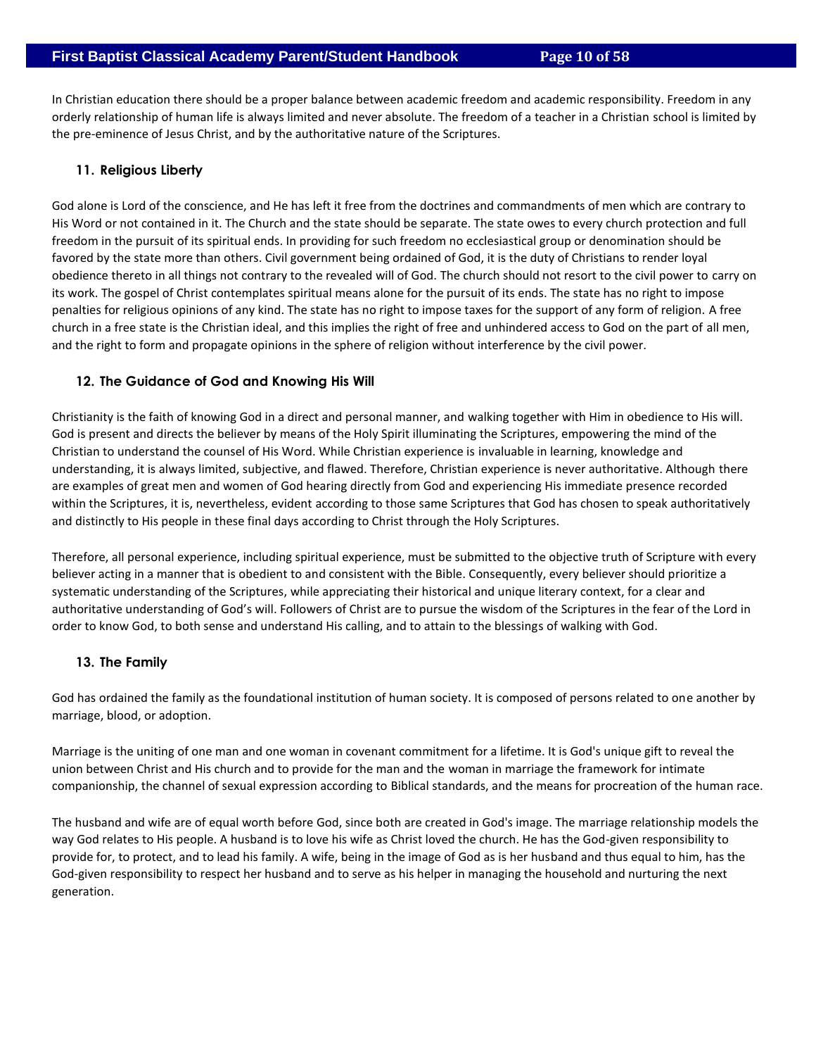In Christian education there should be a proper balance between academic freedom and academic responsibility. Freedom in any orderly relationship of human life is always limited and never absolute. The freedom of a teacher in a Christian school is limited by the pre-eminence of Jesus Christ, and by the authoritative nature of the Scriptures.

### 11. Religious Liberty

God alone is Lord of the conscience, and He has left it free from the doctrines and commandments of men which are contrary to His Word or not contained in it. The Church and the state should be separate. The state owes to every church protection and full freedom in the pursuit of its spiritual ends. In providing for such freedom no ecclesiastical group or denomination should be favored by the state more than others. Civil government being ordained of God, it is the duty of Christians to render loyal obedience thereto in all things not contrary to the revealed will of God. The church should not resort to the civil power to carry on its work. The gospel of Christ contemplates spiritual means alone for the pursuit of its ends. The state has no right to impose penalties for religious opinions of any kind. The state has no right to impose taxes for the support of any form of religion. A free church in a free state is the Christian ideal, and this implies the right of free and unhindered access to God on the part of all men, and the right to form and propagate opinions in the sphere of religion without interference by the civil power.

### 12. The Guidance of God and Knowing His Will

Christianity is the faith of knowing God in a direct and personal manner, and walking together with Him in obedience to His will. God is present and directs the believer by means of the Holy Spirit illuminating the Scriptures, empowering the mind of the Christian to understand the counsel of His Word. While Christian experience is invaluable in learning, knowledge and understanding, it is always limited, subjective, and flawed. Therefore, Christian experience is never authoritative. Although there are examples of great men and women of God hearing directly from God and experiencing His immediate presence recorded within the Scriptures, it is, nevertheless, evident according to those same Scriptures that God has chosen to speak authoritatively and distinctly to His people in these final days according to Christ through the Holy Scriptures.

Therefore, all personal experience, including spiritual experience, must be submitted to the objective truth of Scripture with every believer acting in a manner that is obedient to and consistent with the Bible. Consequently, every believer should prioritize a systematic understanding of the Scriptures, while appreciating their historical and unique literary context, for a clear and authoritative understanding of God's will. Followers of Christ are to pursue the wisdom of the Scriptures in the fear of the Lord in order to know God, to both sense and understand His calling, and to attain to the blessings of walking with God.

### 13. The Family

God has ordained the family as the foundational institution of human society. It is composed of persons related to one another by marriage, blood, or adoption.

Marriage is the uniting of one man and one woman in covenant commitment for a lifetime. It is God's unique gift to reveal the union between Christ and His church and to provide for the man and the woman in marriage the framework for intimate companionship, the channel of sexual expression according to Biblical standards, and the means for procreation of the human race.

The husband and wife are of equal worth before God, since both are created in God's image. The marriage relationship models the way God relates to His people. A husband is to love his wife as Christ loved the church. He has the God-given responsibility to provide for, to protect, and to lead his family. A wife, being in the image of God as is her husband and thus equal to him, has the God-given responsibility to respect her husband and to serve as his helper in managing the household and nurturing the next generation.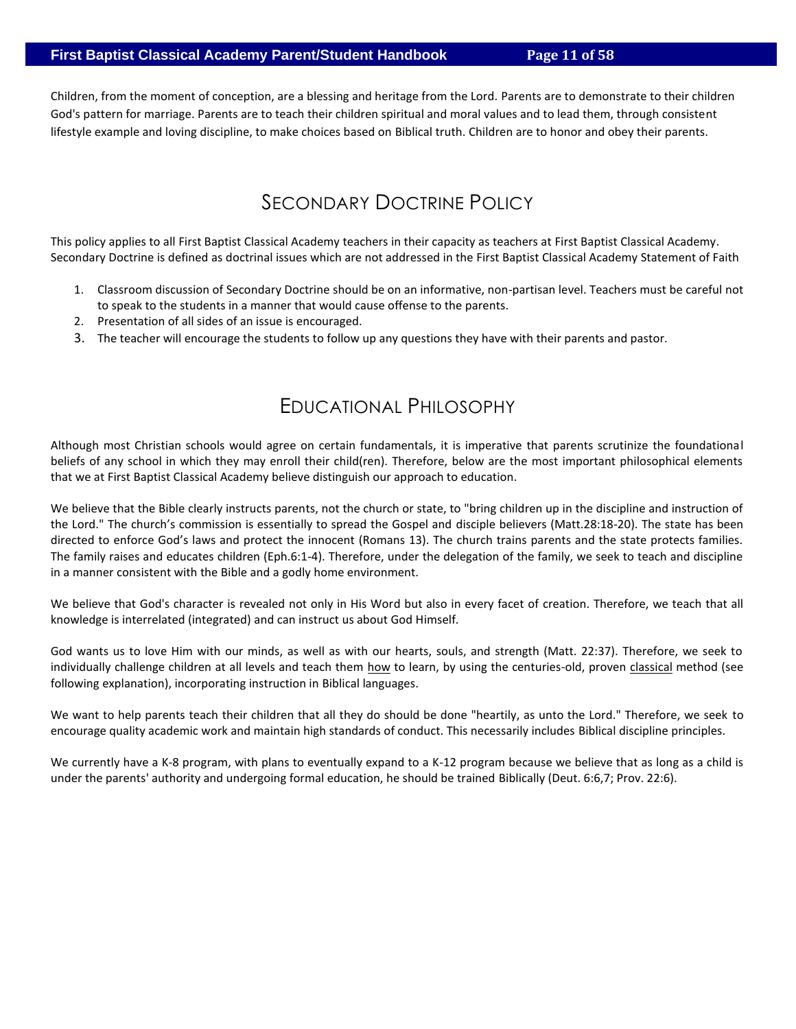Children, from the moment of conception, are a blessing and heritage from the Lord. Parents are to demonstrate to their children God's pattern for marriage. Parents are to teach their children spiritual and moral values and to lead them, through consistent lifestyle example and loving discipline, to make choices based on Biblical truth. Children are to honor and obey their parents.

# Secondary Doctrine Policy

This policy applies to all First Baptist Classical Academy teachers in their capacity as teachers at First Baptist Classical Academy. Secondary Doctrine is defined as doctrinal issues which are not addressed in the First Baptist Classical Academy Statement of Faith

1. Classroom discussion of Secondary Doctrine should be on an informative, non-partisan level. Teachers must be careful not to speak to the students in a manner that would cause offense to the parents.
2. Presentation of all sides of an issue is encouraged.
3. The teacher will encourage the students to follow up any questions they have with their parents and pastor.

# Educational Philosophy

Although most Christian schools would agree on certain fundamentals, it is imperative that parents scrutinize the foundational beliefs of any school in which they may enroll their child(ren). Therefore, below are the most important philosophical elements that we at First Baptist Classical Academy believe distinguish our approach to education.

We believe that the Bible clearly instructs parents, not the church or state, to "bring children up in the discipline and instruction of the Lord." The church's commission is essentially to spread the Gospel and disciple believers (Matt.28:18-20). The state has been directed to enforce God's laws and protect the innocent (Romans 13). The church trains parents and the state protects families. The family raises and educates children (Eph.6:1-4). Therefore, under the delegation of the family, we seek to teach and discipline in a manner consistent with the Bible and a godly home environment.

We believe that God's character is revealed not only in His Word but also in every facet of creation. Therefore, we teach that all knowledge is interrelated (integrated) and can instruct us about God Himself.

God wants us to love Him with our minds, as well as with our hearts, souls, and strength (Matt. 22:37). Therefore, we seek to individually challenge children at all levels and teach them <u>how</u> to learn, by using the centuries-old, proven <u>classical</u> method (see following explanation), incorporating instruction in Biblical languages.

We want to help parents teach their children that all they do should be done "heartily, as unto the Lord." Therefore, we seek to encourage quality academic work and maintain high standards of conduct. This necessarily includes Biblical discipline principles.

We currently have a K-8 program, with plans to eventually expand to a K-12 program because we believe that as long as a child is under the parents' authority and undergoing formal education, he should be trained Biblically (Deut. 6:6,7; Prov. 22:6).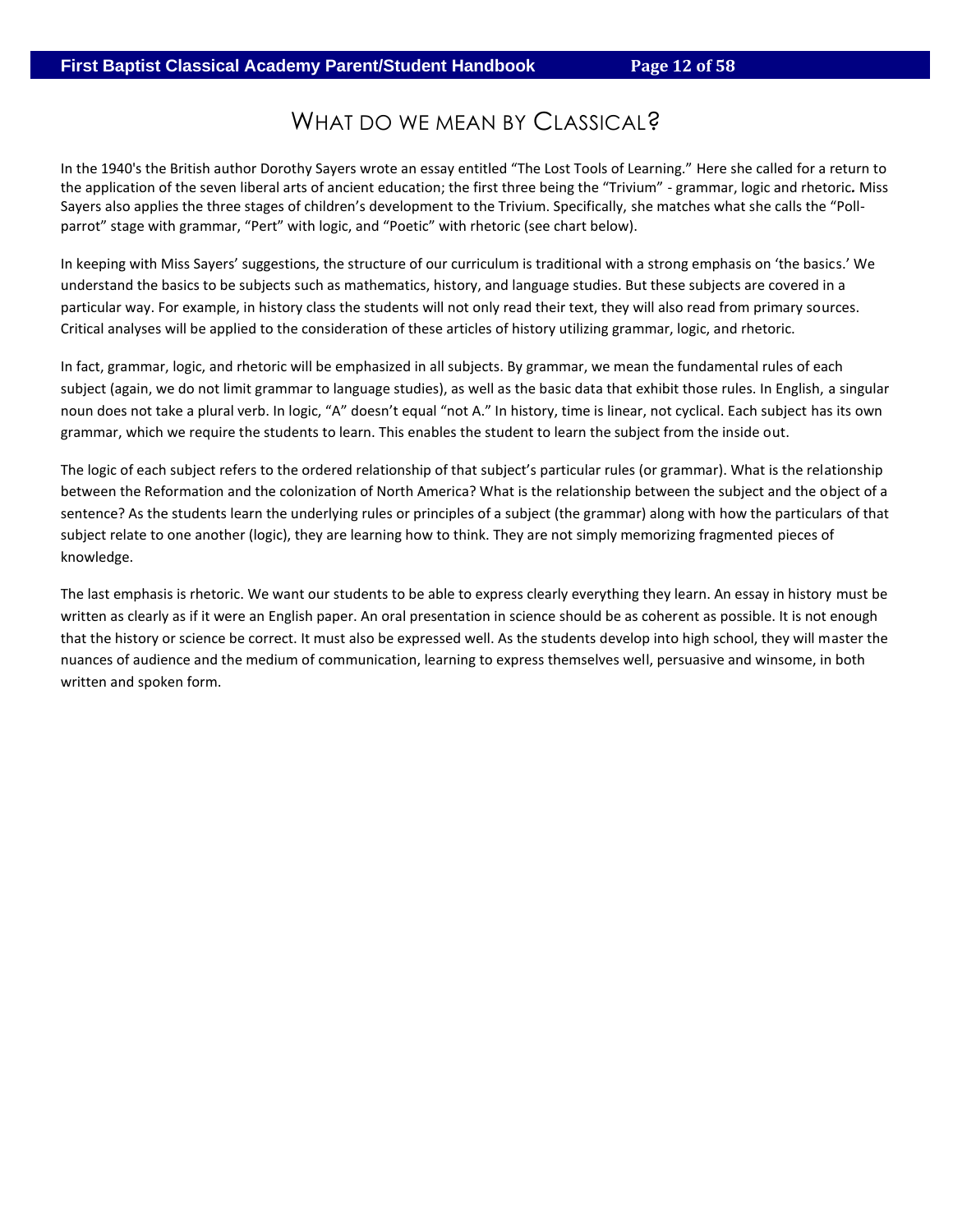# What do we mean by Classical?

In the 1940's the British author Dorothy Sayers wrote an essay entitled "The Lost Tools of Learning." Here she called for a return to the application of the seven liberal arts of ancient education; the first three being the "Trivium" - grammar, logic and rhetoric**.** Miss Sayers also applies the three stages of children's development to the Trivium. Specifically, she matches what she calls the "Poll-parrot" stage with grammar, "Pert" with logic, and "Poetic" with rhetoric (see chart below).

In keeping with Miss Sayers' suggestions, the structure of our curriculum is traditional with a strong emphasis on 'the basics.' We understand the basics to be subjects such as mathematics, history, and language studies. But these subjects are covered in a particular way. For example, in history class the students will not only read their text, they will also read from primary sources. Critical analyses will be applied to the consideration of these articles of history utilizing grammar, logic, and rhetoric.

In fact, grammar, logic, and rhetoric will be emphasized in all subjects. By grammar, we mean the fundamental rules of each subject (again, we do not limit grammar to language studies), as well as the basic data that exhibit those rules. In English, a singular noun does not take a plural verb. In logic, "A" doesn't equal "not A." In history, time is linear, not cyclical. Each subject has its own grammar, which we require the students to learn. This enables the student to learn the subject from the inside out.

The logic of each subject refers to the ordered relationship of that subject's particular rules (or grammar). What is the relationship between the Reformation and the colonization of North America? What is the relationship between the subject and the object of a sentence? As the students learn the underlying rules or principles of a subject (the grammar) along with how the particulars of that subject relate to one another (logic), they are learning how to think. They are not simply memorizing fragmented pieces of knowledge.

The last emphasis is rhetoric. We want our students to be able to express clearly everything they learn. An essay in history must be written as clearly as if it were an English paper. An oral presentation in science should be as coherent as possible. It is not enough that the history or science be correct. It must also be expressed well. As the students develop into high school, they will master the nuances of audience and the medium of communication, learning to express themselves well, persuasive and winsome, in both written and spoken form.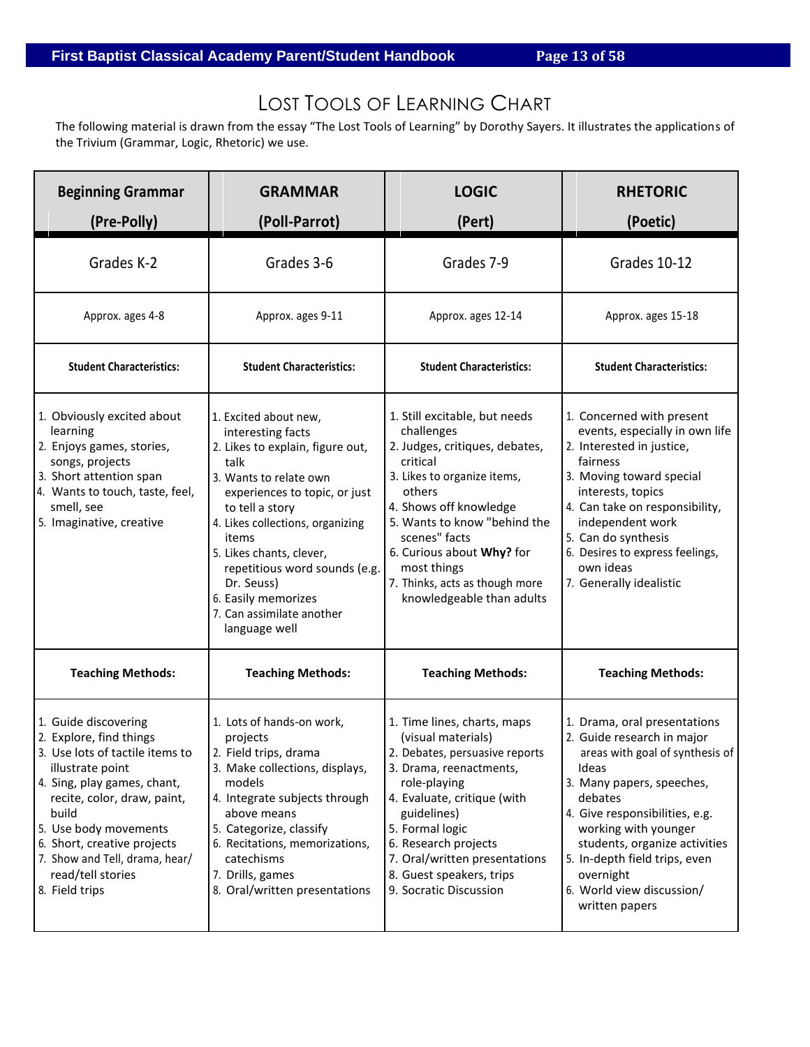# Lost Tools of Learning Chart

The following material is drawn from the essay "The Lost Tools of Learning" by Dorothy Sayers. It illustrates the applications of the Trivium (Grammar, Logic, Rhetoric) we use.

| **Beginning Grammar (Pre-Polly)** | **GRAMMAR (Poll-Parrot)** | **LOGIC (Pert)** | **RHETORIC (Poetic)** |
|---|---|---|---|
| Grades K-2 | Grades 3-6 | Grades 7-9 | Grades 10-12 |
| Approx. ages 4-8 | Approx. ages 9-11 | Approx. ages 12-14 | Approx. ages 15-18 |
| **Student Characteristics:** | **Student Characteristics:** | **Student Characteristics:** | **Student Characteristics:** |
| 1. Obviously excited about learning<br>2. Enjoys games, stories, songs, projects<br>3. Short attention span<br>4. Wants to touch, taste, feel, smell, see<br>5. Imaginative, creative | 1. Excited about new, interesting facts<br>2. Likes to explain, figure out, talk<br>3. Wants to relate own experiences to topic, or just to tell a story<br>4. Likes collections, organizing items<br>5. Likes chants, clever, repetitious word sounds (e.g. Dr. Seuss)<br>6. Easily memorizes<br>7. Can assimilate another language well | 1. Still excitable, but needs challenges<br>2. Judges, critiques, debates, critical<br>3. Likes to organize items, others<br>4. Shows off knowledge<br>5. Wants to know "behind the scenes" facts<br>6. Curious about **Why?** for most things<br>7. Thinks, acts as though more knowledgeable than adults | 1. Concerned with present events, especially in own life<br>2. Interested in justice, fairness<br>3. Moving toward special interests, topics<br>4. Can take on responsibility, independent work<br>5. Can do synthesis<br>6. Desires to express feelings, own ideas<br>7. Generally idealistic |
| **Teaching Methods:** | **Teaching Methods:** | **Teaching Methods:** | **Teaching Methods:** |
| 1. Guide discovering<br>2. Explore, find things<br>3. Use lots of tactile items to illustrate point<br>4. Sing, play games, chant, recite, color, draw, paint, build<br>5. Use body movements<br>6. Short, creative projects<br>7. Show and Tell, drama, hear/read/tell stories<br>8. Field trips | 1. Lots of hands-on work, projects<br>2. Field trips, drama<br>3. Make collections, displays, models<br>4. Integrate subjects through above means<br>5. Categorize, classify<br>6. Recitations, memorizations, catechisms<br>7. Drills, games<br>8. Oral/written presentations | 1. Time lines, charts, maps (visual materials)<br>2. Debates, persuasive reports<br>3. Drama, reenactments, role-playing<br>4. Evaluate, critique (with guidelines)<br>5. Formal logic<br>6. Research projects<br>7. Oral/written presentations<br>8. Guest speakers, trips<br>9. Socratic Discussion | 1. Drama, oral presentations<br>2. Guide research in major areas with goal of synthesis of Ideas<br>3. Many papers, speeches, debates<br>4. Give responsibilities, e.g. working with younger students, organize activities<br>5. In-depth field trips, even overnight<br>6. World view discussion/written papers |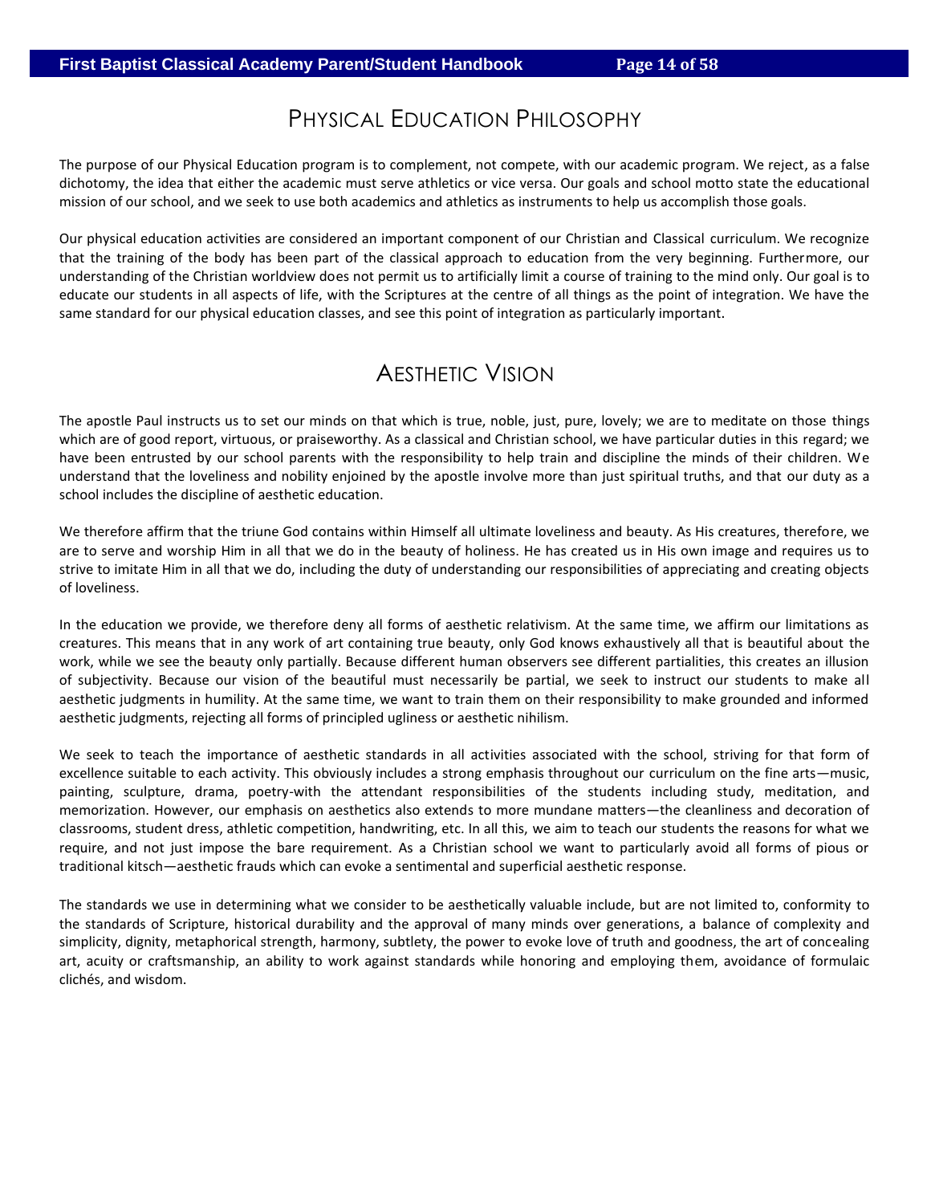## Physical Education Philosophy

The purpose of our Physical Education program is to complement, not compete, with our academic program. We reject, as a false dichotomy, the idea that either the academic must serve athletics or vice versa. Our goals and school motto state the educational mission of our school, and we seek to use both academics and athletics as instruments to help us accomplish those goals.

Our physical education activities are considered an important component of our Christian and Classical curriculum. We recognize that the training of the body has been part of the classical approach to education from the very beginning. Furthermore, our understanding of the Christian worldview does not permit us to artificially limit a course of training to the mind only. Our goal is to educate our students in all aspects of life, with the Scriptures at the centre of all things as the point of integration. We have the same standard for our physical education classes, and see this point of integration as particularly important.

## Aesthetic Vision

The apostle Paul instructs us to set our minds on that which is true, noble, just, pure, lovely; we are to meditate on those things which are of good report, virtuous, or praiseworthy. As a classical and Christian school, we have particular duties in this regard; we have been entrusted by our school parents with the responsibility to help train and discipline the minds of their children. We understand that the loveliness and nobility enjoined by the apostle involve more than just spiritual truths, and that our duty as a school includes the discipline of aesthetic education.

We therefore affirm that the triune God contains within Himself all ultimate loveliness and beauty. As His creatures, therefore, we are to serve and worship Him in all that we do in the beauty of holiness. He has created us in His own image and requires us to strive to imitate Him in all that we do, including the duty of understanding our responsibilities of appreciating and creating objects of loveliness.

In the education we provide, we therefore deny all forms of aesthetic relativism. At the same time, we affirm our limitations as creatures. This means that in any work of art containing true beauty, only God knows exhaustively all that is beautiful about the work, while we see the beauty only partially. Because different human observers see different partialities, this creates an illusion of subjectivity. Because our vision of the beautiful must necessarily be partial, we seek to instruct our students to make all aesthetic judgments in humility. At the same time, we want to train them on their responsibility to make grounded and informed aesthetic judgments, rejecting all forms of principled ugliness or aesthetic nihilism.

We seek to teach the importance of aesthetic standards in all activities associated with the school, striving for that form of excellence suitable to each activity. This obviously includes a strong emphasis throughout our curriculum on the fine arts—music, painting, sculpture, drama, poetry-with the attendant responsibilities of the students including study, meditation, and memorization. However, our emphasis on aesthetics also extends to more mundane matters—the cleanliness and decoration of classrooms, student dress, athletic competition, handwriting, etc. In all this, we aim to teach our students the reasons for what we require, and not just impose the bare requirement. As a Christian school we want to particularly avoid all forms of pious or traditional kitsch—aesthetic frauds which can evoke a sentimental and superficial aesthetic response.

The standards we use in determining what we consider to be aesthetically valuable include, but are not limited to, conformity to the standards of Scripture, historical durability and the approval of many minds over generations, a balance of complexity and simplicity, dignity, metaphorical strength, harmony, subtlety, the power to evoke love of truth and goodness, the art of concealing art, acuity or craftsmanship, an ability to work against standards while honoring and employing them, avoidance of formulaic clichés, and wisdom.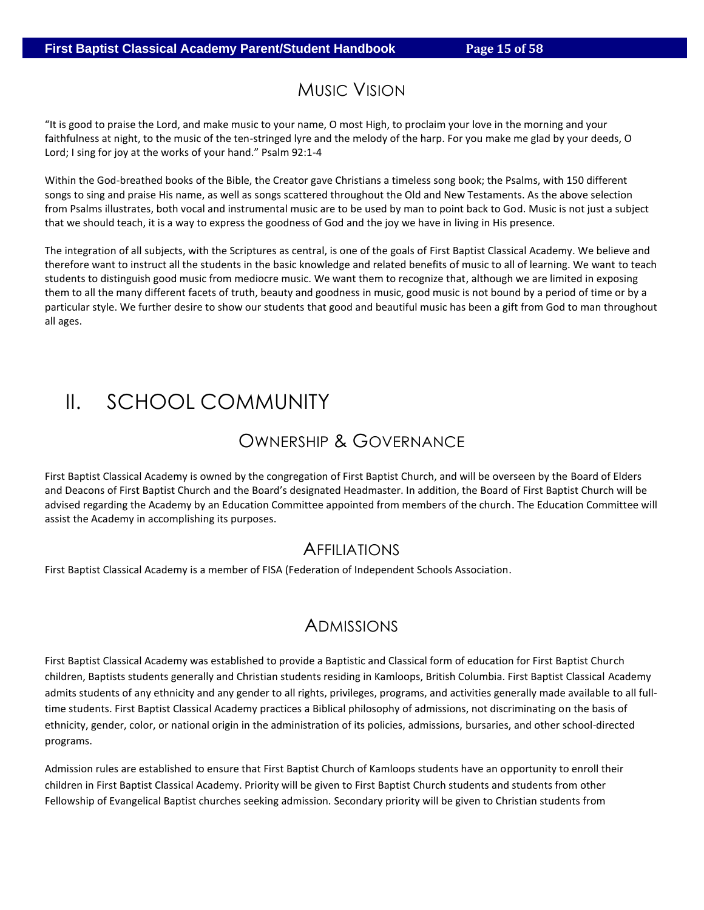## MUSIC VISION

"It is good to praise the Lord, and make music to your name, O most High, to proclaim your love in the morning and your faithfulness at night, to the music of the ten-stringed lyre and the melody of the harp. For you make me glad by your deeds, O Lord; I sing for joy at the works of your hand." Psalm 92:1-4

Within the God-breathed books of the Bible, the Creator gave Christians a timeless song book; the Psalms, with 150 different songs to sing and praise His name, as well as songs scattered throughout the Old and New Testaments. As the above selection from Psalms illustrates, both vocal and instrumental music are to be used by man to point back to God. Music is not just a subject that we should teach, it is a way to express the goodness of God and the joy we have in living in His presence.

The integration of all subjects, with the Scriptures as central, is one of the goals of First Baptist Classical Academy. We believe and therefore want to instruct all the students in the basic knowledge and related benefits of music to all of learning. We want to teach students to distinguish good music from mediocre music. We want them to recognize that, although we are limited in exposing them to all the many different facets of truth, beauty and goodness in music, good music is not bound by a period of time or by a particular style. We further desire to show our students that good and beautiful music has been a gift from God to man throughout all ages.

# II. SCHOOL COMMUNITY

## OWNERSHIP & GOVERNANCE

First Baptist Classical Academy is owned by the congregation of First Baptist Church, and will be overseen by the Board of Elders and Deacons of First Baptist Church and the Board's designated Headmaster. In addition, the Board of First Baptist Church will be advised regarding the Academy by an Education Committee appointed from members of the church. The Education Committee will assist the Academy in accomplishing its purposes.

## AFFILIATIONS

First Baptist Classical Academy is a member of FISA (Federation of Independent Schools Association.

## ADMISSIONS

First Baptist Classical Academy was established to provide a Baptistic and Classical form of education for First Baptist Church children, Baptists students generally and Christian students residing in Kamloops, British Columbia. First Baptist Classical Academy admits students of any ethnicity and any gender to all rights, privileges, programs, and activities generally made available to all full-time students. First Baptist Classical Academy practices a Biblical philosophy of admissions, not discriminating on the basis of ethnicity, gender, color, or national origin in the administration of its policies, admissions, bursaries, and other school-directed programs.

Admission rules are established to ensure that First Baptist Church of Kamloops students have an opportunity to enroll their children in First Baptist Classical Academy. Priority will be given to First Baptist Church students and students from other Fellowship of Evangelical Baptist churches seeking admission. Secondary priority will be given to Christian students from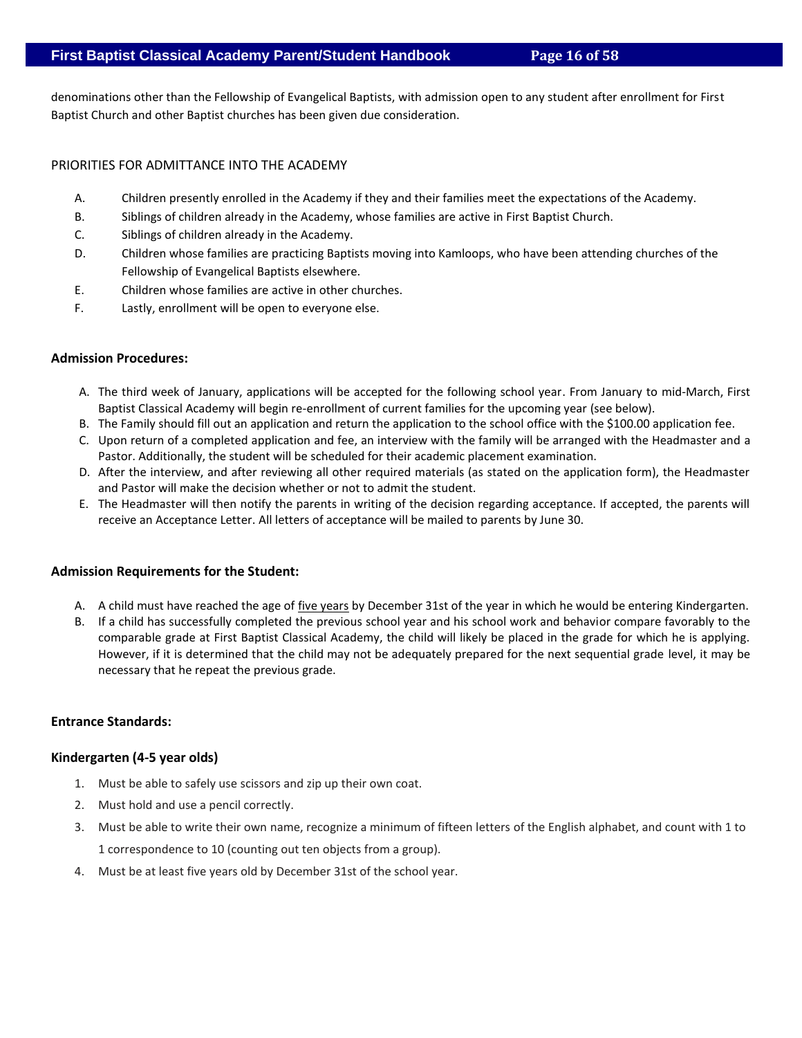denominations other than the Fellowship of Evangelical Baptists, with admission open to any student after enrollment for First Baptist Church and other Baptist churches has been given due consideration.

PRIORITIES FOR ADMITTANCE INTO THE ACADEMY

A. Children presently enrolled in the Academy if they and their families meet the expectations of the Academy.
B. Siblings of children already in the Academy, whose families are active in First Baptist Church.
C. Siblings of children already in the Academy.
D. Children whose families are practicing Baptists moving into Kamloops, who have been attending churches of the Fellowship of Evangelical Baptists elsewhere.
E. Children whose families are active in other churches.
F. Lastly, enrollment will be open to everyone else.

**Admission Procedures:**

A. The third week of January, applications will be accepted for the following school year. From January to mid-March, First Baptist Classical Academy will begin re-enrollment of current families for the upcoming year (see below).
B. The Family should fill out an application and return the application to the school office with the $100.00 application fee.
C. Upon return of a completed application and fee, an interview with the family will be arranged with the Headmaster and a Pastor. Additionally, the student will be scheduled for their academic placement examination.
D. After the interview, and after reviewing all other required materials (as stated on the application form), the Headmaster and Pastor will make the decision whether or not to admit the student.
E. The Headmaster will then notify the parents in writing of the decision regarding acceptance. If accepted, the parents will receive an Acceptance Letter. All letters of acceptance will be mailed to parents by June 30.

**Admission Requirements for the Student:**

A. A child must have reached the age of five years by December 31st of the year in which he would be entering Kindergarten.
B. If a child has successfully completed the previous school year and his school work and behavior compare favorably to the comparable grade at First Baptist Classical Academy, the child will likely be placed in the grade for which he is applying. However, if it is determined that the child may not be adequately prepared for the next sequential grade level, it may be necessary that he repeat the previous grade.

**Entrance Standards:**

**Kindergarten (4-5 year olds)**

1. Must be able to safely use scissors and zip up their own coat.
2. Must hold and use a pencil correctly.
3. Must be able to write their own name, recognize a minimum of fifteen letters of the English alphabet, and count with 1 to 1 correspondence to 10 (counting out ten objects from a group).
4. Must be at least five years old by December 31st of the school year.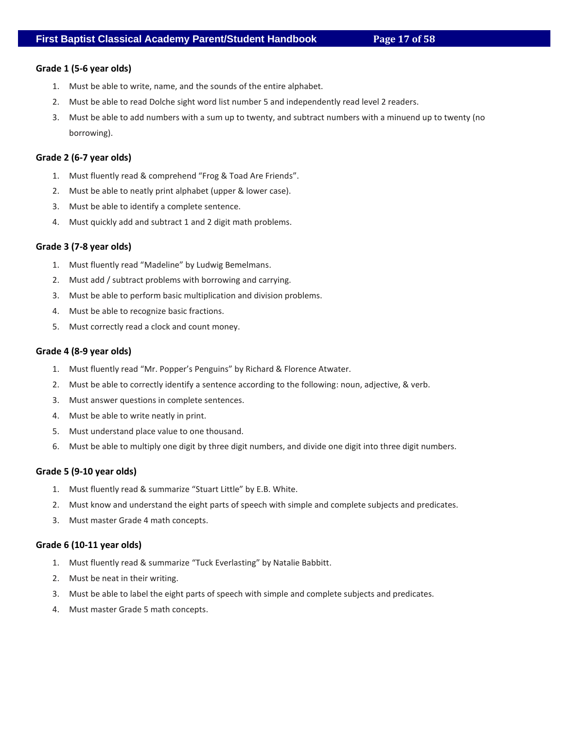### Grade 1 (5-6 year olds)

1. Must be able to write, name, and the sounds of the entire alphabet.
2. Must be able to read Dolche sight word list number 5 and independently read level 2 readers.
3. Must be able to add numbers with a sum up to twenty, and subtract numbers with a minuend up to twenty (no borrowing).

### Grade 2 (6-7 year olds)

1. Must fluently read & comprehend "Frog & Toad Are Friends".
2. Must be able to neatly print alphabet (upper & lower case).
3. Must be able to identify a complete sentence.
4. Must quickly add and subtract 1 and 2 digit math problems.

### Grade 3 (7-8 year olds)

1. Must fluently read "Madeline" by Ludwig Bemelmans.
2. Must add / subtract problems with borrowing and carrying.
3. Must be able to perform basic multiplication and division problems.
4. Must be able to recognize basic fractions.
5. Must correctly read a clock and count money.

### Grade 4 (8-9 year olds)

1. Must fluently read "Mr. Popper's Penguins" by Richard & Florence Atwater.
2. Must be able to correctly identify a sentence according to the following: noun, adjective, & verb.
3. Must answer questions in complete sentences.
4. Must be able to write neatly in print.
5. Must understand place value to one thousand.
6. Must be able to multiply one digit by three digit numbers, and divide one digit into three digit numbers.

### Grade 5 (9-10 year olds)

1. Must fluently read & summarize "Stuart Little" by E.B. White.
2. Must know and understand the eight parts of speech with simple and complete subjects and predicates.
3. Must master Grade 4 math concepts.

### Grade 6 (10-11 year olds)

1. Must fluently read & summarize "Tuck Everlasting" by Natalie Babbitt.
2. Must be neat in their writing.
3. Must be able to label the eight parts of speech with simple and complete subjects and predicates.
4. Must master Grade 5 math concepts.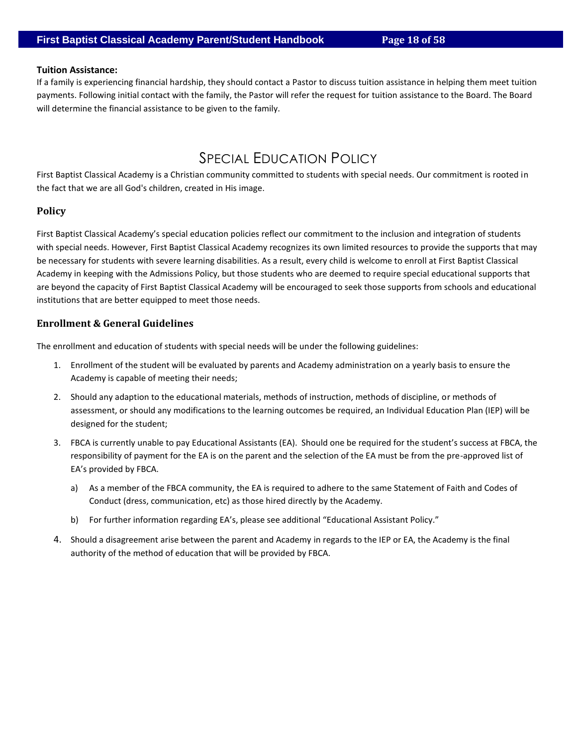**Tuition Assistance:**
If a family is experiencing financial hardship, they should contact a Pastor to discuss tuition assistance in helping them meet tuition payments. Following initial contact with the family, the Pastor will refer the request for tuition assistance to the Board. The Board will determine the financial assistance to be given to the family.

# Special Education Policy

First Baptist Classical Academy is a Christian community committed to students with special needs. Our commitment is rooted in the fact that we are all God's children, created in His image.

## Policy

First Baptist Classical Academy's special education policies reflect our commitment to the inclusion and integration of students with special needs. However, First Baptist Classical Academy recognizes its own limited resources to provide the supports that may be necessary for students with severe learning disabilities. As a result, every child is welcome to enroll at First Baptist Classical Academy in keeping with the Admissions Policy, but those students who are deemed to require special educational supports that are beyond the capacity of First Baptist Classical Academy will be encouraged to seek those supports from schools and educational institutions that are better equipped to meet those needs.

## Enrollment & General Guidelines

The enrollment and education of students with special needs will be under the following guidelines:

1. Enrollment of the student will be evaluated by parents and Academy administration on a yearly basis to ensure the Academy is capable of meeting their needs;
2. Should any adaption to the educational materials, methods of instruction, methods of discipline, or methods of assessment, or should any modifications to the learning outcomes be required, an Individual Education Plan (IEP) will be designed for the student;
3. FBCA is currently unable to pay Educational Assistants (EA). Should one be required for the student's success at FBCA, the responsibility of payment for the EA is on the parent and the selection of the EA must be from the pre-approved list of EA's provided by FBCA.
   a) As a member of the FBCA community, the EA is required to adhere to the same Statement of Faith and Codes of Conduct (dress, communication, etc) as those hired directly by the Academy.
   b) For further information regarding EA's, please see additional "Educational Assistant Policy."
4. Should a disagreement arise between the parent and Academy in regards to the IEP or EA, the Academy is the final authority of the method of education that will be provided by FBCA.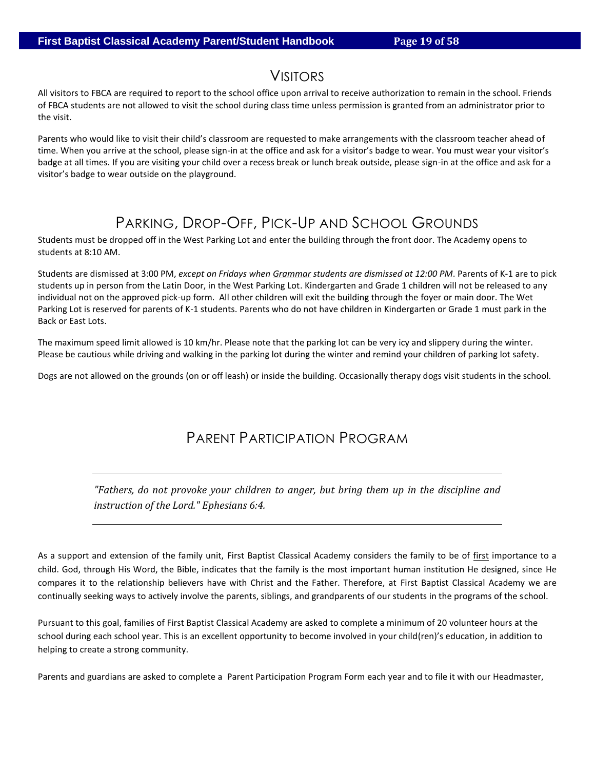# Visitors

All visitors to FBCA are required to report to the school office upon arrival to receive authorization to remain in the school. Friends of FBCA students are not allowed to visit the school during class time unless permission is granted from an administrator prior to the visit.

Parents who would like to visit their child's classroom are requested to make arrangements with the classroom teacher ahead of time. When you arrive at the school, please sign-in at the office and ask for a visitor's badge to wear. You must wear your visitor's badge at all times. If you are visiting your child over a recess break or lunch break outside, please sign-in at the office and ask for a visitor's badge to wear outside on the playground.

# Parking, Drop-Off, Pick-Up and School Grounds

Students must be dropped off in the West Parking Lot and enter the building through the front door. The Academy opens to students at 8:10 AM.

Students are dismissed at 3:00 PM, *except on Fridays when <u>Grammar</u> students are dismissed at 12:00 PM*. Parents of K-1 are to pick students up in person from the Latin Door, in the West Parking Lot. Kindergarten and Grade 1 children will not be released to any individual not on the approved pick-up form. All other children will exit the building through the foyer or main door. The Wet Parking Lot is reserved for parents of K-1 students. Parents who do not have children in Kindergarten or Grade 1 must park in the Back or East Lots.

The maximum speed limit allowed is 10 km/hr. Please note that the parking lot can be very icy and slippery during the winter. Please be cautious while driving and walking in the parking lot during the winter and remind your children of parking lot safety.

Dogs are not allowed on the grounds (on or off leash) or inside the building. Occasionally therapy dogs visit students in the school.

# Parent Participation Program

---

*"Fathers, do not provoke your children to anger, but bring them up in the discipline and instruction of the Lord." Ephesians 6:4.*

---

As a support and extension of the family unit, First Baptist Classical Academy considers the family to be of <u>first</u> importance to a child. God, through His Word, the Bible, indicates that the family is the most important human institution He designed, since He compares it to the relationship believers have with Christ and the Father. Therefore, at First Baptist Classical Academy we are continually seeking ways to actively involve the parents, siblings, and grandparents of our students in the programs of the school.

Pursuant to this goal, families of First Baptist Classical Academy are asked to complete a minimum of 20 volunteer hours at the school during each school year. This is an excellent opportunity to become involved in your child(ren)'s education, in addition to helping to create a strong community.

Parents and guardians are asked to complete a Parent Participation Program Form each year and to file it with our Headmaster,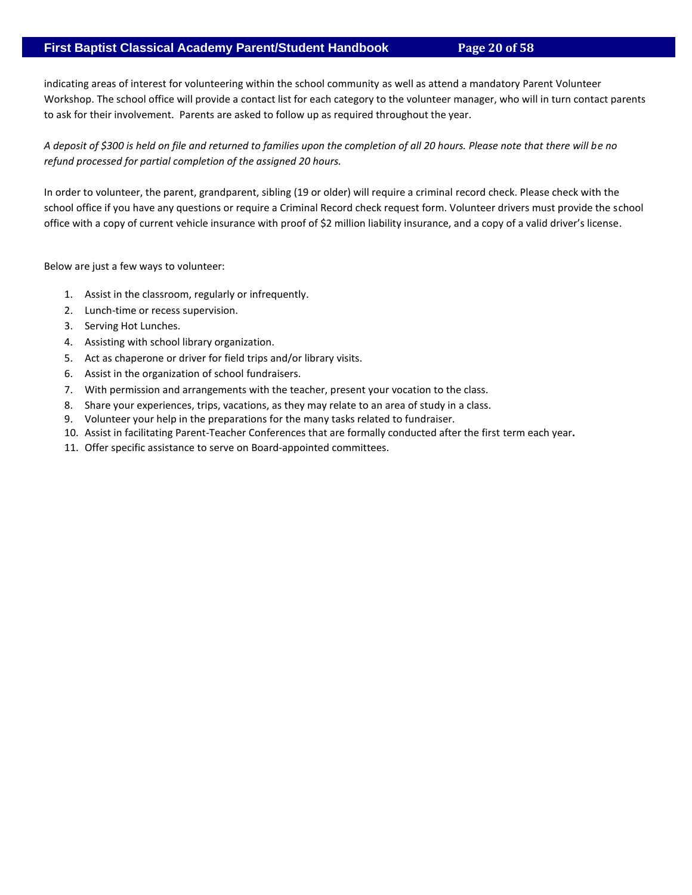indicating areas of interest for volunteering within the school community as well as attend a mandatory Parent Volunteer Workshop. The school office will provide a contact list for each category to the volunteer manager, who will in turn contact parents to ask for their involvement. Parents are asked to follow up as required throughout the year.

*A deposit of $300 is held on file and returned to families upon the completion of all 20 hours. Please note that there will be no refund processed for partial completion of the assigned 20 hours.*

In order to volunteer, the parent, grandparent, sibling (19 or older) will require a criminal record check. Please check with the school office if you have any questions or require a Criminal Record check request form. Volunteer drivers must provide the school office with a copy of current vehicle insurance with proof of $2 million liability insurance, and a copy of a valid driver's license.

Below are just a few ways to volunteer:

1. Assist in the classroom, regularly or infrequently.
2. Lunch-time or recess supervision.
3. Serving Hot Lunches.
4. Assisting with school library organization.
5. Act as chaperone or driver for field trips and/or library visits.
6. Assist in the organization of school fundraisers.
7. With permission and arrangements with the teacher, present your vocation to the class.
8. Share your experiences, trips, vacations, as they may relate to an area of study in a class.
9. Volunteer your help in the preparations for the many tasks related to fundraiser.
10. Assist in facilitating Parent-Teacher Conferences that are formally conducted after the first term each year**.**
11. Offer specific assistance to serve on Board-appointed committees.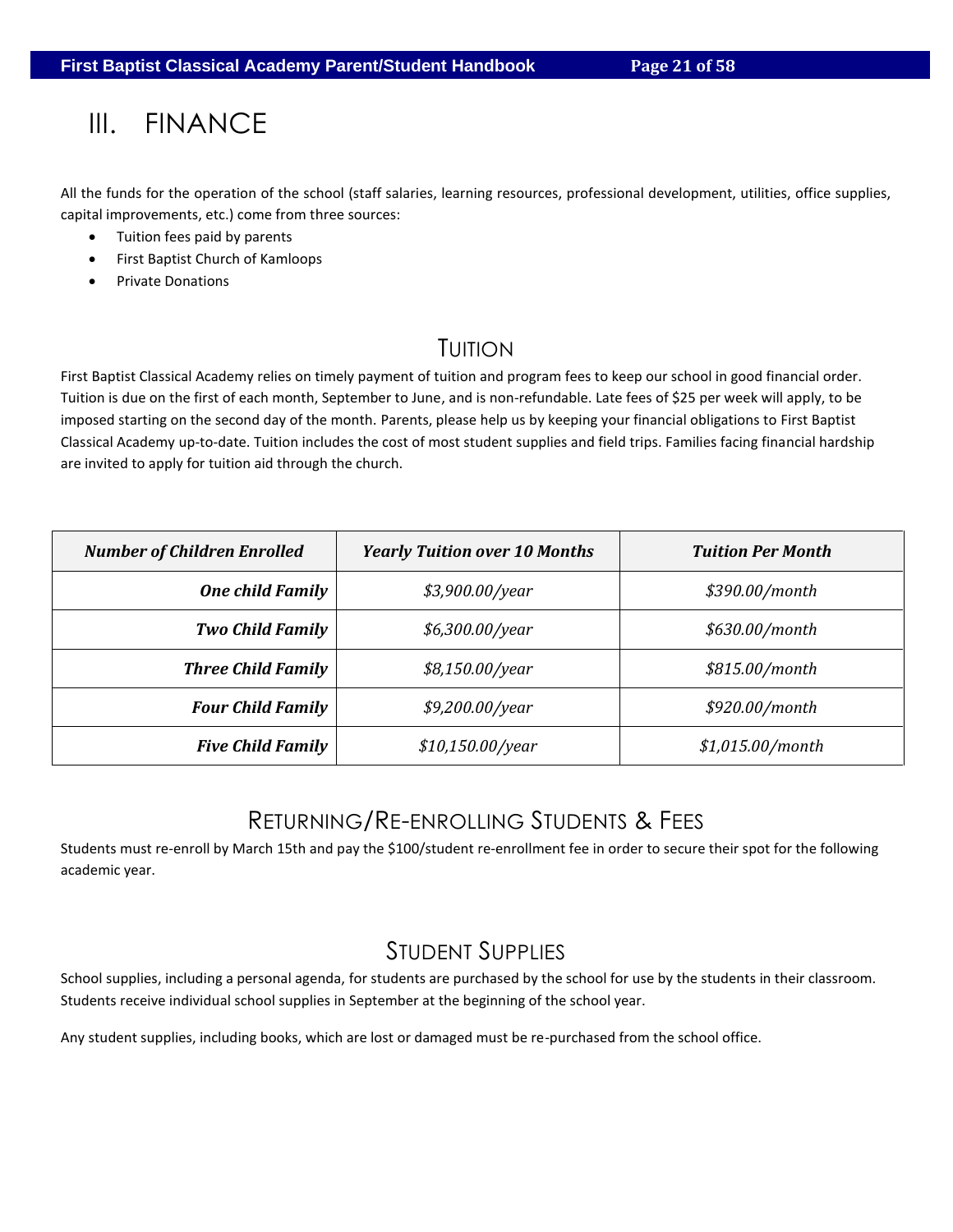# III. FINANCE

All the funds for the operation of the school (staff salaries, learning resources, professional development, utilities, office supplies, capital improvements, etc.) come from three sources:

- Tuition fees paid by parents
- First Baptist Church of Kamloops
- Private Donations

## TUITION

First Baptist Classical Academy relies on timely payment of tuition and program fees to keep our school in good financial order. Tuition is due on the first of each month, September to June, and is non-refundable. Late fees of $25 per week will apply, to be imposed starting on the second day of the month. Parents, please help us by keeping your financial obligations to First Baptist Classical Academy up-to-date. Tuition includes the cost of most student supplies and field trips. Families facing financial hardship are invited to apply for tuition aid through the church.

| ***Number of Children Enrolled*** | ***Yearly Tuition over 10 Months*** | ***Tuition Per Month*** |
| ---: | :---: | :---: |
| ***One child Family*** | *$3,900.00/year* | *$390.00/month* |
| ***Two Child Family*** | *$6,300.00/year* | *$630.00/month* |
| ***Three Child Family*** | *$8,150.00/year* | *$815.00/month* |
| ***Four Child Family*** | *$9,200.00/year* | *$920.00/month* |
| ***Five Child Family*** | *$10,150.00/year* | *$1,015.00/month* |

## RETURNING/RE-ENROLLING STUDENTS & FEES

Students must re-enroll by March 15th and pay the $100/student re-enrollment fee in order to secure their spot for the following academic year.

## STUDENT SUPPLIES

School supplies, including a personal agenda, for students are purchased by the school for use by the students in their classroom. Students receive individual school supplies in September at the beginning of the school year.

Any student supplies, including books, which are lost or damaged must be re-purchased from the school office.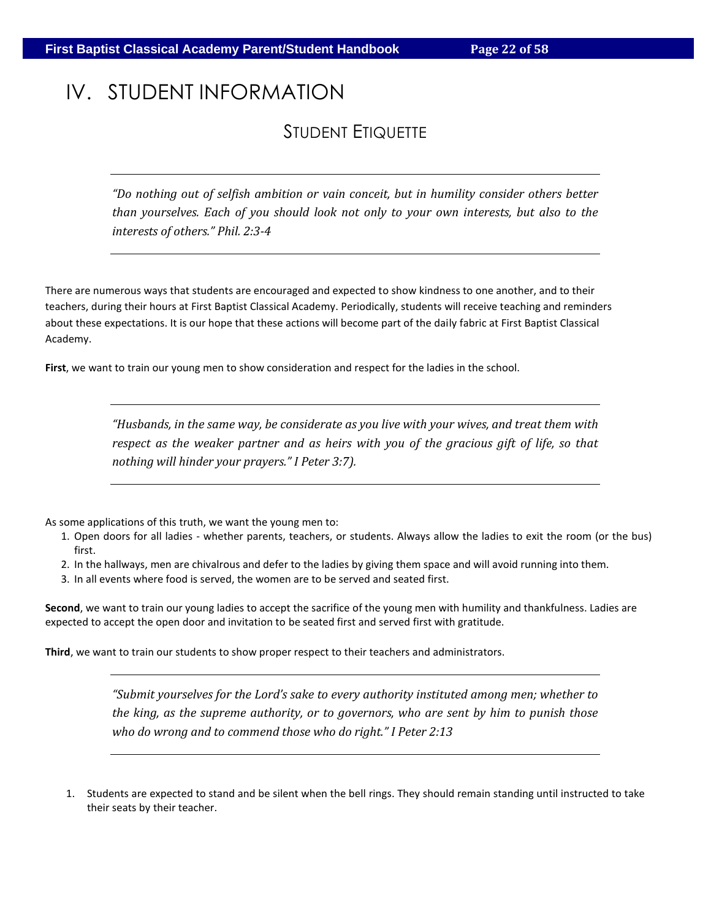# IV. STUDENT INFORMATION

## STUDENT ETIQUETTE

---

*"Do nothing out of selfish ambition or vain conceit, but in humility consider others better than yourselves. Each of you should look not only to your own interests, but also to the interests of others." Phil. 2:3-4*

---

There are numerous ways that students are encouraged and expected to show kindness to one another, and to their teachers, during their hours at First Baptist Classical Academy. Periodically, students will receive teaching and reminders about these expectations. It is our hope that these actions will become part of the daily fabric at First Baptist Classical Academy.

**First**, we want to train our young men to show consideration and respect for the ladies in the school.

---

*"Husbands, in the same way, be considerate as you live with your wives, and treat them with respect as the weaker partner and as heirs with you of the gracious gift of life, so that nothing will hinder your prayers." I Peter 3:7).*

---

As some applications of this truth, we want the young men to:

1. Open doors for all ladies - whether parents, teachers, or students. Always allow the ladies to exit the room (or the bus) first.
2. In the hallways, men are chivalrous and defer to the ladies by giving them space and will avoid running into them.
3. In all events where food is served, the women are to be served and seated first.

**Second**, we want to train our young ladies to accept the sacrifice of the young men with humility and thankfulness. Ladies are expected to accept the open door and invitation to be seated first and served first with gratitude.

**Third**, we want to train our students to show proper respect to their teachers and administrators.

---

*"Submit yourselves for the Lord's sake to every authority instituted among men; whether to the king, as the supreme authority, or to governors, who are sent by him to punish those who do wrong and to commend those who do right." I Peter 2:13*

---

1. Students are expected to stand and be silent when the bell rings. They should remain standing until instructed to take their seats by their teacher.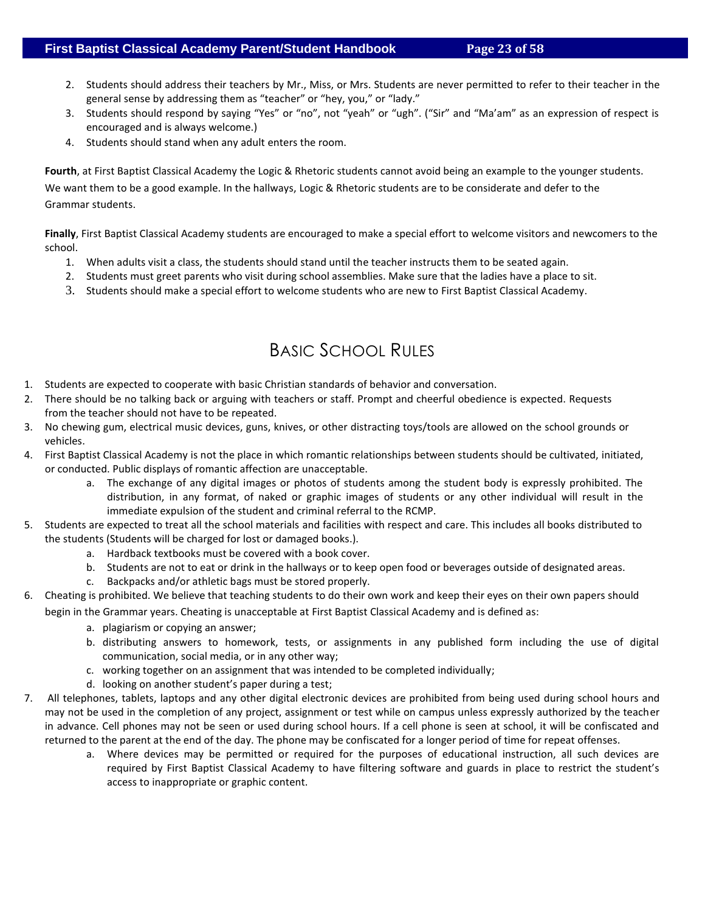2. Students should address their teachers by Mr., Miss, or Mrs. Students are never permitted to refer to their teacher in the general sense by addressing them as "teacher" or "hey, you," or "lady."
3. Students should respond by saying "Yes" or "no", not "yeah" or "ugh". ("Sir" and "Ma'am" as an expression of respect is encouraged and is always welcome.)
4. Students should stand when any adult enters the room.

**Fourth**, at First Baptist Classical Academy the Logic & Rhetoric students cannot avoid being an example to the younger students. We want them to be a good example. In the hallways, Logic & Rhetoric students are to be considerate and defer to the Grammar students.

**Finally**, First Baptist Classical Academy students are encouraged to make a special effort to welcome visitors and newcomers to the school.

1. When adults visit a class, the students should stand until the teacher instructs them to be seated again.
2. Students must greet parents who visit during school assemblies. Make sure that the ladies have a place to sit.
3. Students should make a special effort to welcome students who are new to First Baptist Classical Academy.

# Basic School Rules

1. Students are expected to cooperate with basic Christian standards of behavior and conversation.
2. There should be no talking back or arguing with teachers or staff. Prompt and cheerful obedience is expected. Requests from the teacher should not have to be repeated.
3. No chewing gum, electrical music devices, guns, knives, or other distracting toys/tools are allowed on the school grounds or vehicles.
4. First Baptist Classical Academy is not the place in which romantic relationships between students should be cultivated, initiated, or conducted. Public displays of romantic affection are unacceptable.
   a. The exchange of any digital images or photos of students among the student body is expressly prohibited. The distribution, in any format, of naked or graphic images of students or any other individual will result in the immediate expulsion of the student and criminal referral to the RCMP.
5. Students are expected to treat all the school materials and facilities with respect and care. This includes all books distributed to the students (Students will be charged for lost or damaged books.).
   a. Hardback textbooks must be covered with a book cover.
   b. Students are not to eat or drink in the hallways or to keep open food or beverages outside of designated areas.
   c. Backpacks and/or athletic bags must be stored properly.
6. Cheating is prohibited. We believe that teaching students to do their own work and keep their eyes on their own papers should begin in the Grammar years. Cheating is unacceptable at First Baptist Classical Academy and is defined as:
   a. plagiarism or copying an answer;
   b. distributing answers to homework, tests, or assignments in any published form including the use of digital communication, social media, or in any other way;
   c. working together on an assignment that was intended to be completed individually;
   d. looking on another student's paper during a test;
7. All telephones, tablets, laptops and any other digital electronic devices are prohibited from being used during school hours and may not be used in the completion of any project, assignment or test while on campus unless expressly authorized by the teacher in advance. Cell phones may not be seen or used during school hours. If a cell phone is seen at school, it will be confiscated and returned to the parent at the end of the day. The phone may be confiscated for a longer period of time for repeat offenses.
   a. Where devices may be permitted or required for the purposes of educational instruction, all such devices are required by First Baptist Classical Academy to have filtering software and guards in place to restrict the student's access to inappropriate or graphic content.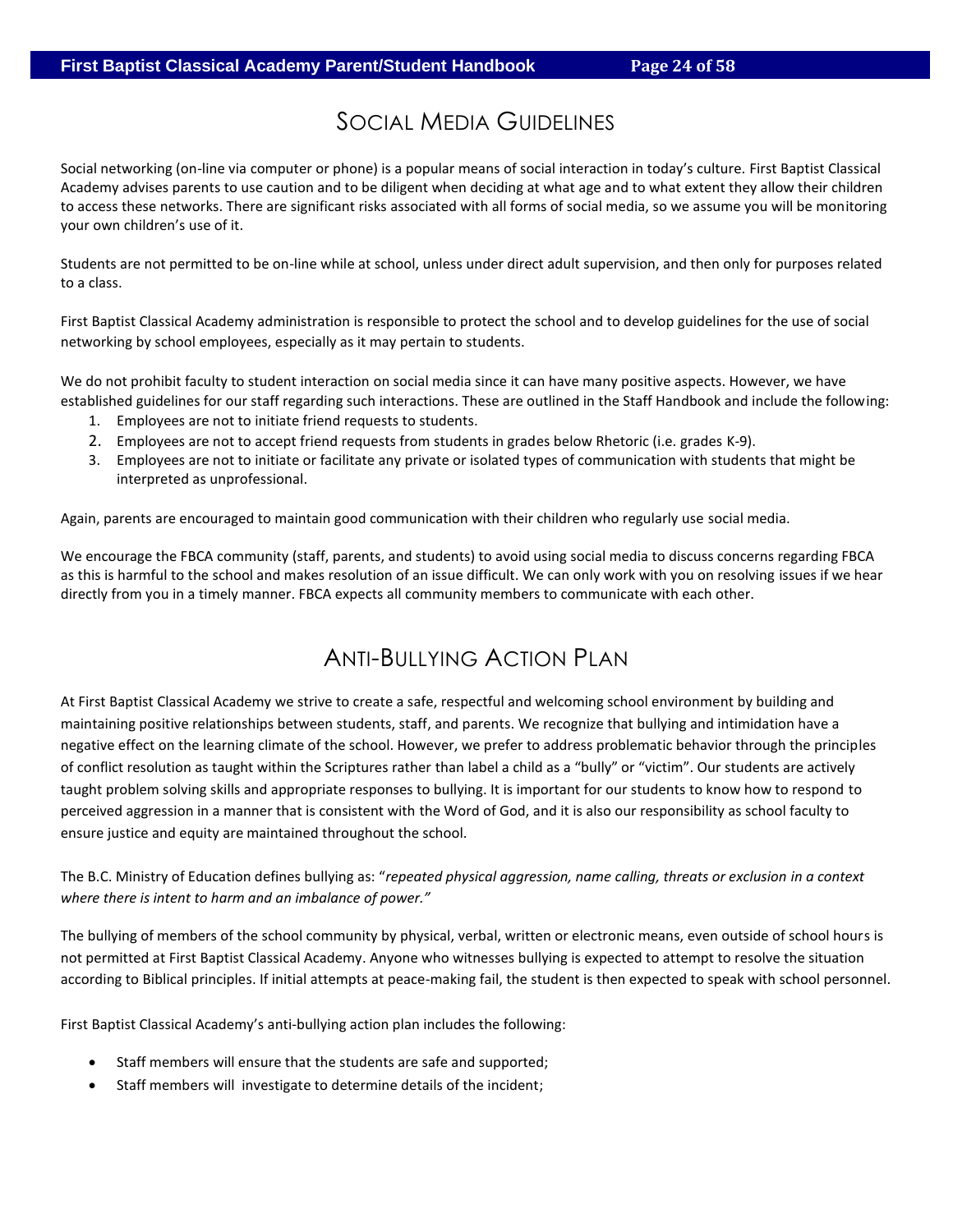# Social Media Guidelines

Social networking (on-line via computer or phone) is a popular means of social interaction in today's culture. First Baptist Classical Academy advises parents to use caution and to be diligent when deciding at what age and to what extent they allow their children to access these networks. There are significant risks associated with all forms of social media, so we assume you will be monitoring your own children's use of it.

Students are not permitted to be on-line while at school, unless under direct adult supervision, and then only for purposes related to a class.

First Baptist Classical Academy administration is responsible to protect the school and to develop guidelines for the use of social networking by school employees, especially as it may pertain to students.

We do not prohibit faculty to student interaction on social media since it can have many positive aspects. However, we have established guidelines for our staff regarding such interactions. These are outlined in the Staff Handbook and include the following:

1. Employees are not to initiate friend requests to students.
2. Employees are not to accept friend requests from students in grades below Rhetoric (i.e. grades K-9).
3. Employees are not to initiate or facilitate any private or isolated types of communication with students that might be interpreted as unprofessional.

Again, parents are encouraged to maintain good communication with their children who regularly use social media.

We encourage the FBCA community (staff, parents, and students) to avoid using social media to discuss concerns regarding FBCA as this is harmful to the school and makes resolution of an issue difficult. We can only work with you on resolving issues if we hear directly from you in a timely manner. FBCA expects all community members to communicate with each other.

# Anti-Bullying Action Plan

At First Baptist Classical Academy we strive to create a safe, respectful and welcoming school environment by building and maintaining positive relationships between students, staff, and parents. We recognize that bullying and intimidation have a negative effect on the learning climate of the school. However, we prefer to address problematic behavior through the principles of conflict resolution as taught within the Scriptures rather than label a child as a "bully" or "victim". Our students are actively taught problem solving skills and appropriate responses to bullying. It is important for our students to know how to respond to perceived aggression in a manner that is consistent with the Word of God, and it is also our responsibility as school faculty to ensure justice and equity are maintained throughout the school.

The B.C. Ministry of Education defines bullying as: "*repeated physical aggression, name calling, threats or exclusion in a context where there is intent to harm and an imbalance of power.*"

The bullying of members of the school community by physical, verbal, written or electronic means, even outside of school hours is not permitted at First Baptist Classical Academy. Anyone who witnesses bullying is expected to attempt to resolve the situation according to Biblical principles. If initial attempts at peace-making fail, the student is then expected to speak with school personnel.

First Baptist Classical Academy's anti-bullying action plan includes the following:

- Staff members will ensure that the students are safe and supported;
- Staff members will investigate to determine details of the incident;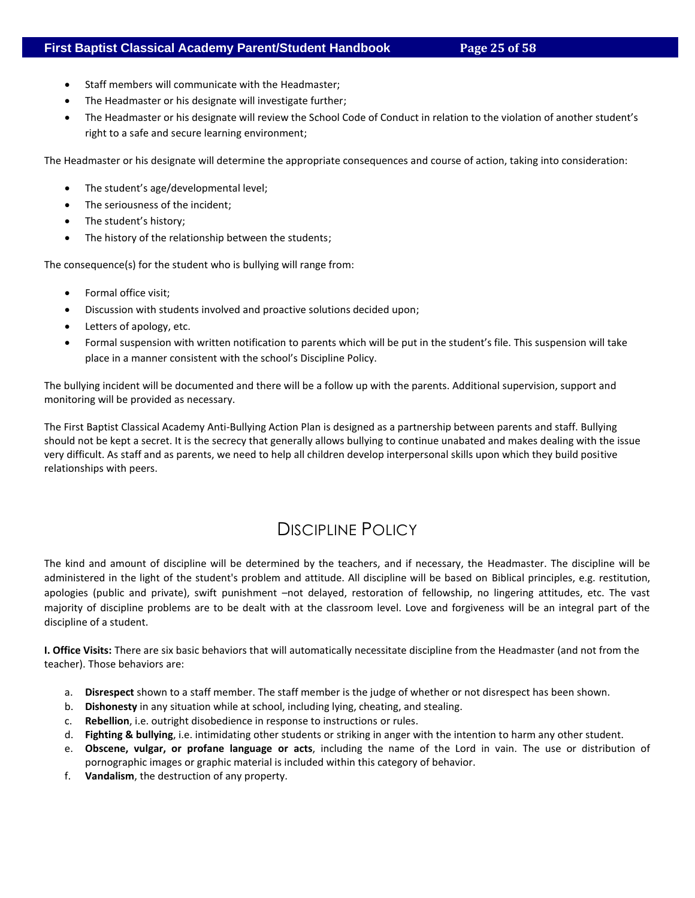- Staff members will communicate with the Headmaster;
- The Headmaster or his designate will investigate further;
- The Headmaster or his designate will review the School Code of Conduct in relation to the violation of another student's right to a safe and secure learning environment;

The Headmaster or his designate will determine the appropriate consequences and course of action, taking into consideration:

- The student's age/developmental level;
- The seriousness of the incident;
- The student's history;
- The history of the relationship between the students;

The consequence(s) for the student who is bullying will range from:

- Formal office visit;
- Discussion with students involved and proactive solutions decided upon;
- Letters of apology, etc.
- Formal suspension with written notification to parents which will be put in the student's file. This suspension will take place in a manner consistent with the school's Discipline Policy.

The bullying incident will be documented and there will be a follow up with the parents. Additional supervision, support and monitoring will be provided as necessary.

The First Baptist Classical Academy Anti-Bullying Action Plan is designed as a partnership between parents and staff. Bullying should not be kept a secret. It is the secrecy that generally allows bullying to continue unabated and makes dealing with the issue very difficult. As staff and as parents, we need to help all children develop interpersonal skills upon which they build positive relationships with peers.

# Discipline Policy

The kind and amount of discipline will be determined by the teachers, and if necessary, the Headmaster. The discipline will be administered in the light of the student's problem and attitude. All discipline will be based on Biblical principles, e.g. restitution, apologies (public and private), swift punishment –not delayed, restoration of fellowship, no lingering attitudes, etc. The vast majority of discipline problems are to be dealt with at the classroom level. Love and forgiveness will be an integral part of the discipline of a student.

**I. Office Visits:** There are six basic behaviors that will automatically necessitate discipline from the Headmaster (and not from the teacher). Those behaviors are:

a. **Disrespect** shown to a staff member. The staff member is the judge of whether or not disrespect has been shown.
b. **Dishonesty** in any situation while at school, including lying, cheating, and stealing.
c. **Rebellion**, i.e. outright disobedience in response to instructions or rules.
d. **Fighting & bullying**, i.e. intimidating other students or striking in anger with the intention to harm any other student.
e. **Obscene, vulgar, or profane language or acts**, including the name of the Lord in vain. The use or distribution of pornographic images or graphic material is included within this category of behavior.
f. **Vandalism**, the destruction of any property.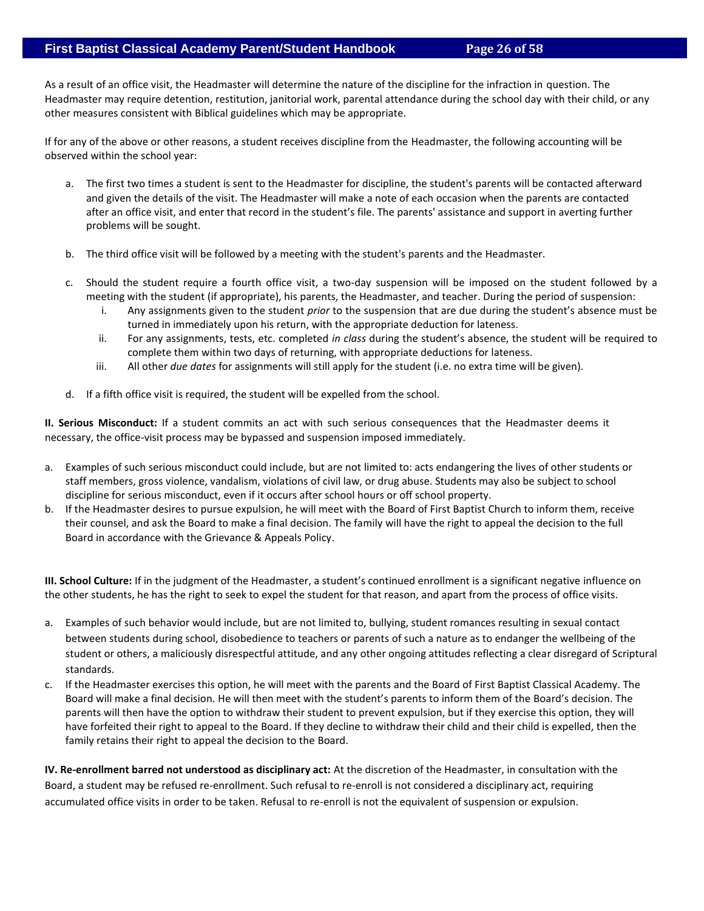As a result of an office visit, the Headmaster will determine the nature of the discipline for the infraction in question. The Headmaster may require detention, restitution, janitorial work, parental attendance during the school day with their child, or any other measures consistent with Biblical guidelines which may be appropriate.

If for any of the above or other reasons, a student receives discipline from the Headmaster, the following accounting will be observed within the school year:

a. The first two times a student is sent to the Headmaster for discipline, the student's parents will be contacted afterward and given the details of the visit. The Headmaster will make a note of each occasion when the parents are contacted after an office visit, and enter that record in the student's file. The parents' assistance and support in averting further problems will be sought.

b. The third office visit will be followed by a meeting with the student's parents and the Headmaster.

c. Should the student require a fourth office visit, a two-day suspension will be imposed on the student followed by a meeting with the student (if appropriate), his parents, the Headmaster, and teacher. During the period of suspension:
   i. Any assignments given to the student *prior* to the suspension that are due during the student's absence must be turned in immediately upon his return, with the appropriate deduction for lateness.
   ii. For any assignments, tests, etc. completed *in class* during the student's absence, the student will be required to complete them within two days of returning, with appropriate deductions for lateness.
   iii. All other *due dates* for assignments will still apply for the student (i.e. no extra time will be given).

d. If a fifth office visit is required, the student will be expelled from the school.

**II. Serious Misconduct:** If a student commits an act with such serious consequences that the Headmaster deems it necessary, the office-visit process may be bypassed and suspension imposed immediately.

a. Examples of such serious misconduct could include, but are not limited to: acts endangering the lives of other students or staff members, gross violence, vandalism, violations of civil law, or drug abuse. Students may also be subject to school discipline for serious misconduct, even if it occurs after school hours or off school property.
b. If the Headmaster desires to pursue expulsion, he will meet with the Board of First Baptist Church to inform them, receive their counsel, and ask the Board to make a final decision. The family will have the right to appeal the decision to the full Board in accordance with the Grievance & Appeals Policy.

**III. School Culture:** If in the judgment of the Headmaster, a student's continued enrollment is a significant negative influence on the other students, he has the right to seek to expel the student for that reason, and apart from the process of office visits.

a. Examples of such behavior would include, but are not limited to, bullying, student romances resulting in sexual contact between students during school, disobedience to teachers or parents of such a nature as to endanger the wellbeing of the student or others, a maliciously disrespectful attitude, and any other ongoing attitudes reflecting a clear disregard of Scriptural standards.
c. If the Headmaster exercises this option, he will meet with the parents and the Board of First Baptist Classical Academy. The Board will make a final decision. He will then meet with the student's parents to inform them of the Board's decision. The parents will then have the option to withdraw their student to prevent expulsion, but if they exercise this option, they will have forfeited their right to appeal to the Board. If they decline to withdraw their child and their child is expelled, then the family retains their right to appeal the decision to the Board.

**IV. Re-enrollment barred not understood as disciplinary act:** At the discretion of the Headmaster, in consultation with the Board, a student may be refused re-enrollment. Such refusal to re-enroll is not considered a disciplinary act, requiring accumulated office visits in order to be taken. Refusal to re-enroll is not the equivalent of suspension or expulsion.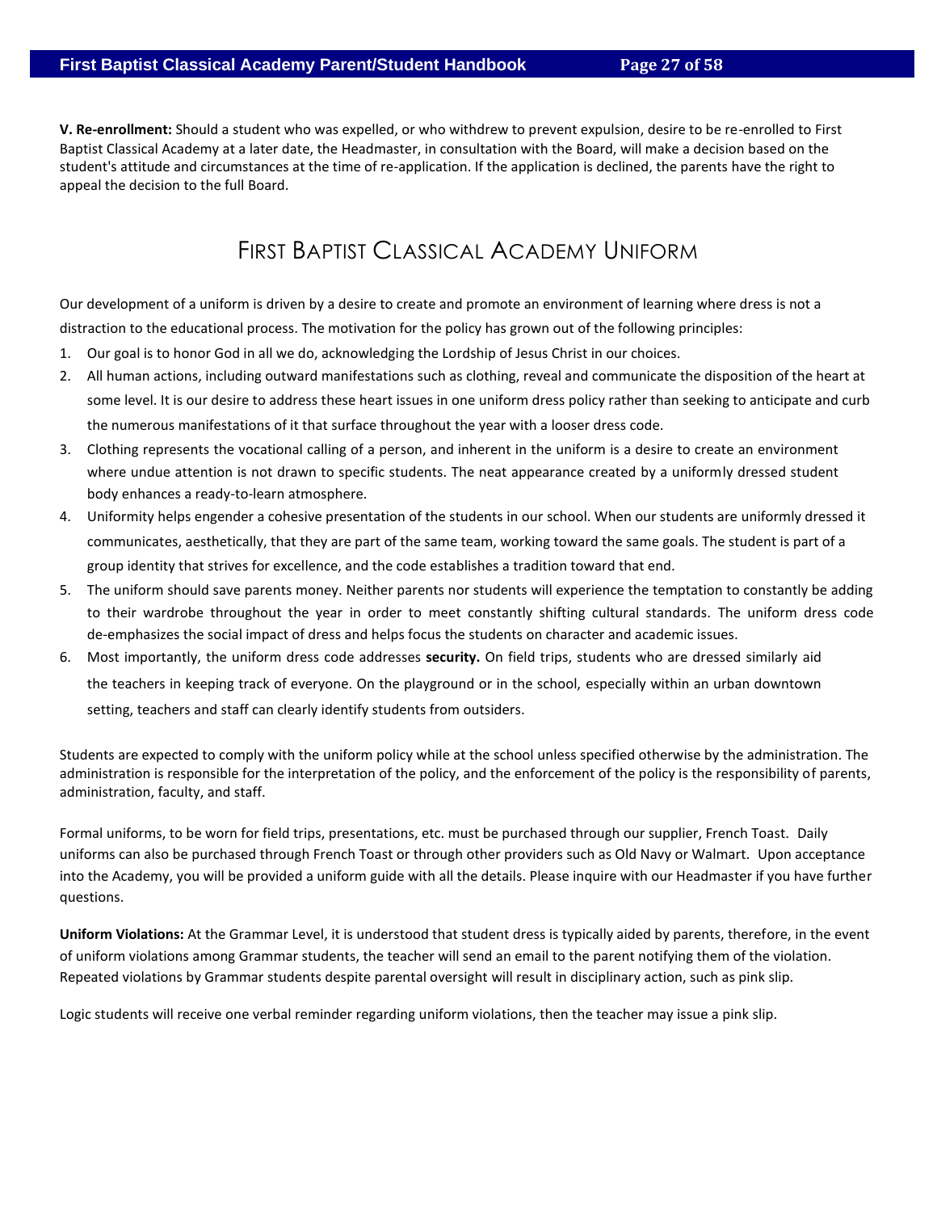**V. Re-enrollment:** Should a student who was expelled, or who withdrew to prevent expulsion, desire to be re-enrolled to First Baptist Classical Academy at a later date, the Headmaster, in consultation with the Board, will make a decision based on the student's attitude and circumstances at the time of re-application. If the application is declined, the parents have the right to appeal the decision to the full Board.

# First Baptist Classical Academy Uniform

Our development of a uniform is driven by a desire to create and promote an environment of learning where dress is not a distraction to the educational process. The motivation for the policy has grown out of the following principles:

1. Our goal is to honor God in all we do, acknowledging the Lordship of Jesus Christ in our choices.
2. All human actions, including outward manifestations such as clothing, reveal and communicate the disposition of the heart at some level. It is our desire to address these heart issues in one uniform dress policy rather than seeking to anticipate and curb the numerous manifestations of it that surface throughout the year with a looser dress code.
3. Clothing represents the vocational calling of a person, and inherent in the uniform is a desire to create an environment where undue attention is not drawn to specific students. The neat appearance created by a uniformly dressed student body enhances a ready-to-learn atmosphere.
4. Uniformity helps engender a cohesive presentation of the students in our school. When our students are uniformly dressed it communicates, aesthetically, that they are part of the same team, working toward the same goals. The student is part of a group identity that strives for excellence, and the code establishes a tradition toward that end.
5. The uniform should save parents money. Neither parents nor students will experience the temptation to constantly be adding to their wardrobe throughout the year in order to meet constantly shifting cultural standards. The uniform dress code de-emphasizes the social impact of dress and helps focus the students on character and academic issues.
6. Most importantly, the uniform dress code addresses **security.** On field trips, students who are dressed similarly aid the teachers in keeping track of everyone. On the playground or in the school, especially within an urban downtown setting, teachers and staff can clearly identify students from outsiders.

Students are expected to comply with the uniform policy while at the school unless specified otherwise by the administration. The administration is responsible for the interpretation of the policy, and the enforcement of the policy is the responsibility of parents, administration, faculty, and staff.

Formal uniforms, to be worn for field trips, presentations, etc. must be purchased through our supplier, French Toast. Daily uniforms can also be purchased through French Toast or through other providers such as Old Navy or Walmart. Upon acceptance into the Academy, you will be provided a uniform guide with all the details. Please inquire with our Headmaster if you have further questions.

**Uniform Violations:** At the Grammar Level, it is understood that student dress is typically aided by parents, therefore, in the event of uniform violations among Grammar students, the teacher will send an email to the parent notifying them of the violation. Repeated violations by Grammar students despite parental oversight will result in disciplinary action, such as pink slip.

Logic students will receive one verbal reminder regarding uniform violations, then the teacher may issue a pink slip.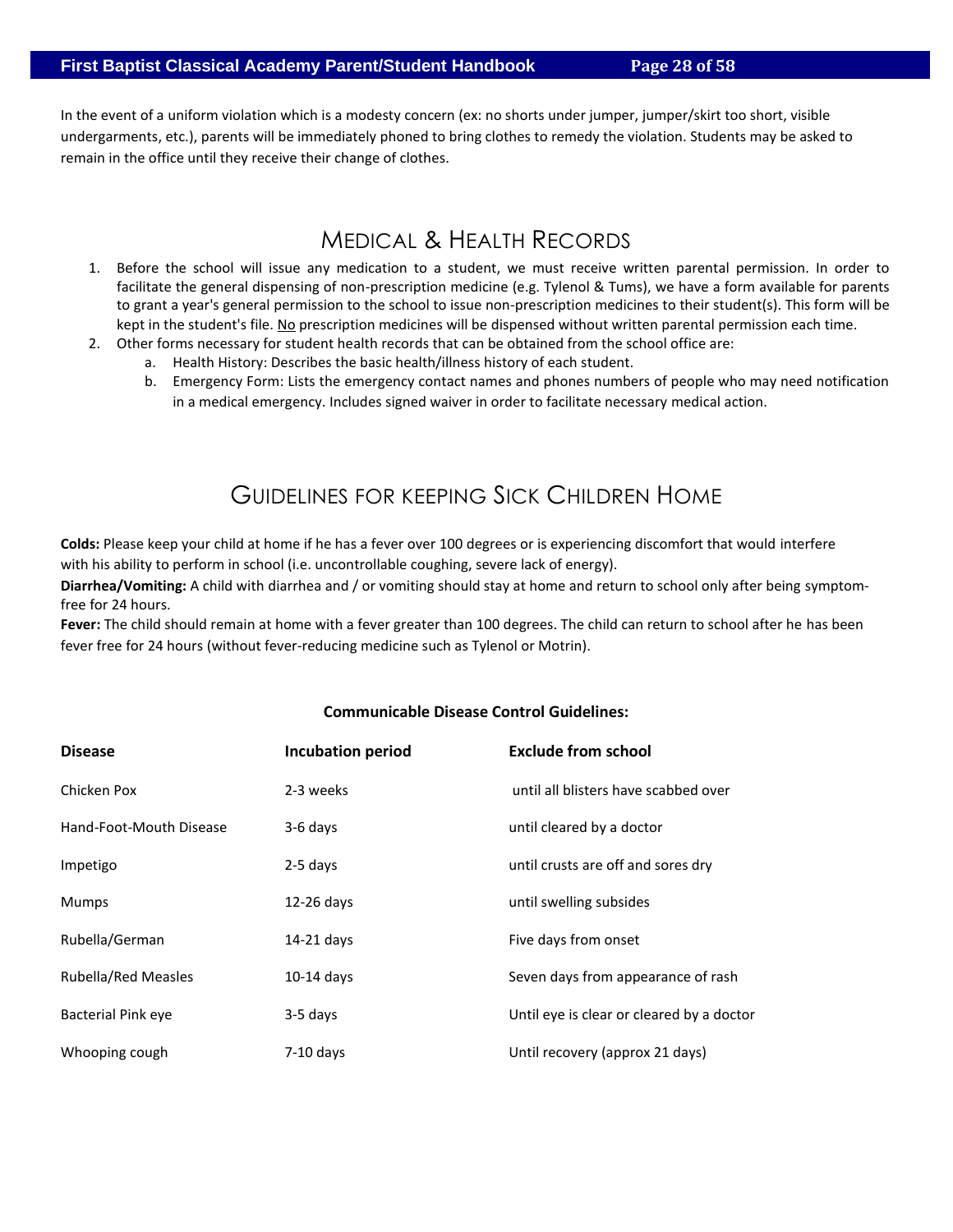In the event of a uniform violation which is a modesty concern (ex: no shorts under jumper, jumper/skirt too short, visible undergarments, etc.), parents will be immediately phoned to bring clothes to remedy the violation. Students may be asked to remain in the office until they receive their change of clothes.

## Medical & Health Records

1. Before the school will issue any medication to a student, we must receive written parental permission. In order to facilitate the general dispensing of non-prescription medicine (e.g. Tylenol & Tums), we have a form available for parents to grant a year's general permission to the school to issue non-prescription medicines to their student(s). This form will be kept in the student's file. No prescription medicines will be dispensed without written parental permission each time.
2. Other forms necessary for student health records that can be obtained from the school office are:
   a. Health History: Describes the basic health/illness history of each student.
   b. Emergency Form: Lists the emergency contact names and phones numbers of people who may need notification in a medical emergency. Includes signed waiver in order to facilitate necessary medical action.

## Guidelines for keeping Sick Children Home

**Colds:** Please keep your child at home if he has a fever over 100 degrees or is experiencing discomfort that would interfere with his ability to perform in school (i.e. uncontrollable coughing, severe lack of energy).

**Diarrhea/Vomiting:** A child with diarrhea and / or vomiting should stay at home and return to school only after being symptom-free for 24 hours.

**Fever:** The child should remain at home with a fever greater than 100 degrees. The child can return to school after he has been fever free for 24 hours (without fever-reducing medicine such as Tylenol or Motrin).

**Communicable Disease Control Guidelines:**

| Disease | Incubation period | Exclude from school |
|---|---|---|
| Chicken Pox | 2-3 weeks | until all blisters have scabbed over |
| Hand-Foot-Mouth Disease | 3-6 days | until cleared by a doctor |
| Impetigo | 2-5 days | until crusts are off and sores dry |
| Mumps | 12-26 days | until swelling subsides |
| Rubella/German | 14-21 days | Five days from onset |
| Rubella/Red Measles | 10-14 days | Seven days from appearance of rash |
| Bacterial Pink eye | 3-5 days | Until eye is clear or cleared by a doctor |
| Whooping cough | 7-10 days | Until recovery (approx 21 days) |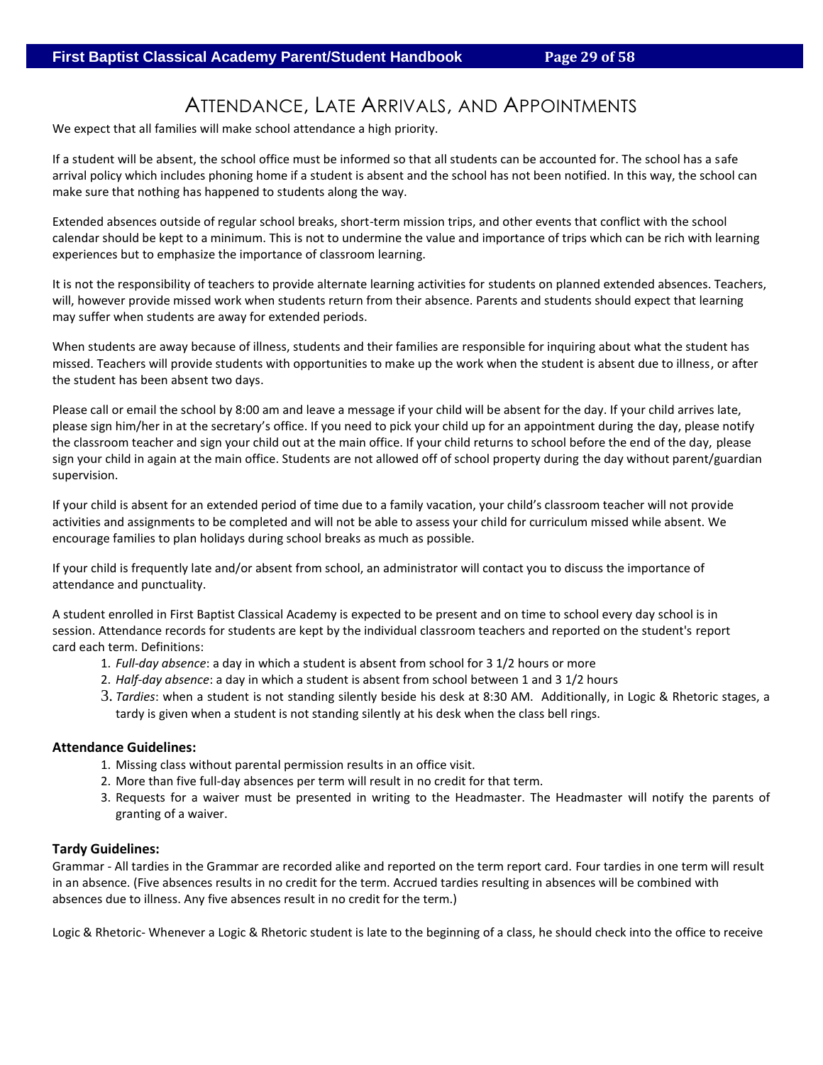# Attendance, Late Arrivals, and Appointments

We expect that all families will make school attendance a high priority.

If a student will be absent, the school office must be informed so that all students can be accounted for. The school has a safe arrival policy which includes phoning home if a student is absent and the school has not been notified. In this way, the school can make sure that nothing has happened to students along the way.

Extended absences outside of regular school breaks, short-term mission trips, and other events that conflict with the school calendar should be kept to a minimum. This is not to undermine the value and importance of trips which can be rich with learning experiences but to emphasize the importance of classroom learning.

It is not the responsibility of teachers to provide alternate learning activities for students on planned extended absences. Teachers, will, however provide missed work when students return from their absence. Parents and students should expect that learning may suffer when students are away for extended periods.

When students are away because of illness, students and their families are responsible for inquiring about what the student has missed. Teachers will provide students with opportunities to make up the work when the student is absent due to illness, or after the student has been absent two days.

Please call or email the school by 8:00 am and leave a message if your child will be absent for the day. If your child arrives late, please sign him/her in at the secretary's office. If you need to pick your child up for an appointment during the day, please notify the classroom teacher and sign your child out at the main office. If your child returns to school before the end of the day, please sign your child in again at the main office. Students are not allowed off of school property during the day without parent/guardian supervision.

If your child is absent for an extended period of time due to a family vacation, your child's classroom teacher will not provide activities and assignments to be completed and will not be able to assess your child for curriculum missed while absent. We encourage families to plan holidays during school breaks as much as possible.

If your child is frequently late and/or absent from school, an administrator will contact you to discuss the importance of attendance and punctuality.

A student enrolled in First Baptist Classical Academy is expected to be present and on time to school every day school is in session. Attendance records for students are kept by the individual classroom teachers and reported on the student's report card each term. Definitions:

1. *Full-day absence*: a day in which a student is absent from school for 3 1/2 hours or more
2. *Half-day absence*: a day in which a student is absent from school between 1 and 3 1/2 hours
3. *Tardies*: when a student is not standing silently beside his desk at 8:30 AM. Additionally, in Logic & Rhetoric stages, a tardy is given when a student is not standing silently at his desk when the class bell rings.

**Attendance Guidelines:**

1. Missing class without parental permission results in an office visit.
2. More than five full-day absences per term will result in no credit for that term.
3. Requests for a waiver must be presented in writing to the Headmaster. The Headmaster will notify the parents of granting of a waiver.

**Tardy Guidelines:**

Grammar - All tardies in the Grammar are recorded alike and reported on the term report card. Four tardies in one term will result in an absence. (Five absences results in no credit for the term. Accrued tardies resulting in absences will be combined with absences due to illness. Any five absences result in no credit for the term.)

Logic & Rhetoric- Whenever a Logic & Rhetoric student is late to the beginning of a class, he should check into the office to receive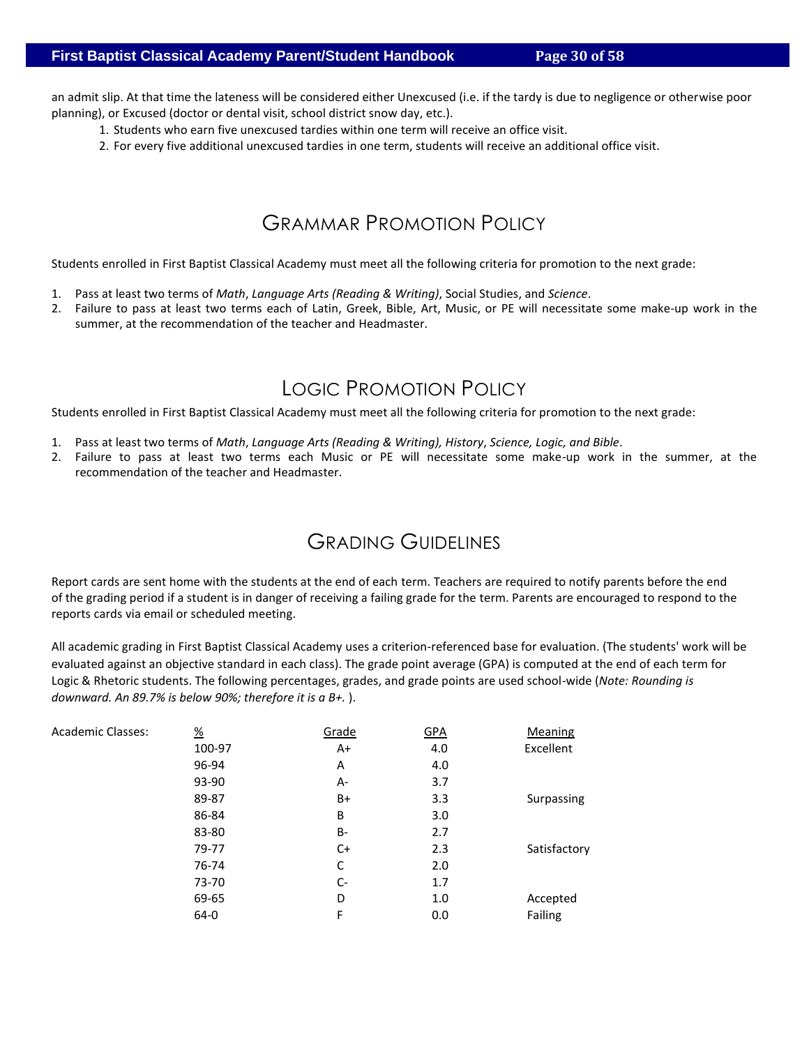an admit slip. At that time the lateness will be considered either Unexcused (i.e. if the tardy is due to negligence or otherwise poor planning), or Excused (doctor or dental visit, school district snow day, etc.).

1. Students who earn five unexcused tardies within one term will receive an office visit.
2. For every five additional unexcused tardies in one term, students will receive an additional office visit.

## Grammar Promotion Policy

Students enrolled in First Baptist Classical Academy must meet all the following criteria for promotion to the next grade:

1. Pass at least two terms of *Math*, *Language Arts (Reading & Writing)*, Social Studies, and *Science*.
2. Failure to pass at least two terms each of Latin, Greek, Bible, Art, Music, or PE will necessitate some make-up work in the summer, at the recommendation of the teacher and Headmaster.

## Logic Promotion Policy

Students enrolled in First Baptist Classical Academy must meet all the following criteria for promotion to the next grade:

1. Pass at least two terms of *Math*, *Language Arts (Reading & Writing), History*, *Science, Logic, and Bible*.
2. Failure to pass at least two terms each Music or PE will necessitate some make-up work in the summer, at the recommendation of the teacher and Headmaster.

## Grading Guidelines

Report cards are sent home with the students at the end of each term. Teachers are required to notify parents before the end of the grading period if a student is in danger of receiving a failing grade for the term. Parents are encouraged to respond to the reports cards via email or scheduled meeting.

All academic grading in First Baptist Classical Academy uses a criterion-referenced base for evaluation. (The students' work will be evaluated against an objective standard in each class). The grade point average (GPA) is computed at the end of each term for Logic & Rhetoric students. The following percentages, grades, and grade points are used school-wide (*Note: Rounding is downward. An 89.7% is below 90%; therefore it is a B+.* ).

| Academic Classes: | % | Grade | GPA | Meaning |
|---|---|---|---|---|
| | 100-97 | A+ | 4.0 | Excellent |
| | 96-94 | A | 4.0 | |
| | 93-90 | A- | 3.7 | |
| | 89-87 | B+ | 3.3 | Surpassing |
| | 86-84 | B | 3.0 | |
| | 83-80 | B- | 2.7 | |
| | 79-77 | C+ | 2.3 | Satisfactory |
| | 76-74 | C | 2.0 | |
| | 73-70 | C- | 1.7 | |
| | 69-65 | D | 1.0 | Accepted |
| | 64-0 | F | 0.0 | Failing |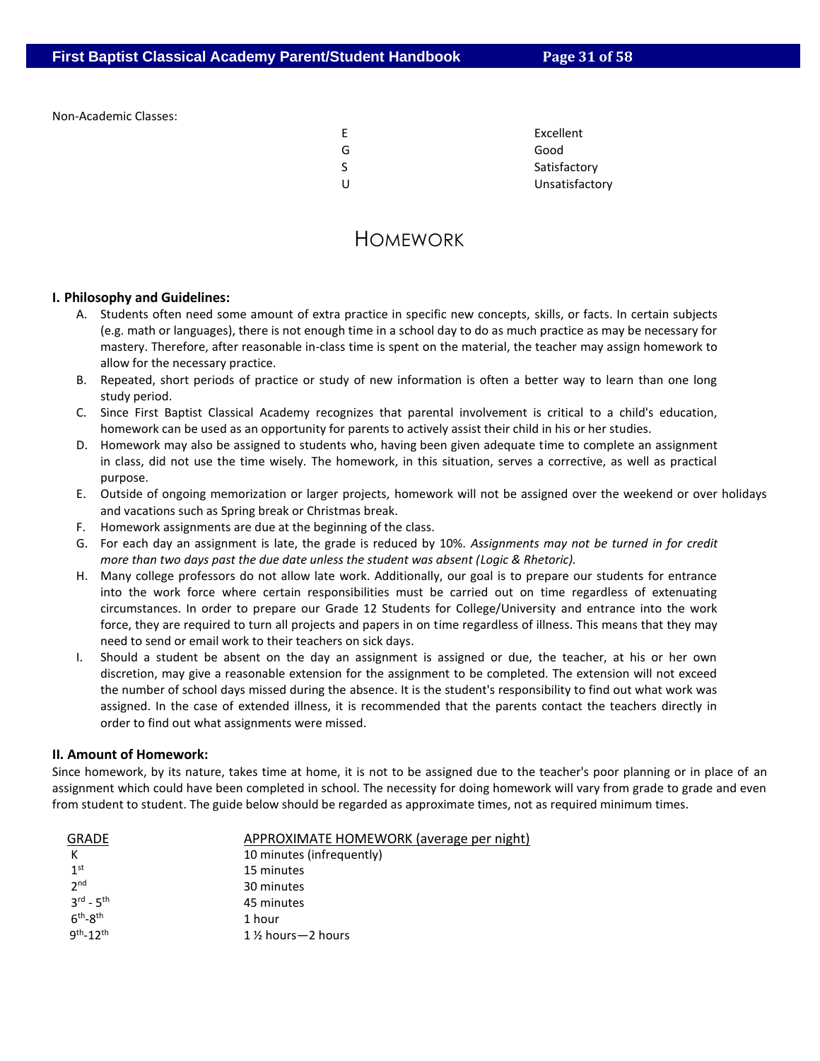Non-Academic Classes:

| | |
|---|---|
| E | Excellent |
| G | Good |
| S | Satisfactory |
| U | Unsatisfactory |

# Homework

**I. Philosophy and Guidelines:**

A. Students often need some amount of extra practice in specific new concepts, skills, or facts. In certain subjects (e.g. math or languages), there is not enough time in a school day to do as much practice as may be necessary for mastery. Therefore, after reasonable in-class time is spent on the material, the teacher may assign homework to allow for the necessary practice.

B. Repeated, short periods of practice or study of new information is often a better way to learn than one long study period.

C. Since First Baptist Classical Academy recognizes that parental involvement is critical to a child's education, homework can be used as an opportunity for parents to actively assist their child in his or her studies.

D. Homework may also be assigned to students who, having been given adequate time to complete an assignment in class, did not use the time wisely. The homework, in this situation, serves a corrective, as well as practical purpose.

E. Outside of ongoing memorization or larger projects, homework will not be assigned over the weekend or over holidays and vacations such as Spring break or Christmas break.

F. Homework assignments are due at the beginning of the class.

G. For each day an assignment is late, the grade is reduced by 10%. *Assignments may not be turned in for credit more than two days past the due date unless the student was absent (Logic & Rhetoric).*

H. Many college professors do not allow late work. Additionally, our goal is to prepare our students for entrance into the work force where certain responsibilities must be carried out on time regardless of extenuating circumstances. In order to prepare our Grade 12 Students for College/University and entrance into the work force, they are required to turn all projects and papers in on time regardless of illness. This means that they may need to send or email work to their teachers on sick days.

I. Should a student be absent on the day an assignment is assigned or due, the teacher, at his or her own discretion, may give a reasonable extension for the assignment to be completed. The extension will not exceed the number of school days missed during the absence. It is the student's responsibility to find out what work was assigned. In the case of extended illness, it is recommended that the parents contact the teachers directly in order to find out what assignments were missed.

**II. Amount of Homework:**

Since homework, by its nature, takes time at home, it is not to be assigned due to the teacher's poor planning or in place of an assignment which could have been completed in school. The necessity for doing homework will vary from grade to grade and even from student to student. The guide below should be regarded as approximate times, not as required minimum times.

| GRADE | APPROXIMATE HOMEWORK (average per night) |
|---|---|
| K | 10 minutes (infrequently) |
| 1st | 15 minutes |
| 2nd | 30 minutes |
| 3rd - 5th | 45 minutes |
| 6th-8th | 1 hour |
| 9th-12th | 1 ½ hours—2 hours |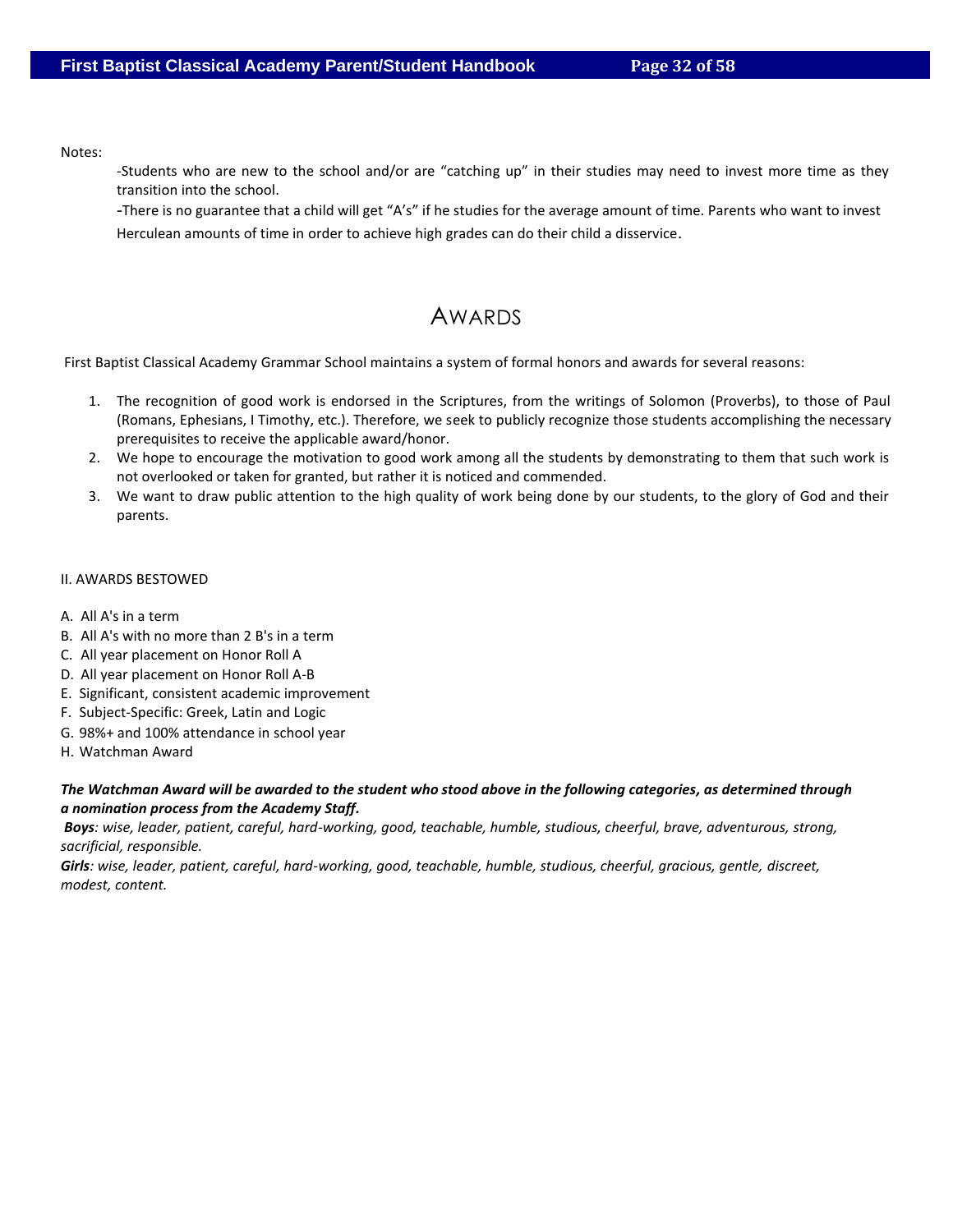Notes:

-Students who are new to the school and/or are "catching up" in their studies may need to invest more time as they transition into the school.

-There is no guarantee that a child will get "A's" if he studies for the average amount of time. Parents who want to invest Herculean amounts of time in order to achieve high grades can do their child a disservice.

# AWARDS

First Baptist Classical Academy Grammar School maintains a system of formal honors and awards for several reasons:

1. The recognition of good work is endorsed in the Scriptures, from the writings of Solomon (Proverbs), to those of Paul (Romans, Ephesians, I Timothy, etc.). Therefore, we seek to publicly recognize those students accomplishing the necessary prerequisites to receive the applicable award/honor.
2. We hope to encourage the motivation to good work among all the students by demonstrating to them that such work is not overlooked or taken for granted, but rather it is noticed and commended.
3. We want to draw public attention to the high quality of work being done by our students, to the glory of God and their parents.

II. AWARDS BESTOWED

A. All A's in a term
B. All A's with no more than 2 B's in a term
C. All year placement on Honor Roll A
D. All year placement on Honor Roll A-B
E. Significant, consistent academic improvement
F. Subject-Specific: Greek, Latin and Logic
G. 98%+ and 100% attendance in school year
H. Watchman Award

***The Watchman Award will be awarded to the student who stood above in the following categories, as determined through a nomination process from the Academy Staff.***

***Boys****: wise, leader, patient, careful, hard-working, good, teachable, humble, studious, cheerful, brave, adventurous, strong, sacrificial, responsible.*

***Girls****: wise, leader, patient, careful, hard-working, good, teachable, humble, studious, cheerful, gracious, gentle, discreet, modest, content.*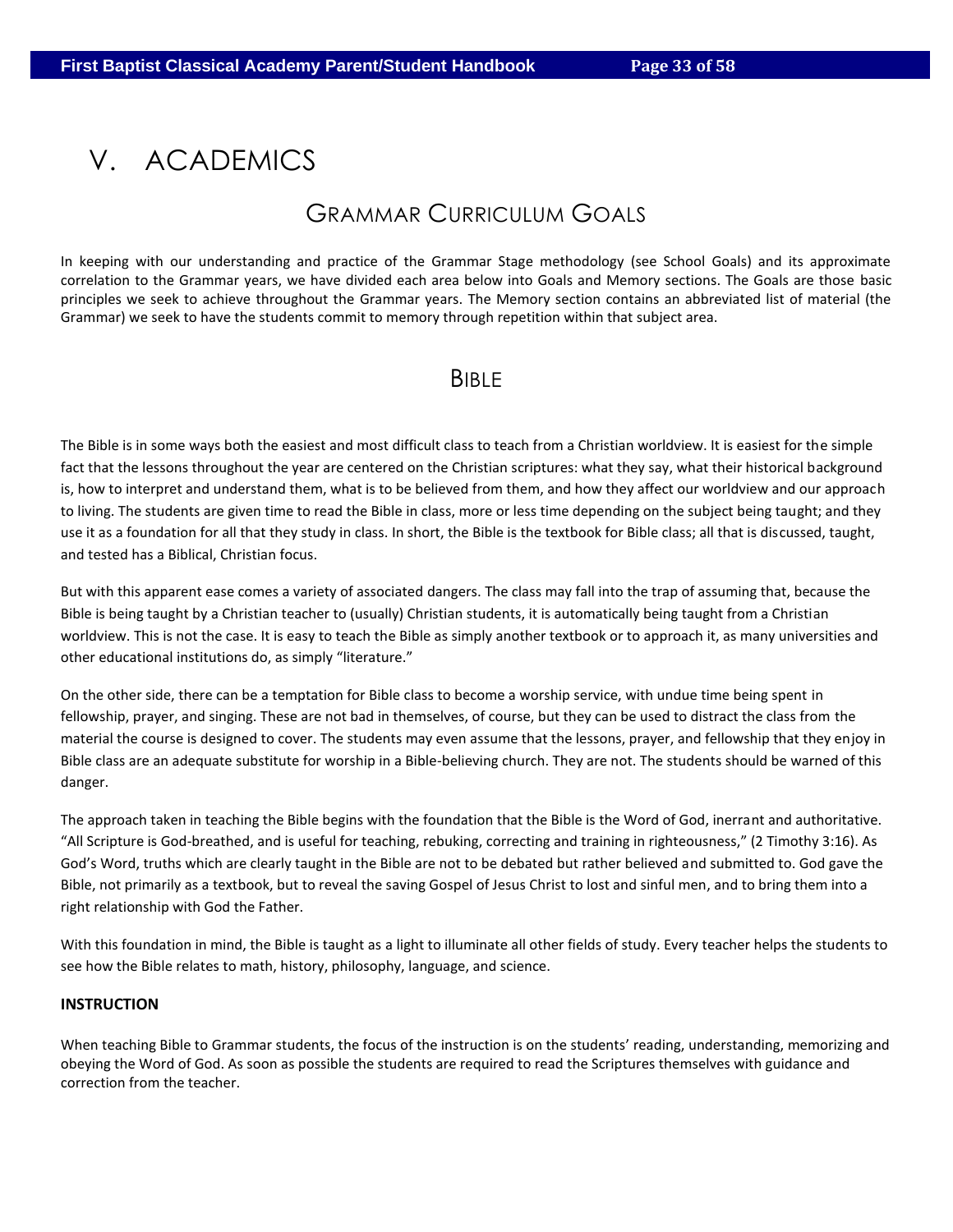# V. ACADEMICS

## Grammar Curriculum Goals

In keeping with our understanding and practice of the Grammar Stage methodology (see School Goals) and its approximate correlation to the Grammar years, we have divided each area below into Goals and Memory sections. The Goals are those basic principles we seek to achieve throughout the Grammar years. The Memory section contains an abbreviated list of material (the Grammar) we seek to have the students commit to memory through repetition within that subject area.

## Bible

The Bible is in some ways both the easiest and most difficult class to teach from a Christian worldview. It is easiest for the simple fact that the lessons throughout the year are centered on the Christian scriptures: what they say, what their historical background is, how to interpret and understand them, what is to be believed from them, and how they affect our worldview and our approach to living. The students are given time to read the Bible in class, more or less time depending on the subject being taught; and they use it as a foundation for all that they study in class. In short, the Bible is the textbook for Bible class; all that is discussed, taught, and tested has a Biblical, Christian focus.

But with this apparent ease comes a variety of associated dangers. The class may fall into the trap of assuming that, because the Bible is being taught by a Christian teacher to (usually) Christian students, it is automatically being taught from a Christian worldview. This is not the case. It is easy to teach the Bible as simply another textbook or to approach it, as many universities and other educational institutions do, as simply "literature."

On the other side, there can be a temptation for Bible class to become a worship service, with undue time being spent in fellowship, prayer, and singing. These are not bad in themselves, of course, but they can be used to distract the class from the material the course is designed to cover. The students may even assume that the lessons, prayer, and fellowship that they enjoy in Bible class are an adequate substitute for worship in a Bible-believing church. They are not. The students should be warned of this danger.

The approach taken in teaching the Bible begins with the foundation that the Bible is the Word of God, inerrant and authoritative. "All Scripture is God-breathed, and is useful for teaching, rebuking, correcting and training in righteousness," (2 Timothy 3:16). As God's Word, truths which are clearly taught in the Bible are not to be debated but rather believed and submitted to. God gave the Bible, not primarily as a textbook, but to reveal the saving Gospel of Jesus Christ to lost and sinful men, and to bring them into a right relationship with God the Father.

With this foundation in mind, the Bible is taught as a light to illuminate all other fields of study. Every teacher helps the students to see how the Bible relates to math, history, philosophy, language, and science.

**INSTRUCTION**

When teaching Bible to Grammar students, the focus of the instruction is on the students' reading, understanding, memorizing and obeying the Word of God. As soon as possible the students are required to read the Scriptures themselves with guidance and correction from the teacher.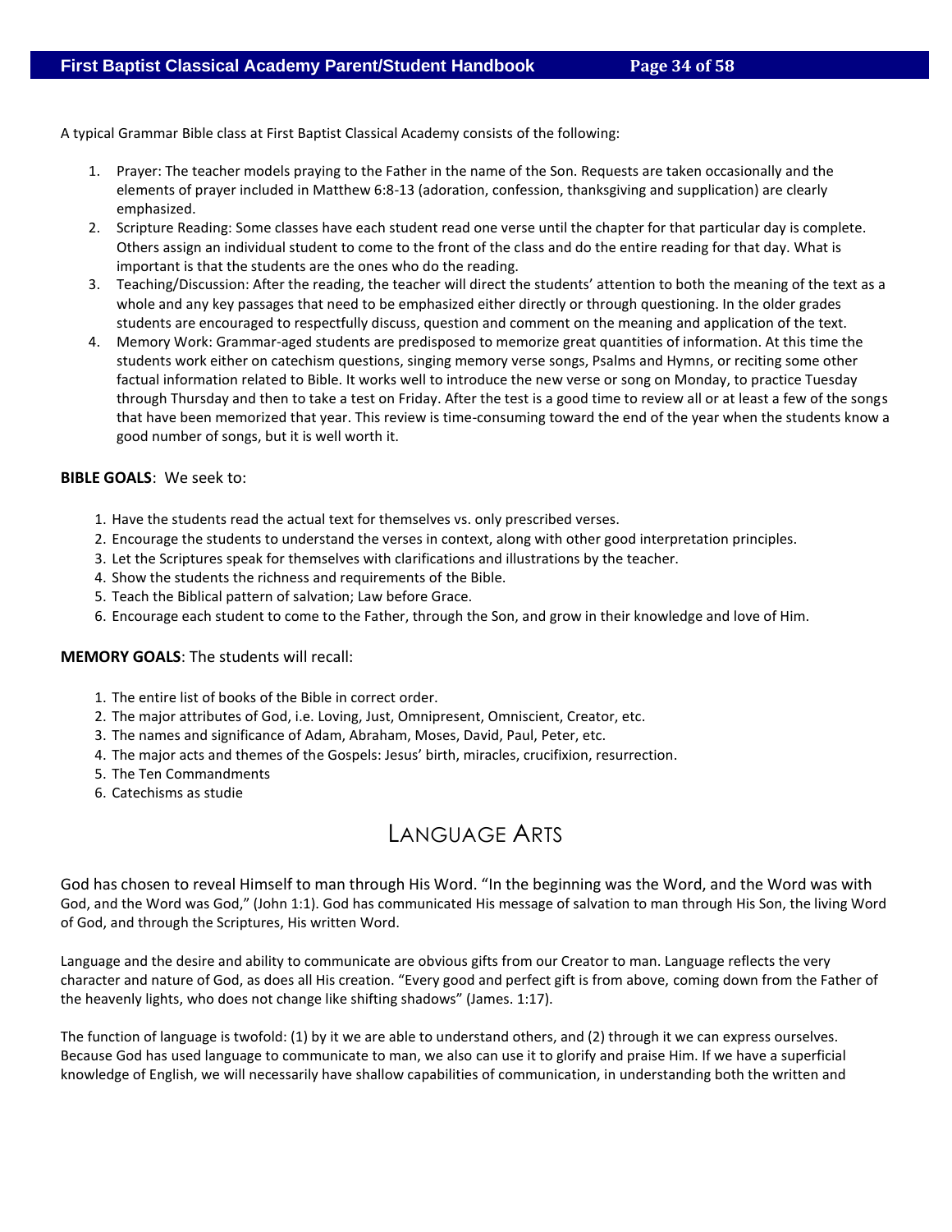A typical Grammar Bible class at First Baptist Classical Academy consists of the following:

1. Prayer: The teacher models praying to the Father in the name of the Son. Requests are taken occasionally and the elements of prayer included in Matthew 6:8-13 (adoration, confession, thanksgiving and supplication) are clearly emphasized.
2. Scripture Reading: Some classes have each student read one verse until the chapter for that particular day is complete. Others assign an individual student to come to the front of the class and do the entire reading for that day. What is important is that the students are the ones who do the reading.
3. Teaching/Discussion: After the reading, the teacher will direct the students' attention to both the meaning of the text as a whole and any key passages that need to be emphasized either directly or through questioning. In the older grades students are encouraged to respectfully discuss, question and comment on the meaning and application of the text.
4. Memory Work: Grammar-aged students are predisposed to memorize great quantities of information. At this time the students work either on catechism questions, singing memory verse songs, Psalms and Hymns, or reciting some other factual information related to Bible. It works well to introduce the new verse or song on Monday, to practice Tuesday through Thursday and then to take a test on Friday. After the test is a good time to review all or at least a few of the songs that have been memorized that year. This review is time-consuming toward the end of the year when the students know a good number of songs, but it is well worth it.

**BIBLE GOALS**: We seek to:

1. Have the students read the actual text for themselves vs. only prescribed verses.
2. Encourage the students to understand the verses in context, along with other good interpretation principles.
3. Let the Scriptures speak for themselves with clarifications and illustrations by the teacher.
4. Show the students the richness and requirements of the Bible.
5. Teach the Biblical pattern of salvation; Law before Grace.
6. Encourage each student to come to the Father, through the Son, and grow in their knowledge and love of Him.

**MEMORY GOALS**: The students will recall:

1. The entire list of books of the Bible in correct order.
2. The major attributes of God, i.e. Loving, Just, Omnipresent, Omniscient, Creator, etc.
3. The names and significance of Adam, Abraham, Moses, David, Paul, Peter, etc.
4. The major acts and themes of the Gospels: Jesus' birth, miracles, crucifixion, resurrection.
5. The Ten Commandments
6. Catechisms as studie

## Language Arts

God has chosen to reveal Himself to man through His Word. "In the beginning was the Word, and the Word was with God, and the Word was God," (John 1:1). God has communicated His message of salvation to man through His Son, the living Word of God, and through the Scriptures, His written Word.

Language and the desire and ability to communicate are obvious gifts from our Creator to man. Language reflects the very character and nature of God, as does all His creation. "Every good and perfect gift is from above, coming down from the Father of the heavenly lights, who does not change like shifting shadows" (James. 1:17).

The function of language is twofold: (1) by it we are able to understand others, and (2) through it we can express ourselves. Because God has used language to communicate to man, we also can use it to glorify and praise Him. If we have a superficial knowledge of English, we will necessarily have shallow capabilities of communication, in understanding both the written and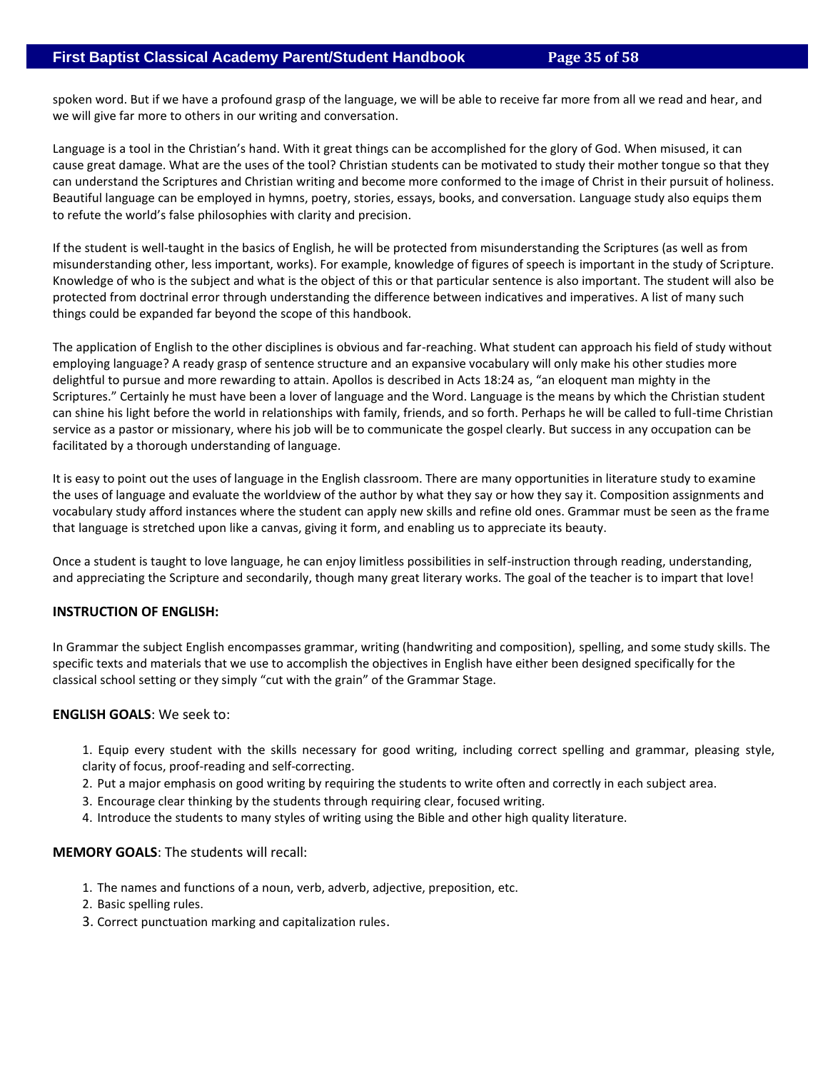spoken word. But if we have a profound grasp of the language, we will be able to receive far more from all we read and hear, and we will give far more to others in our writing and conversation.

Language is a tool in the Christian's hand. With it great things can be accomplished for the glory of God. When misused, it can cause great damage. What are the uses of the tool? Christian students can be motivated to study their mother tongue so that they can understand the Scriptures and Christian writing and become more conformed to the image of Christ in their pursuit of holiness. Beautiful language can be employed in hymns, poetry, stories, essays, books, and conversation. Language study also equips them to refute the world's false philosophies with clarity and precision.

If the student is well-taught in the basics of English, he will be protected from misunderstanding the Scriptures (as well as from misunderstanding other, less important, works). For example, knowledge of figures of speech is important in the study of Scripture. Knowledge of who is the subject and what is the object of this or that particular sentence is also important. The student will also be protected from doctrinal error through understanding the difference between indicatives and imperatives. A list of many such things could be expanded far beyond the scope of this handbook.

The application of English to the other disciplines is obvious and far-reaching. What student can approach his field of study without employing language? A ready grasp of sentence structure and an expansive vocabulary will only make his other studies more delightful to pursue and more rewarding to attain. Apollos is described in Acts 18:24 as, "an eloquent man mighty in the Scriptures." Certainly he must have been a lover of language and the Word. Language is the means by which the Christian student can shine his light before the world in relationships with family, friends, and so forth. Perhaps he will be called to full-time Christian service as a pastor or missionary, where his job will be to communicate the gospel clearly. But success in any occupation can be facilitated by a thorough understanding of language.

It is easy to point out the uses of language in the English classroom. There are many opportunities in literature study to examine the uses of language and evaluate the worldview of the author by what they say or how they say it. Composition assignments and vocabulary study afford instances where the student can apply new skills and refine old ones. Grammar must be seen as the frame that language is stretched upon like a canvas, giving it form, and enabling us to appreciate its beauty.

Once a student is taught to love language, he can enjoy limitless possibilities in self-instruction through reading, understanding, and appreciating the Scripture and secondarily, though many great literary works. The goal of the teacher is to impart that love!

**INSTRUCTION OF ENGLISH:**

In Grammar the subject English encompasses grammar, writing (handwriting and composition), spelling, and some study skills. The specific texts and materials that we use to accomplish the objectives in English have either been designed specifically for the classical school setting or they simply "cut with the grain" of the Grammar Stage.

**ENGLISH GOALS**: We seek to:

1. Equip every student with the skills necessary for good writing, including correct spelling and grammar, pleasing style, clarity of focus, proof-reading and self-correcting.
2. Put a major emphasis on good writing by requiring the students to write often and correctly in each subject area.
3. Encourage clear thinking by the students through requiring clear, focused writing.
4. Introduce the students to many styles of writing using the Bible and other high quality literature.

**MEMORY GOALS**: The students will recall:

1. The names and functions of a noun, verb, adverb, adjective, preposition, etc.
2. Basic spelling rules.
3. Correct punctuation marking and capitalization rules.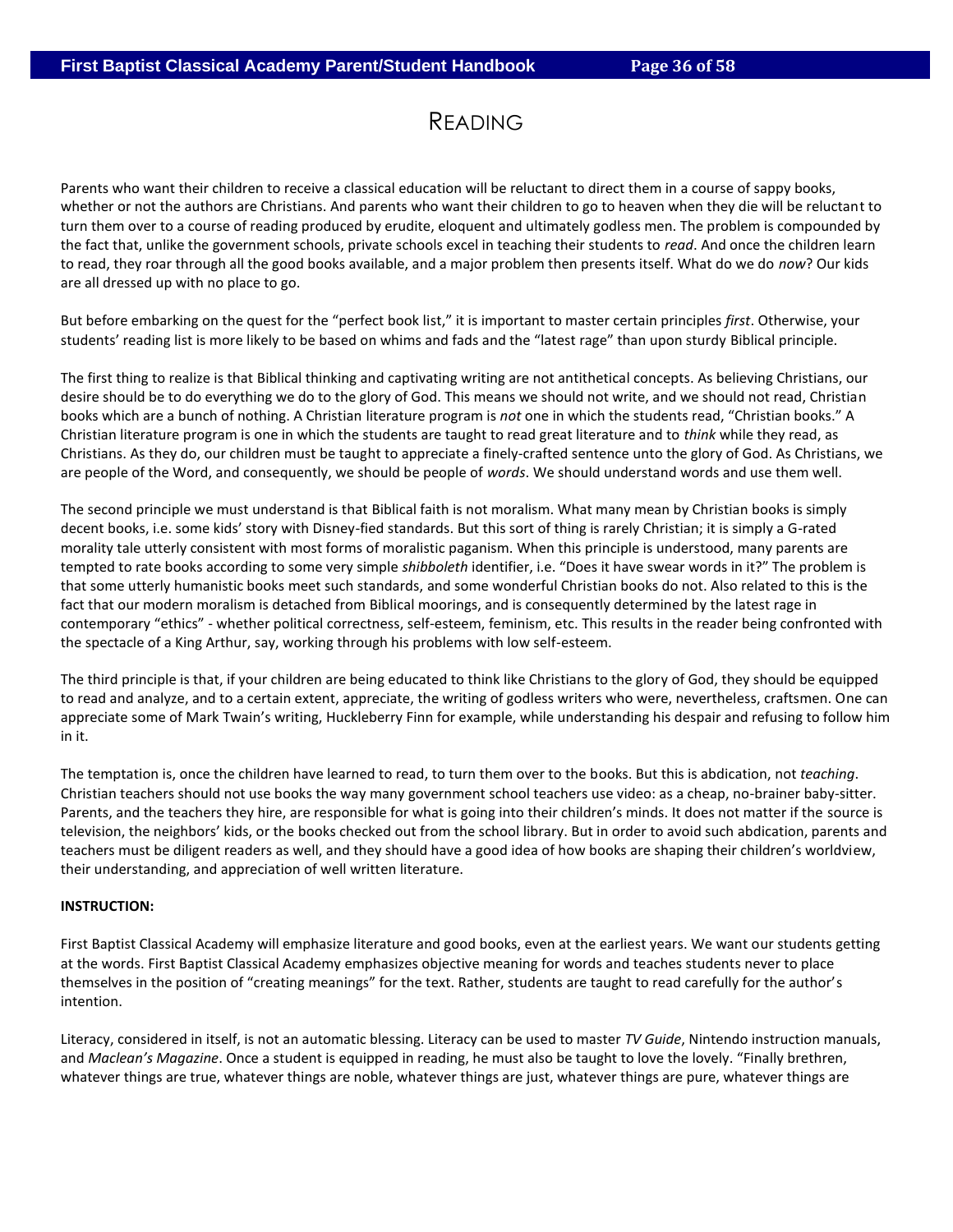# Reading

Parents who want their children to receive a classical education will be reluctant to direct them in a course of sappy books, whether or not the authors are Christians. And parents who want their children to go to heaven when they die will be reluctant to turn them over to a course of reading produced by erudite, eloquent and ultimately godless men. The problem is compounded by the fact that, unlike the government schools, private schools excel in teaching their students to *read*. And once the children learn to read, they roar through all the good books available, and a major problem then presents itself. What do we do *now*? Our kids are all dressed up with no place to go.

But before embarking on the quest for the "perfect book list," it is important to master certain principles *first*. Otherwise, your students' reading list is more likely to be based on whims and fads and the "latest rage" than upon sturdy Biblical principle.

The first thing to realize is that Biblical thinking and captivating writing are not antithetical concepts. As believing Christians, our desire should be to do everything we do to the glory of God. This means we should not write, and we should not read, Christian books which are a bunch of nothing. A Christian literature program is *not* one in which the students read, "Christian books." A Christian literature program is one in which the students are taught to read great literature and to *think* while they read, as Christians. As they do, our children must be taught to appreciate a finely-crafted sentence unto the glory of God. As Christians, we are people of the Word, and consequently, we should be people of *words*. We should understand words and use them well.

The second principle we must understand is that Biblical faith is not moralism. What many mean by Christian books is simply decent books, i.e. some kids' story with Disney-fied standards. But this sort of thing is rarely Christian; it is simply a G-rated morality tale utterly consistent with most forms of moralistic paganism. When this principle is understood, many parents are tempted to rate books according to some very simple *shibboleth* identifier, i.e. "Does it have swear words in it?" The problem is that some utterly humanistic books meet such standards, and some wonderful Christian books do not. Also related to this is the fact that our modern moralism is detached from Biblical moorings, and is consequently determined by the latest rage in contemporary "ethics" - whether political correctness, self-esteem, feminism, etc. This results in the reader being confronted with the spectacle of a King Arthur, say, working through his problems with low self-esteem.

The third principle is that, if your children are being educated to think like Christians to the glory of God, they should be equipped to read and analyze, and to a certain extent, appreciate, the writing of godless writers who were, nevertheless, craftsmen. One can appreciate some of Mark Twain's writing, Huckleberry Finn for example, while understanding his despair and refusing to follow him in it.

The temptation is, once the children have learned to read, to turn them over to the books. But this is abdication, not *teaching*. Christian teachers should not use books the way many government school teachers use video: as a cheap, no-brainer baby-sitter. Parents, and the teachers they hire, are responsible for what is going into their children's minds. It does not matter if the source is television, the neighbors' kids, or the books checked out from the school library. But in order to avoid such abdication, parents and teachers must be diligent readers as well, and they should have a good idea of how books are shaping their children's worldview, their understanding, and appreciation of well written literature.

**INSTRUCTION:**

First Baptist Classical Academy will emphasize literature and good books, even at the earliest years. We want our students getting at the words. First Baptist Classical Academy emphasizes objective meaning for words and teaches students never to place themselves in the position of "creating meanings" for the text. Rather, students are taught to read carefully for the author's intention.

Literacy, considered in itself, is not an automatic blessing. Literacy can be used to master *TV Guide*, Nintendo instruction manuals, and *Maclean's Magazine*. Once a student is equipped in reading, he must also be taught to love the lovely. "Finally brethren, whatever things are true, whatever things are noble, whatever things are just, whatever things are pure, whatever things are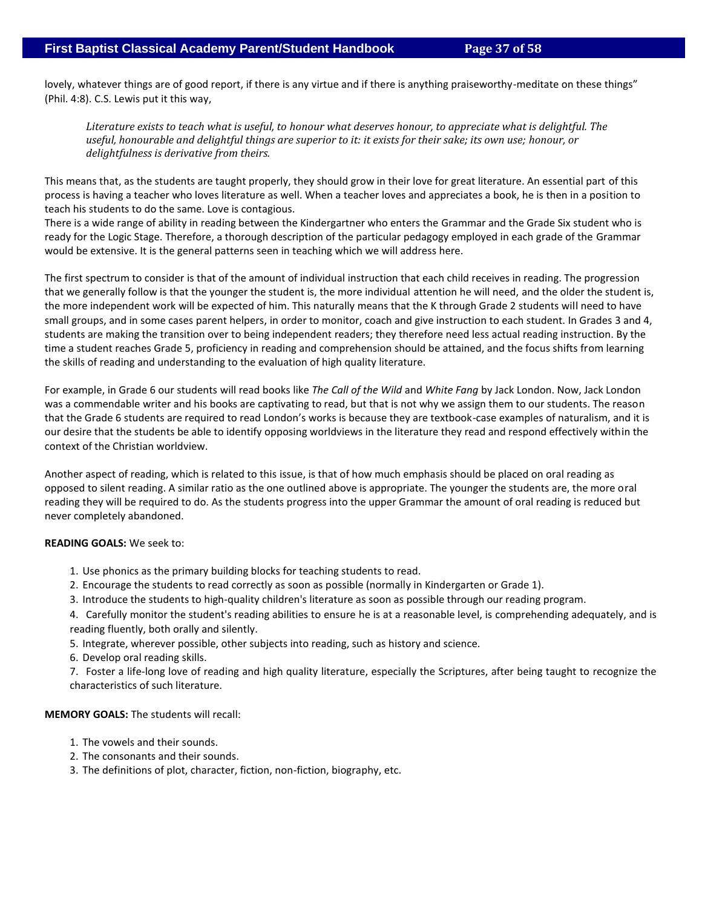lovely, whatever things are of good report, if there is any virtue and if there is anything praiseworthy-meditate on these things" (Phil. 4:8). C.S. Lewis put it this way,

> *Literature exists to teach what is useful, to honour what deserves honour, to appreciate what is delightful. The useful, honourable and delightful things are superior to it: it exists for their sake; its own use; honour, or delightfulness is derivative from theirs.*

This means that, as the students are taught properly, they should grow in their love for great literature. An essential part of this process is having a teacher who loves literature as well. When a teacher loves and appreciates a book, he is then in a position to teach his students to do the same. Love is contagious.
There is a wide range of ability in reading between the Kindergartner who enters the Grammar and the Grade Six student who is ready for the Logic Stage. Therefore, a thorough description of the particular pedagogy employed in each grade of the Grammar would be extensive. It is the general patterns seen in teaching which we will address here.

The first spectrum to consider is that of the amount of individual instruction that each child receives in reading. The progression that we generally follow is that the younger the student is, the more individual attention he will need, and the older the student is, the more independent work will be expected of him. This naturally means that the K through Grade 2 students will need to have small groups, and in some cases parent helpers, in order to monitor, coach and give instruction to each student. In Grades 3 and 4, students are making the transition over to being independent readers; they therefore need less actual reading instruction. By the time a student reaches Grade 5, proficiency in reading and comprehension should be attained, and the focus shifts from learning the skills of reading and understanding to the evaluation of high quality literature.

For example, in Grade 6 our students will read books like *The Call of the Wild* and *White Fang* by Jack London. Now, Jack London was a commendable writer and his books are captivating to read, but that is not why we assign them to our students. The reason that the Grade 6 students are required to read London's works is because they are textbook-case examples of naturalism, and it is our desire that the students be able to identify opposing worldviews in the literature they read and respond effectively within the context of the Christian worldview.

Another aspect of reading, which is related to this issue, is that of how much emphasis should be placed on oral reading as opposed to silent reading. A similar ratio as the one outlined above is appropriate. The younger the students are, the more oral reading they will be required to do. As the students progress into the upper Grammar the amount of oral reading is reduced but never completely abandoned.

**READING GOALS:** We seek to:

1. Use phonics as the primary building blocks for teaching students to read.
2. Encourage the students to read correctly as soon as possible (normally in Kindergarten or Grade 1).
3. Introduce the students to high-quality children's literature as soon as possible through our reading program.
4. Carefully monitor the student's reading abilities to ensure he is at a reasonable level, is comprehending adequately, and is reading fluently, both orally and silently.
5. Integrate, wherever possible, other subjects into reading, such as history and science.
6. Develop oral reading skills.
7. Foster a life-long love of reading and high quality literature, especially the Scriptures, after being taught to recognize the characteristics of such literature.

**MEMORY GOALS:** The students will recall:

1. The vowels and their sounds.
2. The consonants and their sounds.
3. The definitions of plot, character, fiction, non-fiction, biography, etc.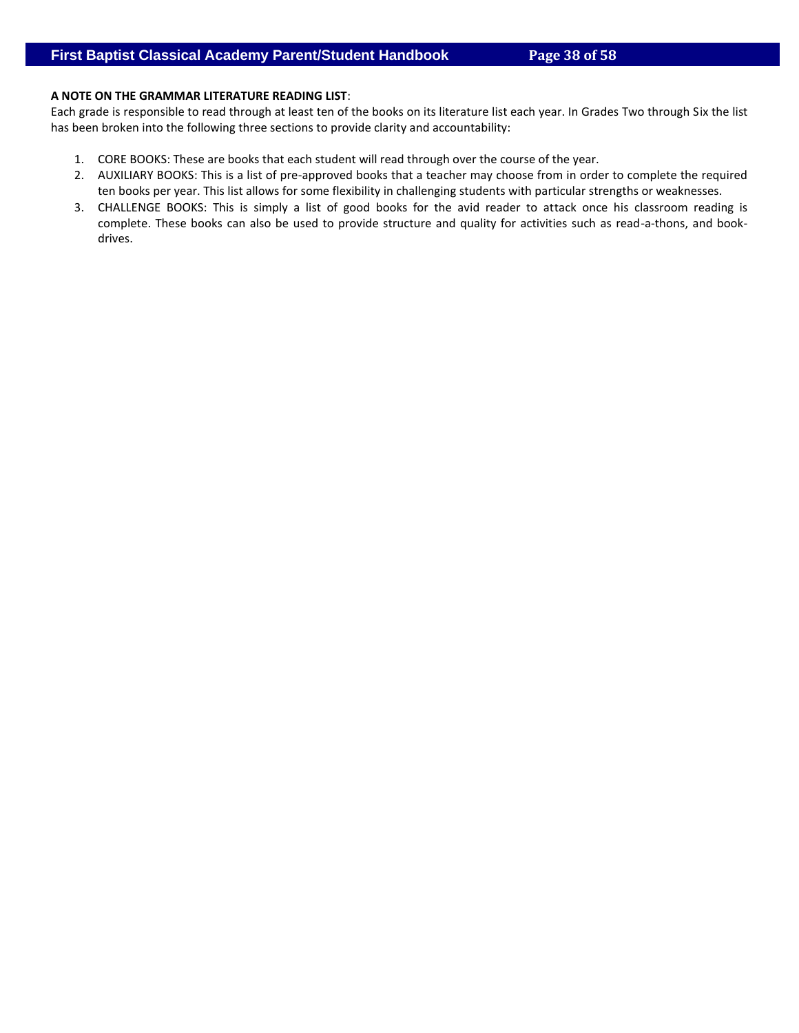**A NOTE ON THE GRAMMAR LITERATURE READING LIST**:

Each grade is responsible to read through at least ten of the books on its literature list each year. In Grades Two through Six the list has been broken into the following three sections to provide clarity and accountability:

1. CORE BOOKS: These are books that each student will read through over the course of the year.
2. AUXILIARY BOOKS: This is a list of pre-approved books that a teacher may choose from in order to complete the required ten books per year. This list allows for some flexibility in challenging students with particular strengths or weaknesses.
3. CHALLENGE BOOKS: This is simply a list of good books for the avid reader to attack once his classroom reading is complete. These books can also be used to provide structure and quality for activities such as read-a-thons, and book-drives.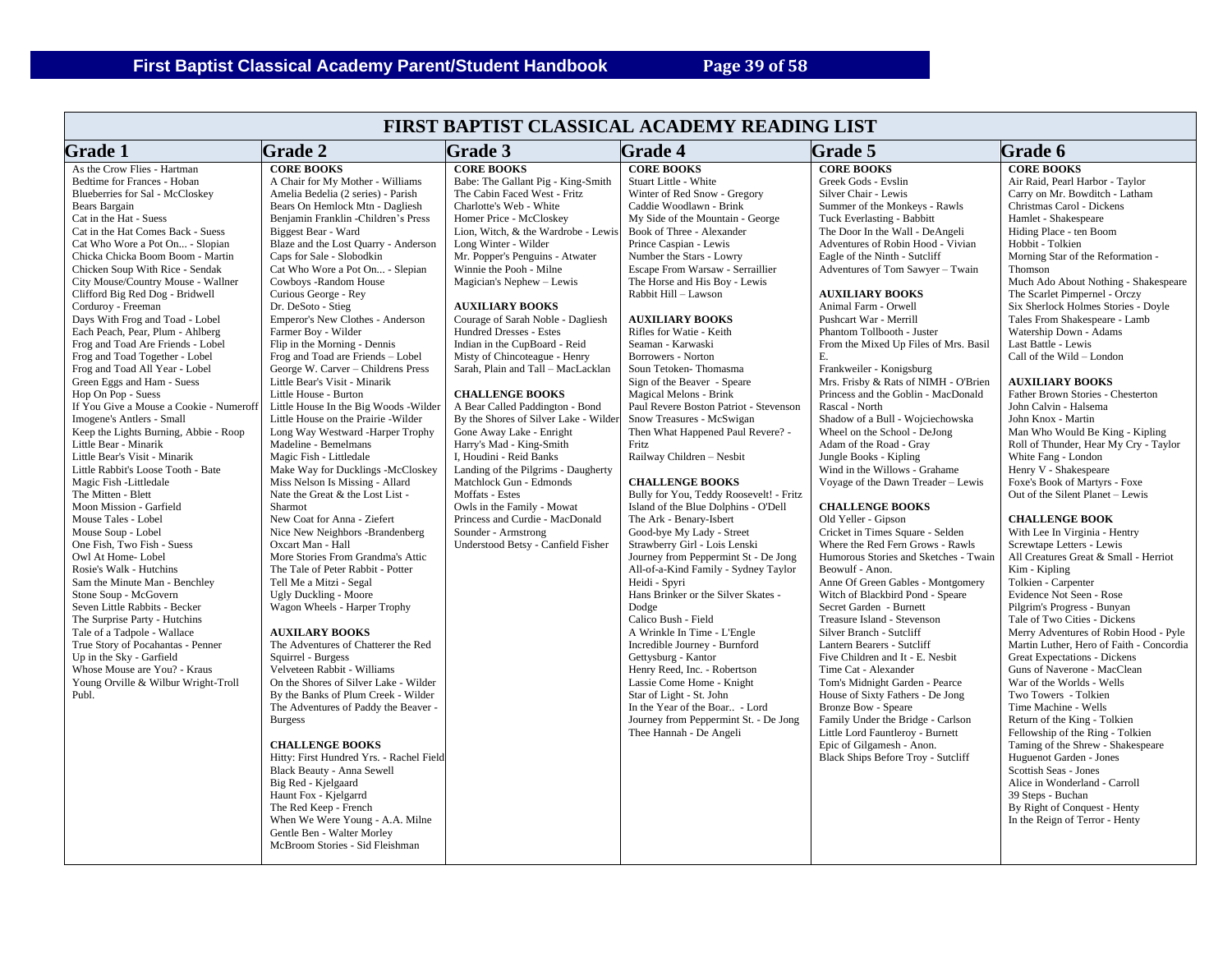# FIRST BAPTIST CLASSICAL ACADEMY READING LIST

## Grade 1

- As the Crow Flies - Hartman
- Bedtime for Frances - Hoban
- Blueberries for Sal - McCloskey
- Bears Bargain
- Cat in the Hat - Suess
- Cat in the Hat Comes Back - Suess
- Cat Who Wore a Pot On... - Slopian
- Chicka Chicka Boom Boom - Martin
- Chicken Soup With Rice - Sendak
- City Mouse/Country Mouse - Wallner
- Clifford Big Red Dog - Bridwell
- Corduroy - Freeman
- Days With Frog and Toad - Lobel
- Each Peach, Pear, Plum - Ahlberg
- Frog and Toad Are Friends - Lobel
- Frog and Toad Together - Lobel
- Frog and Toad All Year - Lobel
- Green Eggs and Ham - Suess
- Hop On Pop - Suess
- If You Give a Mouse a Cookie - Numeroff
- Imogene's Antlers - Small
- Keep the Lights Burning, Abbie - Roop
- Little Bear - Minarik
- Little Bear's Visit - Minarik
- Little Rabbit's Loose Tooth - Bate
- Magic Fish -Littledale
- The Mitten - Blett
- Moon Mission - Garfield
- Mouse Tales - Lobel
- Mouse Soup - Lobel
- One Fish, Two Fish - Suess
- Owl At Home- Lobel
- Rosie's Walk - Hutchins
- Sam the Minute Man - Benchley
- Stone Soup - McGovern
- Seven Little Rabbits - Becker
- The Surprise Party - Hutchins
- Tale of a Tadpole - Wallace
- True Story of Pocahantas - Penner
- Up in the Sky - Garfield
- Whose Mouse are You? - Kraus
- Young Orville & Wilbur Wright-Troll Publ.

## Grade 2

**CORE BOOKS**

- A Chair for My Mother - Williams
- Amelia Bedelia (2 series) - Parish
- Bears On Hemlock Mtn - Dagliesh
- Benjamin Franklin -Children's Press
- Biggest Bear - Ward
- Blaze and the Lost Quarry - Anderson
- Caps for Sale - Slobodkin
- Cat Who Wore a Pot On... - Slepian
- Cowboys -Random House
- Curious George - Rey
- Dr. DeSoto - Stieg
- Emperor's New Clothes - Anderson
- Farmer Boy - Wilder
- Flip in the Morning - Dennis
- Frog and Toad are Friends – Lobel
- George W. Carver – Childrens Press
- Little Bear's Visit - Minarik
- Little House - Burton
- Little House In the Big Woods -Wilder
- Little House on the Prairie -Wilder
- Long Way Westward -Harper Trophy
- Madeline - Bemelmans
- Magic Fish - Littledale
- Make Way for Ducklings -McCloskey
- Miss Nelson Is Missing - Allard
- Nate the Great & the Lost List - Sharmot
- New Coat for Anna - Ziefert
- Nice New Neighbors -Brandenberg
- Oxcart Man - Hall
- More Stories From Grandma's Attic
- The Tale of Peter Rabbit - Potter
- Tell Me a Mitzi - Segal
- Ugly Duckling - Moore
- Wagon Wheels - Harper Trophy

**AUXILARY BOOKS**

- The Adventures of Chatterer the Red Squirrel - Burgess
- Velveteen Rabbit - Williams
- On the Shores of Silver Lake - Wilder
- By the Banks of Plum Creek - Wilder
- The Adventures of Paddy the Beaver - Burgess

**CHALLENGE BOOKS**

- Hitty: First Hundred Yrs. - Rachel Field
- Black Beauty - Anna Sewell
- Big Red - Kjelgaard
- Haunt Fox - Kjelgarrd
- The Red Keep - French
- When We Were Young - A.A. Milne
- Gentle Ben - Walter Morley
- McBroom Stories - Sid Fleishman

## Grade 3

**CORE BOOKS**

- Babe: The Gallant Pig - King-Smith
- The Cabin Faced West - Fritz
- Charlotte's Web - White
- Homer Price - McCloskey
- Lion, Witch, & the Wardrobe - Lewis
- Long Winter - Wilder
- Mr. Popper's Penguins - Atwater
- Winnie the Pooh - Milne
- Magician's Nephew – Lewis

**AUXILIARY BOOKS**

- Courage of Sarah Noble - Dagliesh
- Hundred Dresses - Estes
- Indian in the CupBoard - Reid
- Misty of Chincoteague - Henry
- Sarah, Plain and Tall – MacLacklan

**CHALLENGE BOOKS**

- A Bear Called Paddington - Bond
- By the Shores of Silver Lake - Wilder
- Gone Away Lake - Enright
- Harry's Mad - King-Smith
- I, Houdini - Reid Banks
- Landing of the Pilgrims - Daugherty
- Matchlock Gun - Edmonds
- Moffats - Estes
- Owls in the Family - Mowat
- Princess and Curdie - MacDonald
- Sounder - Armstrong
- Understood Betsy - Canfield Fisher

## Grade 4

**CORE BOOKS**

- Stuart Little - White
- Winter of Red Snow - Gregory
- Caddie Woodlawn - Brink
- My Side of the Mountain - George
- Book of Three - Alexander
- Prince Caspian - Lewis
- Number the Stars - Lowry
- Escape From Warsaw - Serraillier
- The Horse and His Boy - Lewis
- Rabbit Hill – Lawson

**AUXILIARY BOOKS**

- Rifles for Watie - Keith
- Seaman - Karwaski
- Borrowers - Norton
- Soun Tetoken- Thomasma
- Sign of the Beaver - Speare
- Magical Melons - Brink
- Paul Revere Boston Patriot - Stevenson
- Snow Treasures - McSwigan
- Then What Happened Paul Revere? - Fritz
- Railway Children – Nesbit

**CHALLENGE BOOKS**

- Bully for You, Teddy Roosevelt! - Fritz
- Island of the Blue Dolphins - O'Dell
- The Ark - Benary-Isbert
- Good-bye My Lady - Street
- Strawberry Girl - Lois Lenski
- Journey from Peppermint St - De Jong
- All-of-a-Kind Family - Sydney Taylor
- Heidi - Spyri
- Hans Brinker or the Silver Skates - Dodge
- Calico Bush - Field
- A Wrinkle In Time - L'Engle
- Incredible Journey - Burnford
- Gettysburg - Kantor
- Henry Reed, Inc. - Robertson
- Lassie Come Home - Knight
- Star of Light - St. John
- In the Year of the Boar.. - Lord
- Journey from Peppermint St. - De Jong
- Thee Hannah - De Angeli

## Grade 5

**CORE BOOKS**

- Greek Gods - Evslin
- Silver Chair - Lewis
- Summer of the Monkeys - Rawls
- Tuck Everlasting - Babbitt
- The Door In the Wall - DeAngeli
- Adventures of Robin Hood - Vivian
- Eagle of the Ninth - Sutcliff
- Adventures of Tom Sawyer – Twain

**AUXILIARY BOOKS**

- Animal Farm - Orwell
- Pushcart War - Merrill
- Phantom Tollbooth - Juster
- From the Mixed Up Files of Mrs. Basil E. Frankweiler - Konigsburg
- Mrs. Frisby & Rats of NIMH - O'Brien
- Princess and the Goblin - MacDonald
- Rascal - North
- Shadow of a Bull - Wojciechowska
- Wheel on the School - DeJong
- Adam of the Road - Gray
- Jungle Books - Kipling
- Wind in the Willows - Grahame
- Voyage of the Dawn Treader – Lewis

**CHALLENGE BOOKS**

- Old Yeller - Gipson
- Cricket in Times Square - Selden
- Where the Red Fern Grows - Rawls
- Humorous Stories and Sketches - Twain
- Beowulf - Anon.
- Anne Of Green Gables - Montgomery
- Witch of Blackbird Pond - Speare
- Secret Garden - Burnett
- Treasure Island - Stevenson
- Silver Branch - Sutcliff
- Lantern Bearers - Sutcliff
- Five Children and It - E. Nesbit
- Time Cat - Alexander
- Tom's Midnight Garden - Pearce
- House of Sixty Fathers - De Jong
- Bronze Bow - Speare
- Family Under the Bridge - Carlson
- Little Lord Fauntleroy - Burnett
- Epic of Gilgamesh - Anon.
- Black Ships Before Troy - Sutcliff

## Grade 6

**CORE BOOKS**

- Air Raid, Pearl Harbor - Taylor
- Carry on Mr. Bowditch - Latham
- Christmas Carol - Dickens
- Hamlet - Shakespeare
- Hiding Place - ten Boom
- Hobbit - Tolkien
- Morning Star of the Reformation - Thomson
- Much Ado About Nothing - Shakespeare
- The Scarlet Pimpernel - Orczy
- Six Sherlock Holmes Stories - Doyle
- Tales From Shakespeare - Lamb
- Watership Down - Adams
- Last Battle - Lewis
- Call of the Wild – London

**AUXILIARY BOOKS**

- Father Brown Stories - Chesterton
- John Calvin - Halsema
- John Knox - Martin
- Man Who Would Be King - Kipling
- Roll of Thunder, Hear My Cry - Taylor
- White Fang - London
- Henry V - Shakespeare
- Foxe's Book of Martyrs - Foxe
- Out of the Silent Planet – Lewis

**CHALLENGE BOOK**

- With Lee In Virginia - Hentry
- Screwtape Letters - Lewis
- All Creatures Great & Small - Herriot
- Kim - Kipling
- Tolkien - Carpenter
- Evidence Not Seen - Rose
- Pilgrim's Progress - Bunyan
- Tale of Two Cities - Dickens
- Merry Adventures of Robin Hood - Pyle
- Martin Luther, Hero of Faith - Concordia
- Great Expectations - Dickens
- Guns of Naverone - MacClean
- War of the Worlds - Wells
- Two Towers - Tolkien
- Time Machine - Wells
- Return of the King - Tolkien
- Fellowship of the Ring - Tolkien
- Taming of the Shrew - Shakespeare
- Huguenot Garden - Jones
- Scottish Seas - Jones
- Alice in Wonderland - Carroll
- 39 Steps - Buchan
- By Right of Conquest - Henty
- In the Reign of Terror - Henty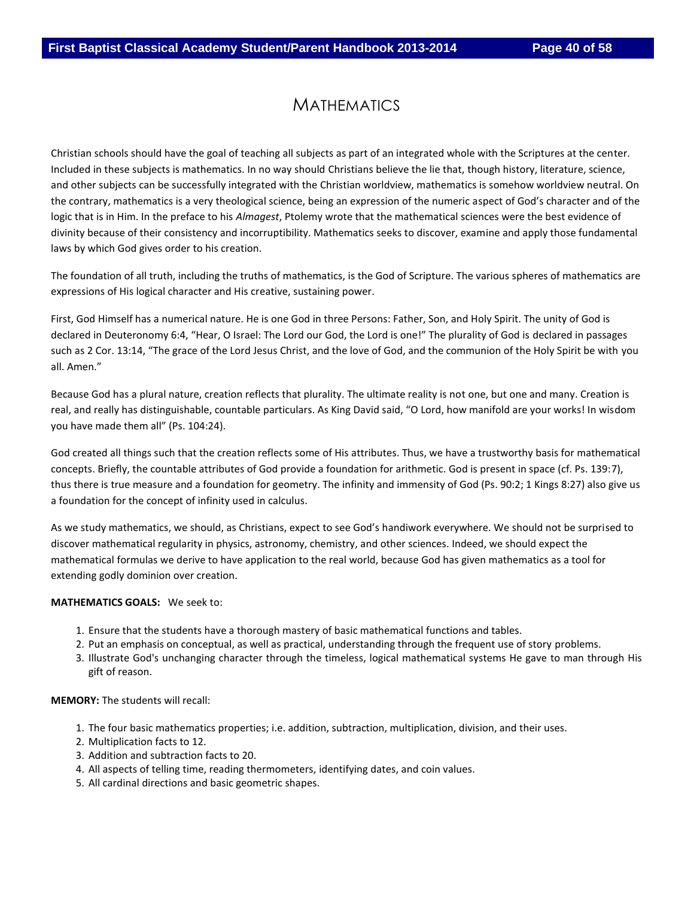# Mathematics

Christian schools should have the goal of teaching all subjects as part of an integrated whole with the Scriptures at the center. Included in these subjects is mathematics. In no way should Christians believe the lie that, though history, literature, science, and other subjects can be successfully integrated with the Christian worldview, mathematics is somehow worldview neutral. On the contrary, mathematics is a very theological science, being an expression of the numeric aspect of God's character and of the logic that is in Him. In the preface to his *Almagest*, Ptolemy wrote that the mathematical sciences were the best evidence of divinity because of their consistency and incorruptibility. Mathematics seeks to discover, examine and apply those fundamental laws by which God gives order to his creation.

The foundation of all truth, including the truths of mathematics, is the God of Scripture. The various spheres of mathematics are expressions of His logical character and His creative, sustaining power.

First, God Himself has a numerical nature. He is one God in three Persons: Father, Son, and Holy Spirit. The unity of God is declared in Deuteronomy 6:4, "Hear, O Israel: The Lord our God, the Lord is one!" The plurality of God is declared in passages such as 2 Cor. 13:14, "The grace of the Lord Jesus Christ, and the love of God, and the communion of the Holy Spirit be with you all. Amen."

Because God has a plural nature, creation reflects that plurality. The ultimate reality is not one, but one and many. Creation is real, and really has distinguishable, countable particulars. As King David said, "O Lord, how manifold are your works! In wisdom you have made them all" (Ps. 104:24).

God created all things such that the creation reflects some of His attributes. Thus, we have a trustworthy basis for mathematical concepts. Briefly, the countable attributes of God provide a foundation for arithmetic. God is present in space (cf. Ps. 139:7), thus there is true measure and a foundation for geometry. The infinity and immensity of God (Ps. 90:2; 1 Kings 8:27) also give us a foundation for the concept of infinity used in calculus.

As we study mathematics, we should, as Christians, expect to see God's handiwork everywhere. We should not be surprised to discover mathematical regularity in physics, astronomy, chemistry, and other sciences. Indeed, we should expect the mathematical formulas we derive to have application to the real world, because God has given mathematics as a tool for extending godly dominion over creation.

**MATHEMATICS GOALS:** We seek to:

1. Ensure that the students have a thorough mastery of basic mathematical functions and tables.
2. Put an emphasis on conceptual, as well as practical, understanding through the frequent use of story problems.
3. Illustrate God's unchanging character through the timeless, logical mathematical systems He gave to man through His gift of reason.

**MEMORY:** The students will recall:

1. The four basic mathematics properties; i.e. addition, subtraction, multiplication, division, and their uses.
2. Multiplication facts to 12.
3. Addition and subtraction facts to 20.
4. All aspects of telling time, reading thermometers, identifying dates, and coin values.
5. All cardinal directions and basic geometric shapes.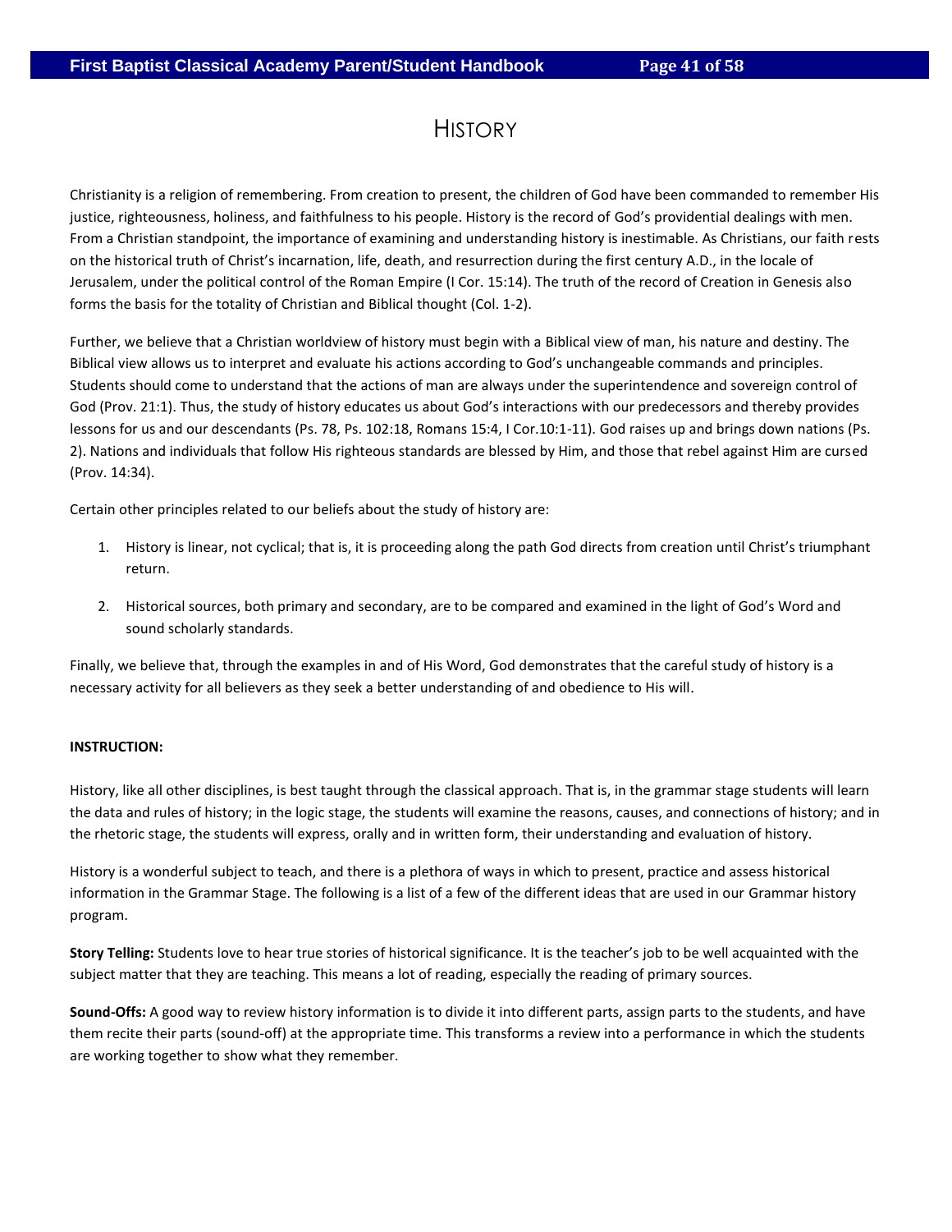# History

Christianity is a religion of remembering. From creation to present, the children of God have been commanded to remember His justice, righteousness, holiness, and faithfulness to his people. History is the record of God's providential dealings with men. From a Christian standpoint, the importance of examining and understanding history is inestimable. As Christians, our faith rests on the historical truth of Christ's incarnation, life, death, and resurrection during the first century A.D., in the locale of Jerusalem, under the political control of the Roman Empire (I Cor. 15:14). The truth of the record of Creation in Genesis also forms the basis for the totality of Christian and Biblical thought (Col. 1-2).

Further, we believe that a Christian worldview of history must begin with a Biblical view of man, his nature and destiny. The Biblical view allows us to interpret and evaluate his actions according to God's unchangeable commands and principles. Students should come to understand that the actions of man are always under the superintendence and sovereign control of God (Prov. 21:1). Thus, the study of history educates us about God's interactions with our predecessors and thereby provides lessons for us and our descendants (Ps. 78, Ps. 102:18, Romans 15:4, I Cor.10:1-11). God raises up and brings down nations (Ps. 2). Nations and individuals that follow His righteous standards are blessed by Him, and those that rebel against Him are cursed (Prov. 14:34).

Certain other principles related to our beliefs about the study of history are:

1. History is linear, not cyclical; that is, it is proceeding along the path God directs from creation until Christ's triumphant return.
2. Historical sources, both primary and secondary, are to be compared and examined in the light of God's Word and sound scholarly standards.

Finally, we believe that, through the examples in and of His Word, God demonstrates that the careful study of history is a necessary activity for all believers as they seek a better understanding of and obedience to His will.

**INSTRUCTION:**

History, like all other disciplines, is best taught through the classical approach. That is, in the grammar stage students will learn the data and rules of history; in the logic stage, the students will examine the reasons, causes, and connections of history; and in the rhetoric stage, the students will express, orally and in written form, their understanding and evaluation of history.

History is a wonderful subject to teach, and there is a plethora of ways in which to present, practice and assess historical information in the Grammar Stage. The following is a list of a few of the different ideas that are used in our Grammar history program.

**Story Telling:** Students love to hear true stories of historical significance. It is the teacher's job to be well acquainted with the subject matter that they are teaching. This means a lot of reading, especially the reading of primary sources.

**Sound-Offs:** A good way to review history information is to divide it into different parts, assign parts to the students, and have them recite their parts (sound-off) at the appropriate time. This transforms a review into a performance in which the students are working together to show what they remember.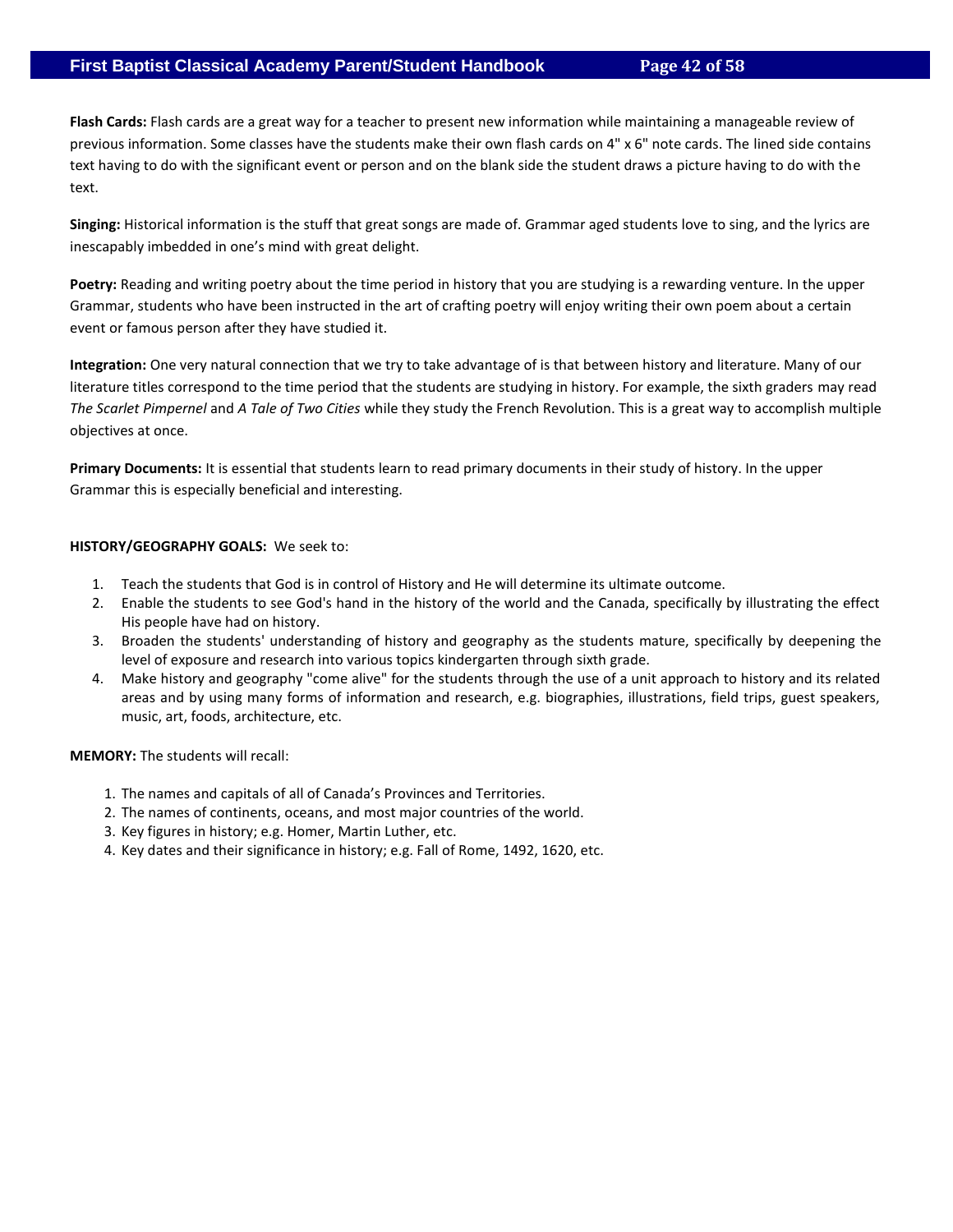**Flash Cards:** Flash cards are a great way for a teacher to present new information while maintaining a manageable review of previous information. Some classes have the students make their own flash cards on 4" x 6" note cards. The lined side contains text having to do with the significant event or person and on the blank side the student draws a picture having to do with the text.

**Singing:** Historical information is the stuff that great songs are made of. Grammar aged students love to sing, and the lyrics are inescapably imbedded in one's mind with great delight.

**Poetry:** Reading and writing poetry about the time period in history that you are studying is a rewarding venture. In the upper Grammar, students who have been instructed in the art of crafting poetry will enjoy writing their own poem about a certain event or famous person after they have studied it.

**Integration:** One very natural connection that we try to take advantage of is that between history and literature. Many of our literature titles correspond to the time period that the students are studying in history. For example, the sixth graders may read *The Scarlet Pimpernel* and *A Tale of Two Cities* while they study the French Revolution. This is a great way to accomplish multiple objectives at once.

**Primary Documents:** It is essential that students learn to read primary documents in their study of history. In the upper Grammar this is especially beneficial and interesting.

**HISTORY/GEOGRAPHY GOALS:** We seek to:

1. Teach the students that God is in control of History and He will determine its ultimate outcome.
2. Enable the students to see God's hand in the history of the world and the Canada, specifically by illustrating the effect His people have had on history.
3. Broaden the students' understanding of history and geography as the students mature, specifically by deepening the level of exposure and research into various topics kindergarten through sixth grade.
4. Make history and geography "come alive" for the students through the use of a unit approach to history and its related areas and by using many forms of information and research, e.g. biographies, illustrations, field trips, guest speakers, music, art, foods, architecture, etc.

**MEMORY:** The students will recall:

1. The names and capitals of all of Canada's Provinces and Territories.
2. The names of continents, oceans, and most major countries of the world.
3. Key figures in history; e.g. Homer, Martin Luther, etc.
4. Key dates and their significance in history; e.g. Fall of Rome, 1492, 1620, etc.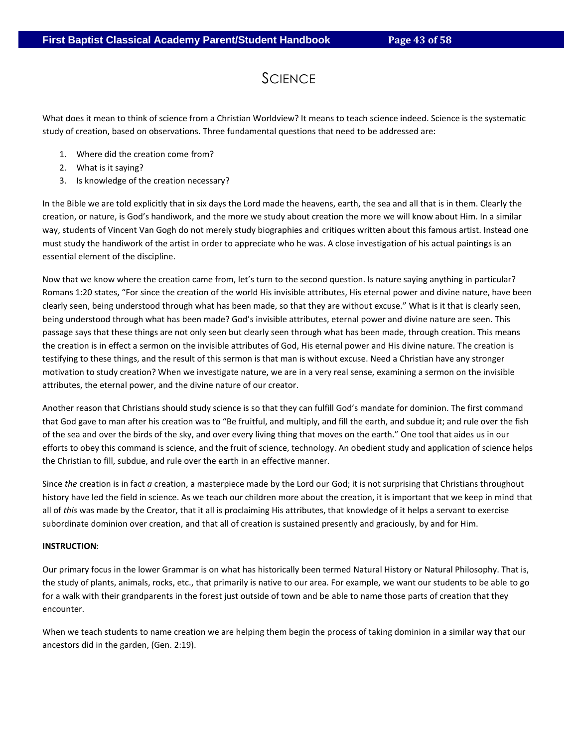# Science

What does it mean to think of science from a Christian Worldview? It means to teach science indeed. Science is the systematic study of creation, based on observations. Three fundamental questions that need to be addressed are:

1. Where did the creation come from?
2. What is it saying?
3. Is knowledge of the creation necessary?

In the Bible we are told explicitly that in six days the Lord made the heavens, earth, the sea and all that is in them. Clearly the creation, or nature, is God's handiwork, and the more we study about creation the more we will know about Him. In a similar way, students of Vincent Van Gogh do not merely study biographies and critiques written about this famous artist. Instead one must study the handiwork of the artist in order to appreciate who he was. A close investigation of his actual paintings is an essential element of the discipline.

Now that we know where the creation came from, let's turn to the second question. Is nature saying anything in particular? Romans 1:20 states, "For since the creation of the world His invisible attributes, His eternal power and divine nature, have been clearly seen, being understood through what has been made, so that they are without excuse." What is it that is clearly seen, being understood through what has been made? God's invisible attributes, eternal power and divine nature are seen. This passage says that these things are not only seen but clearly seen through what has been made, through creation. This means the creation is in effect a sermon on the invisible attributes of God, His eternal power and His divine nature. The creation is testifying to these things, and the result of this sermon is that man is without excuse. Need a Christian have any stronger motivation to study creation? When we investigate nature, we are in a very real sense, examining a sermon on the invisible attributes, the eternal power, and the divine nature of our creator.

Another reason that Christians should study science is so that they can fulfill God's mandate for dominion. The first command that God gave to man after his creation was to "Be fruitful, and multiply, and fill the earth, and subdue it; and rule over the fish of the sea and over the birds of the sky, and over every living thing that moves on the earth." One tool that aides us in our efforts to obey this command is science, and the fruit of science, technology. An obedient study and application of science helps the Christian to fill, subdue, and rule over the earth in an effective manner.

Since *the* creation is in fact *a* creation, a masterpiece made by the Lord our God; it is not surprising that Christians throughout history have led the field in science. As we teach our children more about the creation, it is important that we keep in mind that all of *this* was made by the Creator, that it all is proclaiming His attributes, that knowledge of it helps a servant to exercise subordinate dominion over creation, and that all of creation is sustained presently and graciously, by and for Him.

**INSTRUCTION**:

Our primary focus in the lower Grammar is on what has historically been termed Natural History or Natural Philosophy. That is, the study of plants, animals, rocks, etc., that primarily is native to our area. For example, we want our students to be able to go for a walk with their grandparents in the forest just outside of town and be able to name those parts of creation that they encounter.

When we teach students to name creation we are helping them begin the process of taking dominion in a similar way that our ancestors did in the garden, (Gen. 2:19).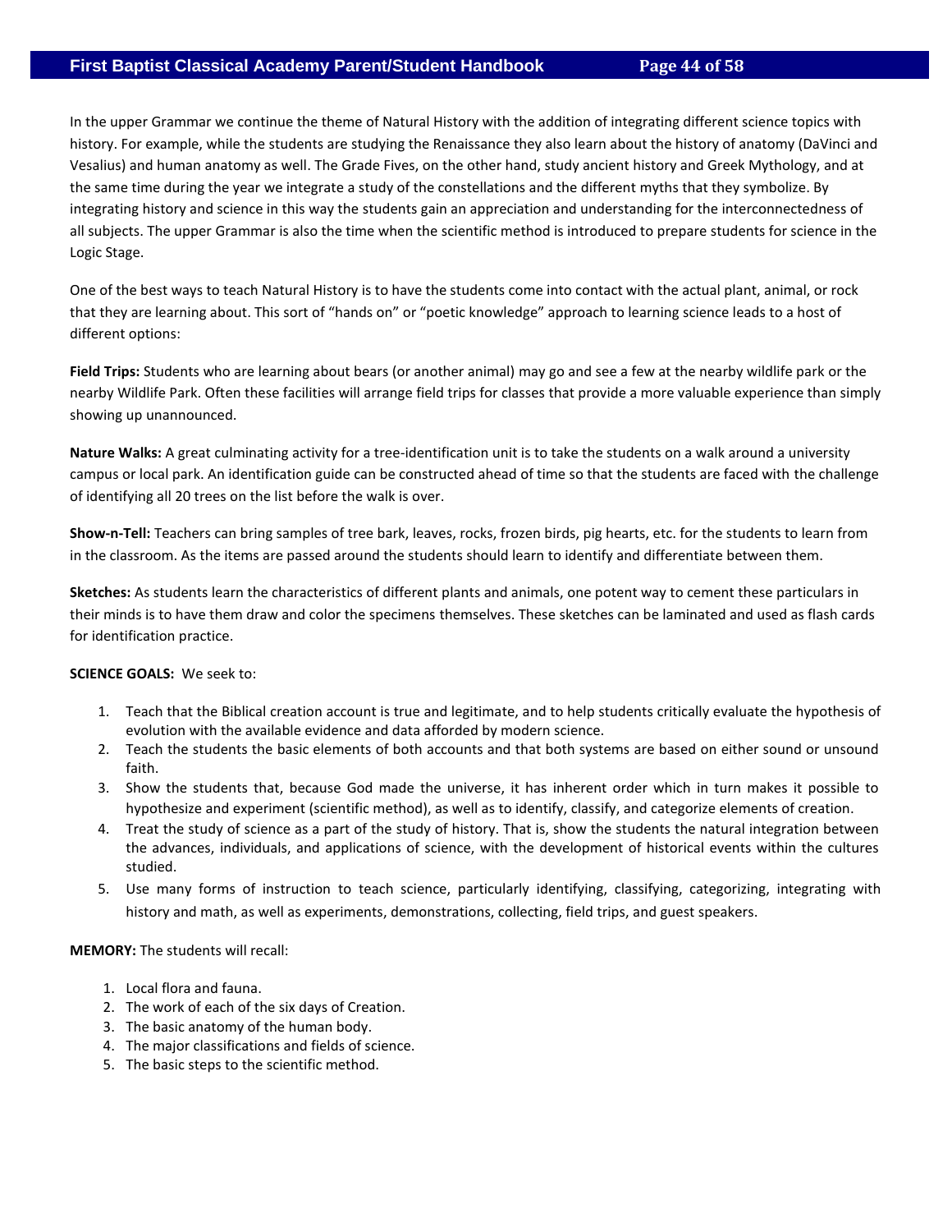In the upper Grammar we continue the theme of Natural History with the addition of integrating different science topics with history. For example, while the students are studying the Renaissance they also learn about the history of anatomy (DaVinci and Vesalius) and human anatomy as well. The Grade Fives, on the other hand, study ancient history and Greek Mythology, and at the same time during the year we integrate a study of the constellations and the different myths that they symbolize. By integrating history and science in this way the students gain an appreciation and understanding for the interconnectedness of all subjects. The upper Grammar is also the time when the scientific method is introduced to prepare students for science in the Logic Stage.

One of the best ways to teach Natural History is to have the students come into contact with the actual plant, animal, or rock that they are learning about. This sort of "hands on" or "poetic knowledge" approach to learning science leads to a host of different options:

**Field Trips:** Students who are learning about bears (or another animal) may go and see a few at the nearby wildlife park or the nearby Wildlife Park. Often these facilities will arrange field trips for classes that provide a more valuable experience than simply showing up unannounced.

**Nature Walks:** A great culminating activity for a tree-identification unit is to take the students on a walk around a university campus or local park. An identification guide can be constructed ahead of time so that the students are faced with the challenge of identifying all 20 trees on the list before the walk is over.

**Show-n-Tell:** Teachers can bring samples of tree bark, leaves, rocks, frozen birds, pig hearts, etc. for the students to learn from in the classroom. As the items are passed around the students should learn to identify and differentiate between them.

**Sketches:** As students learn the characteristics of different plants and animals, one potent way to cement these particulars in their minds is to have them draw and color the specimens themselves. These sketches can be laminated and used as flash cards for identification practice.

**SCIENCE GOALS:** We seek to:

1. Teach that the Biblical creation account is true and legitimate, and to help students critically evaluate the hypothesis of evolution with the available evidence and data afforded by modern science.
2. Teach the students the basic elements of both accounts and that both systems are based on either sound or unsound faith.
3. Show the students that, because God made the universe, it has inherent order which in turn makes it possible to hypothesize and experiment (scientific method), as well as to identify, classify, and categorize elements of creation.
4. Treat the study of science as a part of the study of history. That is, show the students the natural integration between the advances, individuals, and applications of science, with the development of historical events within the cultures studied.
5. Use many forms of instruction to teach science, particularly identifying, classifying, categorizing, integrating with history and math, as well as experiments, demonstrations, collecting, field trips, and guest speakers.

**MEMORY:** The students will recall:

1. Local flora and fauna.
2. The work of each of the six days of Creation.
3. The basic anatomy of the human body.
4. The major classifications and fields of science.
5. The basic steps to the scientific method.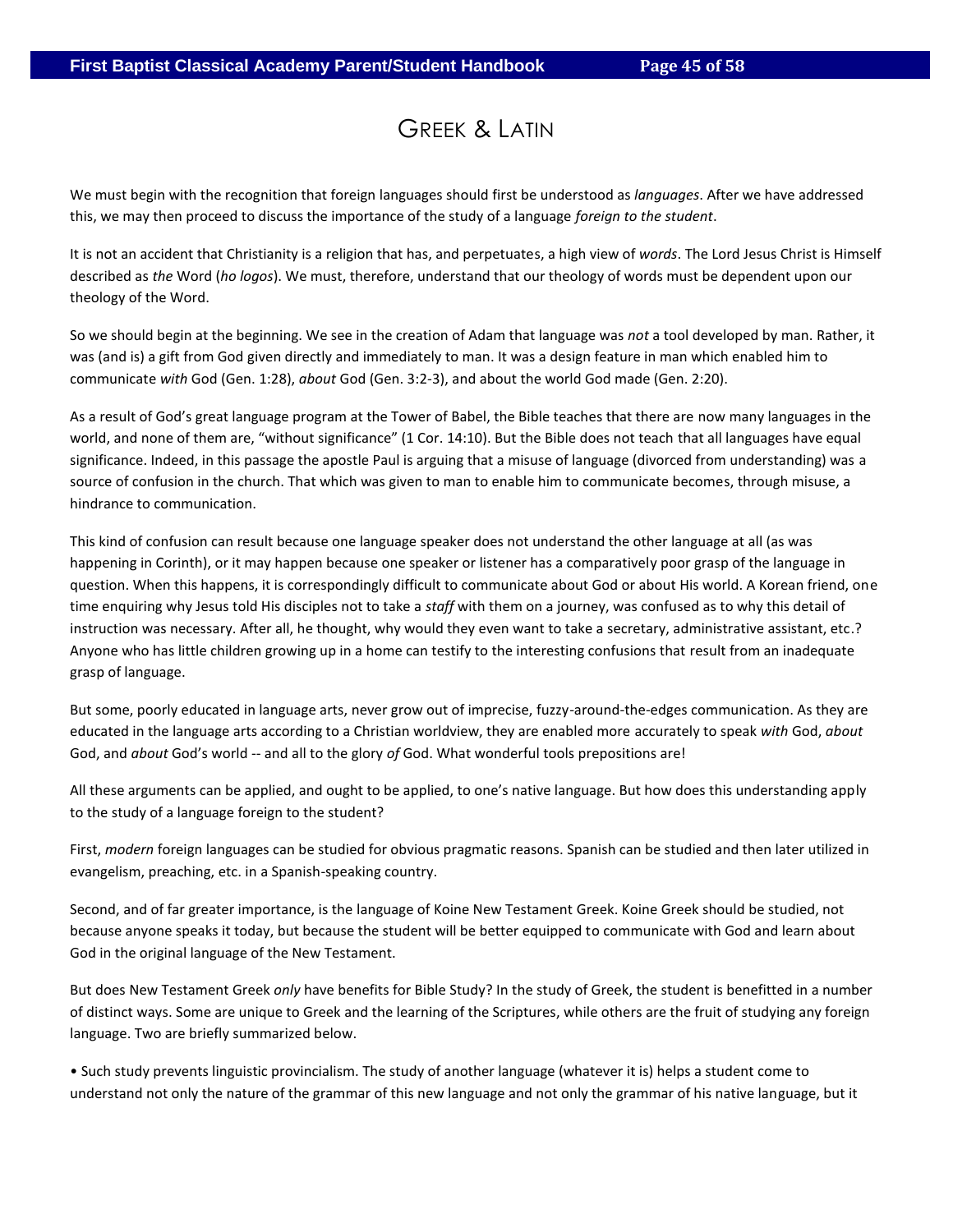# Greek & Latin

We must begin with the recognition that foreign languages should first be understood as *languages*. After we have addressed this, we may then proceed to discuss the importance of the study of a language *foreign to the student*.

It is not an accident that Christianity is a religion that has, and perpetuates, a high view of *words*. The Lord Jesus Christ is Himself described as *the* Word (*ho logos*). We must, therefore, understand that our theology of words must be dependent upon our theology of the Word.

So we should begin at the beginning. We see in the creation of Adam that language was *not* a tool developed by man. Rather, it was (and is) a gift from God given directly and immediately to man. It was a design feature in man which enabled him to communicate *with* God (Gen. 1:28), *about* God (Gen. 3:2-3), and about the world God made (Gen. 2:20).

As a result of God's great language program at the Tower of Babel, the Bible teaches that there are now many languages in the world, and none of them are, "without significance" (1 Cor. 14:10). But the Bible does not teach that all languages have equal significance. Indeed, in this passage the apostle Paul is arguing that a misuse of language (divorced from understanding) was a source of confusion in the church. That which was given to man to enable him to communicate becomes, through misuse, a hindrance to communication.

This kind of confusion can result because one language speaker does not understand the other language at all (as was happening in Corinth), or it may happen because one speaker or listener has a comparatively poor grasp of the language in question. When this happens, it is correspondingly difficult to communicate about God or about His world. A Korean friend, one time enquiring why Jesus told His disciples not to take a *staff* with them on a journey, was confused as to why this detail of instruction was necessary. After all, he thought, why would they even want to take a secretary, administrative assistant, etc.? Anyone who has little children growing up in a home can testify to the interesting confusions that result from an inadequate grasp of language.

But some, poorly educated in language arts, never grow out of imprecise, fuzzy-around-the-edges communication. As they are educated in the language arts according to a Christian worldview, they are enabled more accurately to speak *with* God, *about* God, and *about* God's world -- and all to the glory *of* God. What wonderful tools prepositions are!

All these arguments can be applied, and ought to be applied, to one's native language. But how does this understanding apply to the study of a language foreign to the student?

First, *modern* foreign languages can be studied for obvious pragmatic reasons. Spanish can be studied and then later utilized in evangelism, preaching, etc. in a Spanish-speaking country.

Second, and of far greater importance, is the language of Koine New Testament Greek. Koine Greek should be studied, not because anyone speaks it today, but because the student will be better equipped to communicate with God and learn about God in the original language of the New Testament.

But does New Testament Greek *only* have benefits for Bible Study? In the study of Greek, the student is benefitted in a number of distinct ways. Some are unique to Greek and the learning of the Scriptures, while others are the fruit of studying any foreign language. Two are briefly summarized below.

- Such study prevents linguistic provincialism. The study of another language (whatever it is) helps a student come to understand not only the nature of the grammar of this new language and not only the grammar of his native language, but it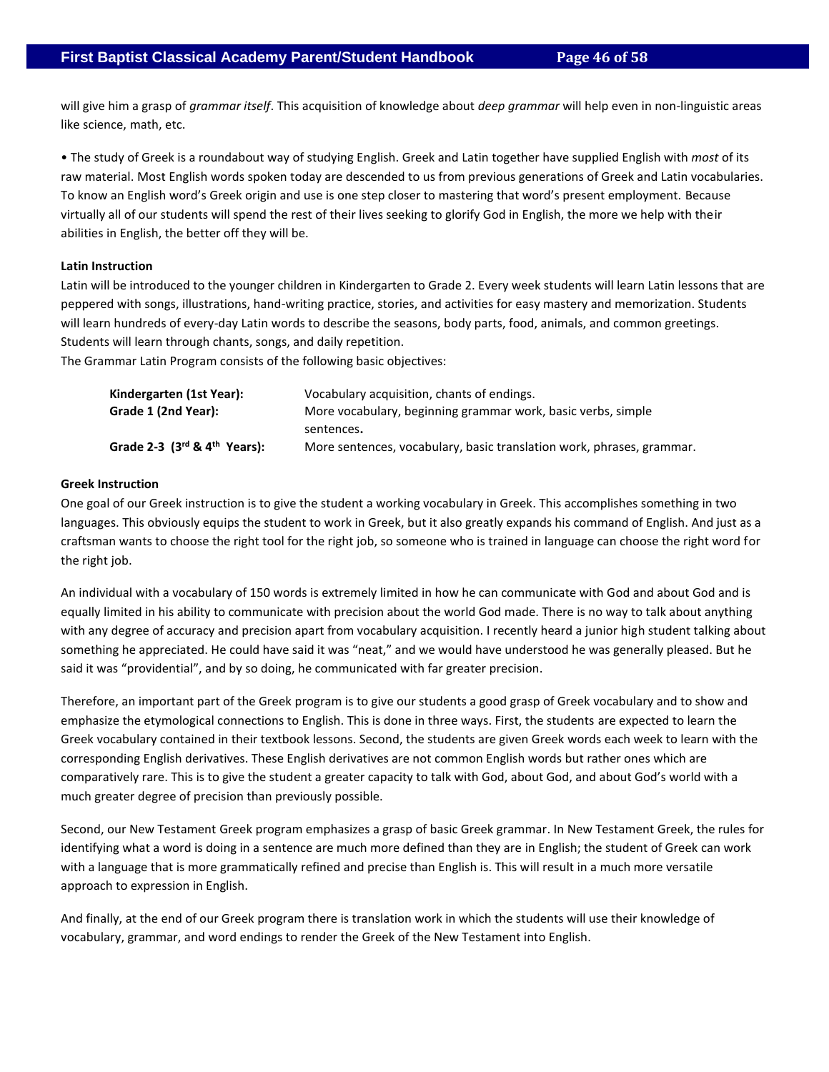will give him a grasp of *grammar itself*. This acquisition of knowledge about *deep grammar* will help even in non-linguistic areas like science, math, etc.

• The study of Greek is a roundabout way of studying English. Greek and Latin together have supplied English with *most* of its raw material. Most English words spoken today are descended to us from previous generations of Greek and Latin vocabularies. To know an English word's Greek origin and use is one step closer to mastering that word's present employment. Because virtually all of our students will spend the rest of their lives seeking to glorify God in English, the more we help with their abilities in English, the better off they will be.

**Latin Instruction**

Latin will be introduced to the younger children in Kindergarten to Grade 2. Every week students will learn Latin lessons that are peppered with songs, illustrations, hand-writing practice, stories, and activities for easy mastery and memorization. Students will learn hundreds of every-day Latin words to describe the seasons, body parts, food, animals, and common greetings. Students will learn through chants, songs, and daily repetition.

The Grammar Latin Program consists of the following basic objectives:

| | |
|---|---|
| **Kindergarten (1st Year):** | Vocabulary acquisition, chants of endings. |
| **Grade 1 (2nd Year):** | More vocabulary, beginning grammar work, basic verbs, simple sentences**.** |
| **Grade 2-3 (3rd & 4th Years):** | More sentences, vocabulary, basic translation work, phrases, grammar. |

**Greek Instruction**

One goal of our Greek instruction is to give the student a working vocabulary in Greek. This accomplishes something in two languages. This obviously equips the student to work in Greek, but it also greatly expands his command of English. And just as a craftsman wants to choose the right tool for the right job, so someone who is trained in language can choose the right word for the right job.

An individual with a vocabulary of 150 words is extremely limited in how he can communicate with God and about God and is equally limited in his ability to communicate with precision about the world God made. There is no way to talk about anything with any degree of accuracy and precision apart from vocabulary acquisition. I recently heard a junior high student talking about something he appreciated. He could have said it was "neat," and we would have understood he was generally pleased. But he said it was "providential", and by so doing, he communicated with far greater precision.

Therefore, an important part of the Greek program is to give our students a good grasp of Greek vocabulary and to show and emphasize the etymological connections to English. This is done in three ways. First, the students are expected to learn the Greek vocabulary contained in their textbook lessons. Second, the students are given Greek words each week to learn with the corresponding English derivatives. These English derivatives are not common English words but rather ones which are comparatively rare. This is to give the student a greater capacity to talk with God, about God, and about God's world with a much greater degree of precision than previously possible.

Second, our New Testament Greek program emphasizes a grasp of basic Greek grammar. In New Testament Greek, the rules for identifying what a word is doing in a sentence are much more defined than they are in English; the student of Greek can work with a language that is more grammatically refined and precise than English is. This will result in a much more versatile approach to expression in English.

And finally, at the end of our Greek program there is translation work in which the students will use their knowledge of vocabulary, grammar, and word endings to render the Greek of the New Testament into English.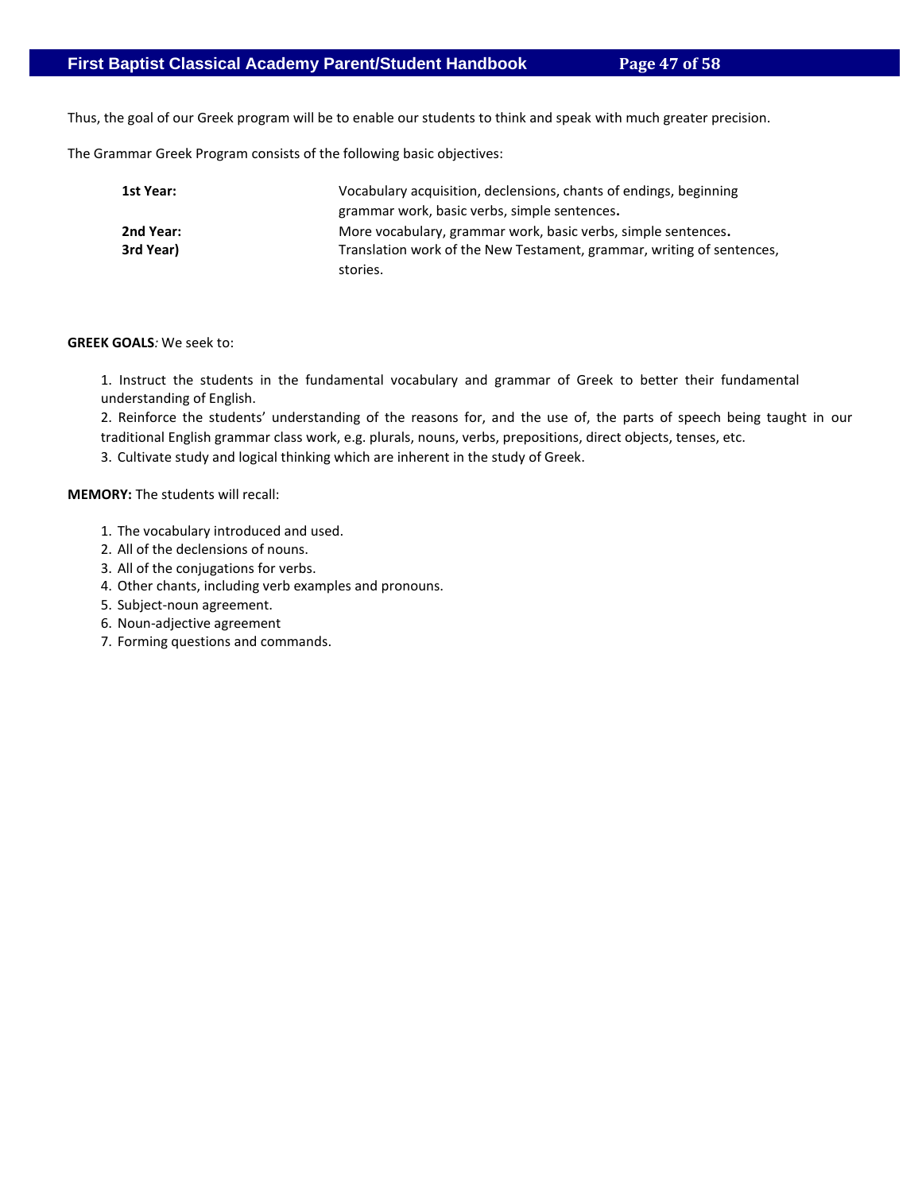Thus, the goal of our Greek program will be to enable our students to think and speak with much greater precision.

The Grammar Greek Program consists of the following basic objectives:

| | |
|---|---|
| **1st Year:** | Vocabulary acquisition, declensions, chants of endings, beginning grammar work, basic verbs, simple sentences**.** |
| **2nd Year:** | More vocabulary, grammar work, basic verbs, simple sentences**.** |
| **3rd Year)** | Translation work of the New Testament, grammar, writing of sentences, stories. |

**GREEK GOALS***:* We seek to:

1. Instruct the students in the fundamental vocabulary and grammar of Greek to better their fundamental understanding of English.
2. Reinforce the students' understanding of the reasons for, and the use of, the parts of speech being taught in our traditional English grammar class work, e.g. plurals, nouns, verbs, prepositions, direct objects, tenses, etc.
3. Cultivate study and logical thinking which are inherent in the study of Greek.

**MEMORY:** The students will recall:

1. The vocabulary introduced and used.
2. All of the declensions of nouns.
3. All of the conjugations for verbs.
4. Other chants, including verb examples and pronouns.
5. Subject-noun agreement.
6. Noun-adjective agreement
7. Forming questions and commands.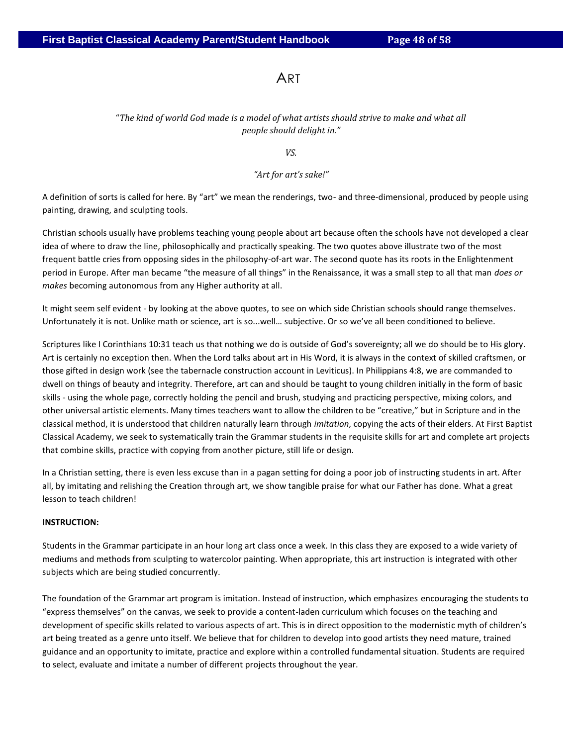# ART

*"The kind of world God made is a model of what artists should strive to make and what all people should delight in."*

*VS.*

*"Art for art's sake!"*

A definition of sorts is called for here. By "art" we mean the renderings, two- and three-dimensional, produced by people using painting, drawing, and sculpting tools.

Christian schools usually have problems teaching young people about art because often the schools have not developed a clear idea of where to draw the line, philosophically and practically speaking. The two quotes above illustrate two of the most frequent battle cries from opposing sides in the philosophy-of-art war. The second quote has its roots in the Enlightenment period in Europe. After man became "the measure of all things" in the Renaissance, it was a small step to all that man *does or makes* becoming autonomous from any Higher authority at all.

It might seem self evident - by looking at the above quotes, to see on which side Christian schools should range themselves. Unfortunately it is not. Unlike math or science, art is so...well… subjective. Or so we've all been conditioned to believe.

Scriptures like I Corinthians 10:31 teach us that nothing we do is outside of God's sovereignty; all we do should be to His glory. Art is certainly no exception then. When the Lord talks about art in His Word, it is always in the context of skilled craftsmen, or those gifted in design work (see the tabernacle construction account in Leviticus). In Philippians 4:8, we are commanded to dwell on things of beauty and integrity. Therefore, art can and should be taught to young children initially in the form of basic skills - using the whole page, correctly holding the pencil and brush, studying and practicing perspective, mixing colors, and other universal artistic elements. Many times teachers want to allow the children to be "creative," but in Scripture and in the classical method, it is understood that children naturally learn through *imitation*, copying the acts of their elders. At First Baptist Classical Academy, we seek to systematically train the Grammar students in the requisite skills for art and complete art projects that combine skills, practice with copying from another picture, still life or design.

In a Christian setting, there is even less excuse than in a pagan setting for doing a poor job of instructing students in art. After all, by imitating and relishing the Creation through art, we show tangible praise for what our Father has done. What a great lesson to teach children!

**INSTRUCTION:**

Students in the Grammar participate in an hour long art class once a week. In this class they are exposed to a wide variety of mediums and methods from sculpting to watercolor painting. When appropriate, this art instruction is integrated with other subjects which are being studied concurrently.

The foundation of the Grammar art program is imitation. Instead of instruction, which emphasizes encouraging the students to "express themselves" on the canvas, we seek to provide a content-laden curriculum which focuses on the teaching and development of specific skills related to various aspects of art. This is in direct opposition to the modernistic myth of children's art being treated as a genre unto itself. We believe that for children to develop into good artists they need mature, trained guidance and an opportunity to imitate, practice and explore within a controlled fundamental situation. Students are required to select, evaluate and imitate a number of different projects throughout the year.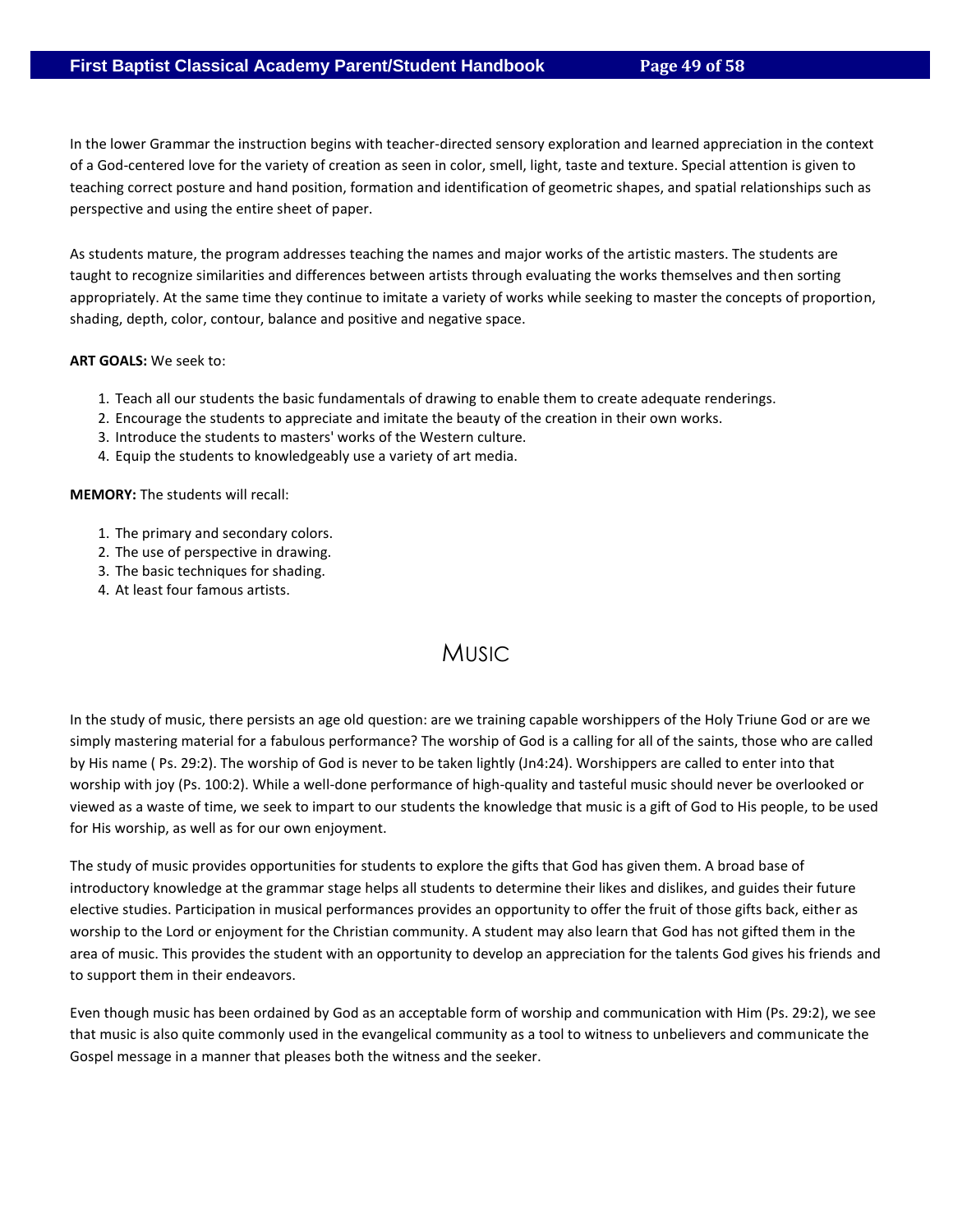In the lower Grammar the instruction begins with teacher-directed sensory exploration and learned appreciation in the context of a God-centered love for the variety of creation as seen in color, smell, light, taste and texture. Special attention is given to teaching correct posture and hand position, formation and identification of geometric shapes, and spatial relationships such as perspective and using the entire sheet of paper.

As students mature, the program addresses teaching the names and major works of the artistic masters. The students are taught to recognize similarities and differences between artists through evaluating the works themselves and then sorting appropriately. At the same time they continue to imitate a variety of works while seeking to master the concepts of proportion, shading, depth, color, contour, balance and positive and negative space.

**ART GOALS:** We seek to:

1. Teach all our students the basic fundamentals of drawing to enable them to create adequate renderings.
2. Encourage the students to appreciate and imitate the beauty of the creation in their own works.
3. Introduce the students to masters' works of the Western culture.
4. Equip the students to knowledgeably use a variety of art media.

**MEMORY:** The students will recall:

1. The primary and secondary colors.
2. The use of perspective in drawing.
3. The basic techniques for shading.
4. At least four famous artists.

## Music

In the study of music, there persists an age old question: are we training capable worshippers of the Holy Triune God or are we simply mastering material for a fabulous performance? The worship of God is a calling for all of the saints, those who are called by His name ( Ps. 29:2). The worship of God is never to be taken lightly (Jn4:24). Worshippers are called to enter into that worship with joy (Ps. 100:2). While a well-done performance of high-quality and tasteful music should never be overlooked or viewed as a waste of time, we seek to impart to our students the knowledge that music is a gift of God to His people, to be used for His worship, as well as for our own enjoyment.

The study of music provides opportunities for students to explore the gifts that God has given them. A broad base of introductory knowledge at the grammar stage helps all students to determine their likes and dislikes, and guides their future elective studies. Participation in musical performances provides an opportunity to offer the fruit of those gifts back, either as worship to the Lord or enjoyment for the Christian community. A student may also learn that God has not gifted them in the area of music. This provides the student with an opportunity to develop an appreciation for the talents God gives his friends and to support them in their endeavors.

Even though music has been ordained by God as an acceptable form of worship and communication with Him (Ps. 29:2), we see that music is also quite commonly used in the evangelical community as a tool to witness to unbelievers and communicate the Gospel message in a manner that pleases both the witness and the seeker.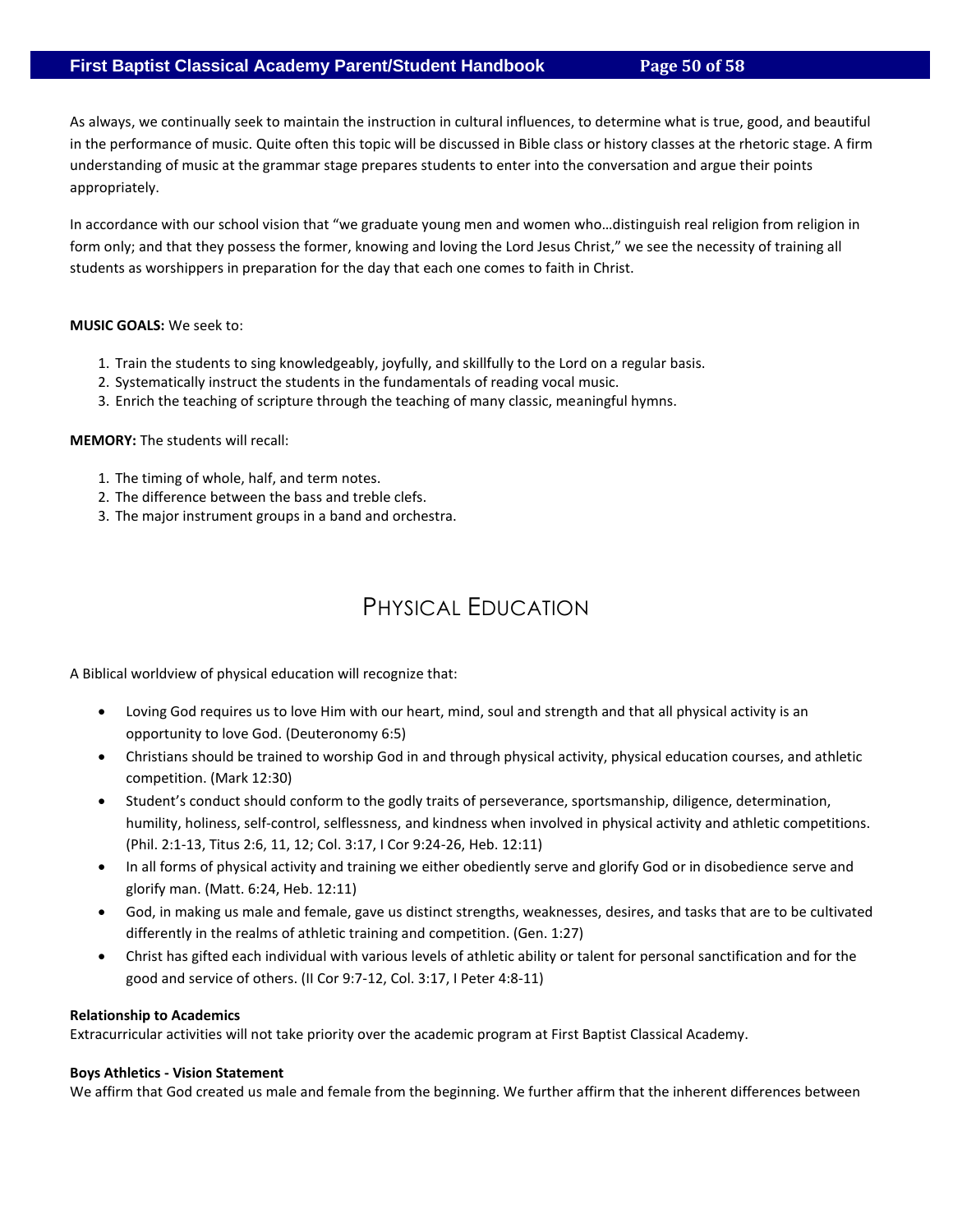As always, we continually seek to maintain the instruction in cultural influences, to determine what is true, good, and beautiful in the performance of music. Quite often this topic will be discussed in Bible class or history classes at the rhetoric stage. A firm understanding of music at the grammar stage prepares students to enter into the conversation and argue their points appropriately.

In accordance with our school vision that "we graduate young men and women who…distinguish real religion from religion in form only; and that they possess the former, knowing and loving the Lord Jesus Christ," we see the necessity of training all students as worshippers in preparation for the day that each one comes to faith in Christ.

**MUSIC GOALS:** We seek to:

1. Train the students to sing knowledgeably, joyfully, and skillfully to the Lord on a regular basis.
2. Systematically instruct the students in the fundamentals of reading vocal music.
3. Enrich the teaching of scripture through the teaching of many classic, meaningful hymns.

**MEMORY:** The students will recall:

1. The timing of whole, half, and term notes.
2. The difference between the bass and treble clefs.
3. The major instrument groups in a band and orchestra.

# Physical Education

A Biblical worldview of physical education will recognize that:

- Loving God requires us to love Him with our heart, mind, soul and strength and that all physical activity is an opportunity to love God. (Deuteronomy 6:5)
- Christians should be trained to worship God in and through physical activity, physical education courses, and athletic competition. (Mark 12:30)
- Student's conduct should conform to the godly traits of perseverance, sportsmanship, diligence, determination, humility, holiness, self-control, selflessness, and kindness when involved in physical activity and athletic competitions. (Phil. 2:1-13, Titus 2:6, 11, 12; Col. 3:17, I Cor 9:24-26, Heb. 12:11)
- In all forms of physical activity and training we either obediently serve and glorify God or in disobedience serve and glorify man. (Matt. 6:24, Heb. 12:11)
- God, in making us male and female, gave us distinct strengths, weaknesses, desires, and tasks that are to be cultivated differently in the realms of athletic training and competition. (Gen. 1:27)
- Christ has gifted each individual with various levels of athletic ability or talent for personal sanctification and for the good and service of others. (II Cor 9:7-12, Col. 3:17, I Peter 4:8-11)

**Relationship to Academics**
Extracurricular activities will not take priority over the academic program at First Baptist Classical Academy.

**Boys Athletics - Vision Statement**
We affirm that God created us male and female from the beginning. We further affirm that the inherent differences between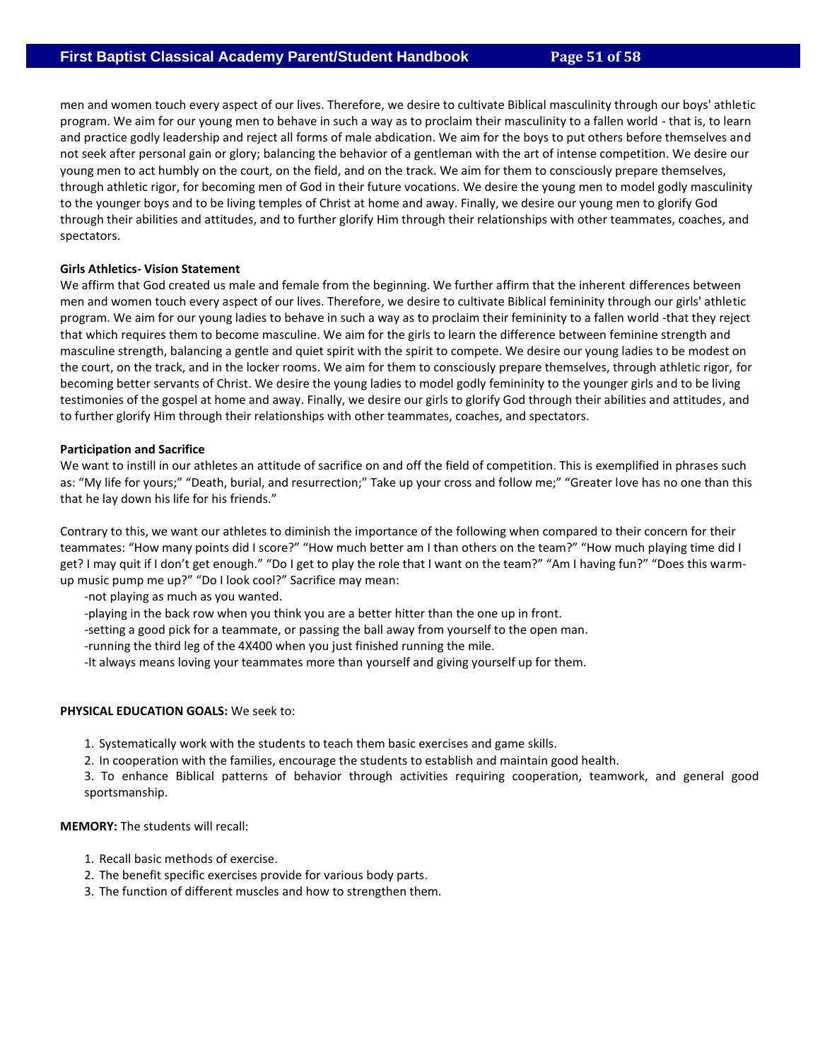men and women touch every aspect of our lives. Therefore, we desire to cultivate Biblical masculinity through our boys' athletic program. We aim for our young men to behave in such a way as to proclaim their masculinity to a fallen world - that is, to learn and practice godly leadership and reject all forms of male abdication. We aim for the boys to put others before themselves and not seek after personal gain or glory; balancing the behavior of a gentleman with the art of intense competition. We desire our young men to act humbly on the court, on the field, and on the track. We aim for them to consciously prepare themselves, through athletic rigor, for becoming men of God in their future vocations. We desire the young men to model godly masculinity to the younger boys and to be living temples of Christ at home and away. Finally, we desire our young men to glorify God through their abilities and attitudes, and to further glorify Him through their relationships with other teammates, coaches, and spectators.

**Girls Athletics- Vision Statement**

We affirm that God created us male and female from the beginning. We further affirm that the inherent differences between men and women touch every aspect of our lives. Therefore, we desire to cultivate Biblical femininity through our girls' athletic program. We aim for our young ladies to behave in such a way as to proclaim their femininity to a fallen world -that they reject that which requires them to become masculine. We aim for the girls to learn the difference between feminine strength and masculine strength, balancing a gentle and quiet spirit with the spirit to compete. We desire our young ladies to be modest on the court, on the track, and in the locker rooms. We aim for them to consciously prepare themselves, through athletic rigor, for becoming better servants of Christ. We desire the young ladies to model godly femininity to the younger girls and to be living testimonies of the gospel at home and away. Finally, we desire our girls to glorify God through their abilities and attitudes, and to further glorify Him through their relationships with other teammates, coaches, and spectators.

**Participation and Sacrifice**

We want to instill in our athletes an attitude of sacrifice on and off the field of competition. This is exemplified in phrases such as: "My life for yours;" "Death, burial, and resurrection;" Take up your cross and follow me;" "Greater love has no one than this that he lay down his life for his friends."

Contrary to this, we want our athletes to diminish the importance of the following when compared to their concern for their teammates: "How many points did I score?" "How much better am I than others on the team?" "How much playing time did I get? I may quit if I don't get enough." "Do I get to play the role that I want on the team?" "Am I having fun?" "Does this warm-up music pump me up?" "Do I look cool?" Sacrifice may mean:

-not playing as much as you wanted.
-playing in the back row when you think you are a better hitter than the one up in front.
-setting a good pick for a teammate, or passing the ball away from yourself to the open man.
-running the third leg of the 4X400 when you just finished running the mile.
-It always means loving your teammates more than yourself and giving yourself up for them.

**PHYSICAL EDUCATION GOALS:** We seek to:

1. Systematically work with the students to teach them basic exercises and game skills.
2. In cooperation with the families, encourage the students to establish and maintain good health.
3. To enhance Biblical patterns of behavior through activities requiring cooperation, teamwork, and general good sportsmanship.

**MEMORY:** The students will recall:

1. Recall basic methods of exercise.
2. The benefit specific exercises provide for various body parts.
3. The function of different muscles and how to strengthen them.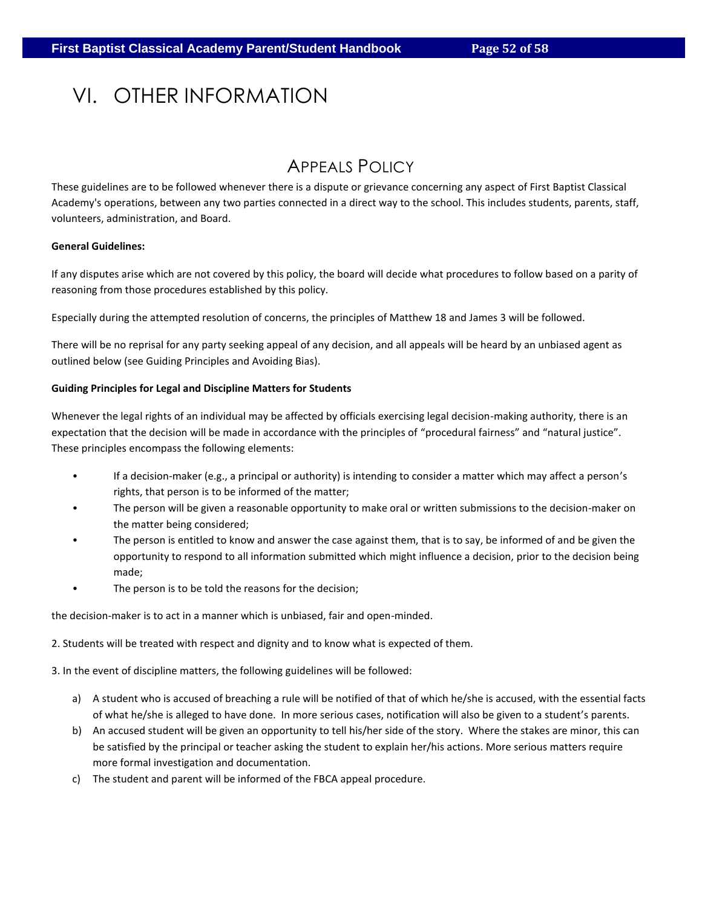# VI. OTHER INFORMATION

## APPEALS POLICY

These guidelines are to be followed whenever there is a dispute or grievance concerning any aspect of First Baptist Classical Academy's operations, between any two parties connected in a direct way to the school. This includes students, parents, staff, volunteers, administration, and Board.

**General Guidelines:**

If any disputes arise which are not covered by this policy, the board will decide what procedures to follow based on a parity of reasoning from those procedures established by this policy.

Especially during the attempted resolution of concerns, the principles of Matthew 18 and James 3 will be followed.

There will be no reprisal for any party seeking appeal of any decision, and all appeals will be heard by an unbiased agent as outlined below (see Guiding Principles and Avoiding Bias).

**Guiding Principles for Legal and Discipline Matters for Students**

Whenever the legal rights of an individual may be affected by officials exercising legal decision-making authority, there is an expectation that the decision will be made in accordance with the principles of "procedural fairness" and "natural justice". These principles encompass the following elements:

- If a decision-maker (e.g., a principal or authority) is intending to consider a matter which may affect a person's rights, that person is to be informed of the matter;
- The person will be given a reasonable opportunity to make oral or written submissions to the decision-maker on the matter being considered;
- The person is entitled to know and answer the case against them, that is to say, be informed of and be given the opportunity to respond to all information submitted which might influence a decision, prior to the decision being made;
- The person is to be told the reasons for the decision;

the decision-maker is to act in a manner which is unbiased, fair and open-minded.

2. Students will be treated with respect and dignity and to know what is expected of them.

3. In the event of discipline matters, the following guidelines will be followed:

a) A student who is accused of breaching a rule will be notified of that of which he/she is accused, with the essential facts of what he/she is alleged to have done. In more serious cases, notification will also be given to a student's parents.

b) An accused student will be given an opportunity to tell his/her side of the story. Where the stakes are minor, this can be satisfied by the principal or teacher asking the student to explain her/his actions. More serious matters require more formal investigation and documentation.

c) The student and parent will be informed of the FBCA appeal procedure.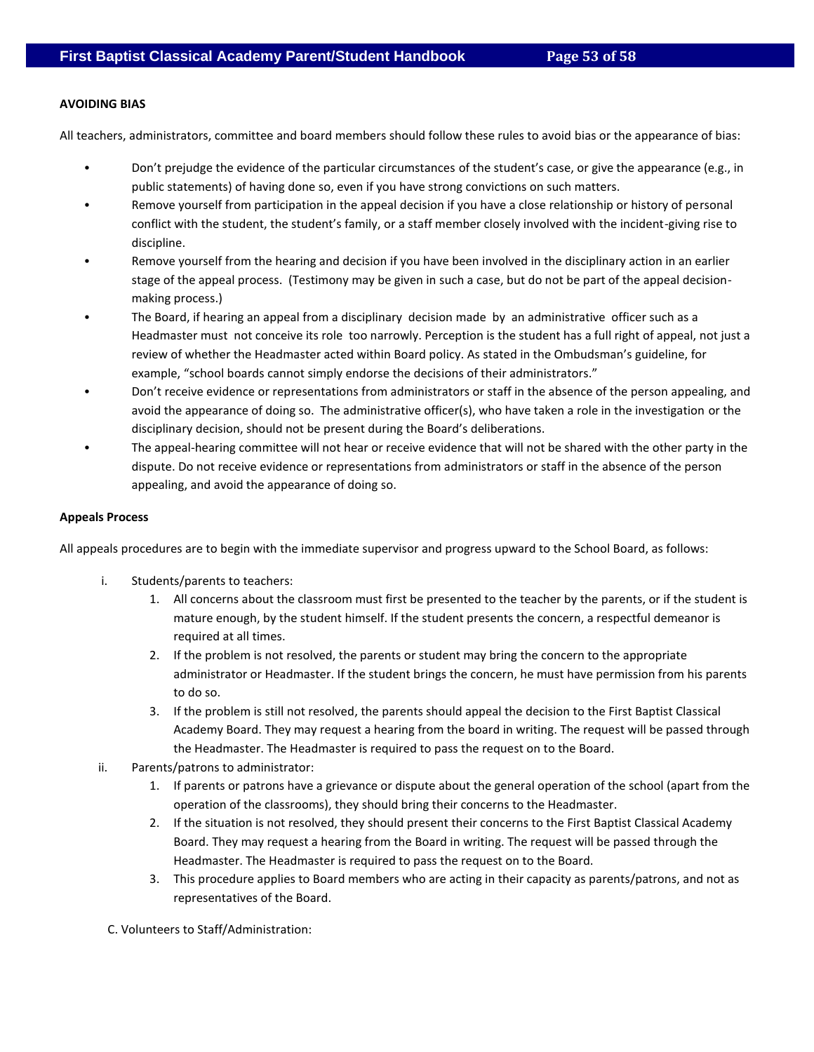**AVOIDING BIAS**

All teachers, administrators, committee and board members should follow these rules to avoid bias or the appearance of bias:

- Don't prejudge the evidence of the particular circumstances of the student's case, or give the appearance (e.g., in public statements) of having done so, even if you have strong convictions on such matters.
- Remove yourself from participation in the appeal decision if you have a close relationship or history of personal conflict with the student, the student's family, or a staff member closely involved with the incident-giving rise to discipline.
- Remove yourself from the hearing and decision if you have been involved in the disciplinary action in an earlier stage of the appeal process. (Testimony may be given in such a case, but do not be part of the appeal decision-making process.)
- The Board, if hearing an appeal from a disciplinary decision made by an administrative officer such as a Headmaster must not conceive its role too narrowly. Perception is the student has a full right of appeal, not just a review of whether the Headmaster acted within Board policy. As stated in the Ombudsman's guideline, for example, "school boards cannot simply endorse the decisions of their administrators."
- Don't receive evidence or representations from administrators or staff in the absence of the person appealing, and avoid the appearance of doing so. The administrative officer(s), who have taken a role in the investigation or the disciplinary decision, should not be present during the Board's deliberations.
- The appeal-hearing committee will not hear or receive evidence that will not be shared with the other party in the dispute. Do not receive evidence or representations from administrators or staff in the absence of the person appealing, and avoid the appearance of doing so.

**Appeals Process**

All appeals procedures are to begin with the immediate supervisor and progress upward to the School Board, as follows:

i. Students/parents to teachers:
   1. All concerns about the classroom must first be presented to the teacher by the parents, or if the student is mature enough, by the student himself. If the student presents the concern, a respectful demeanor is required at all times.
   2. If the problem is not resolved, the parents or student may bring the concern to the appropriate administrator or Headmaster. If the student brings the concern, he must have permission from his parents to do so.
   3. If the problem is still not resolved, the parents should appeal the decision to the First Baptist Classical Academy Board. They may request a hearing from the board in writing. The request will be passed through the Headmaster. The Headmaster is required to pass the request on to the Board.

ii. Parents/patrons to administrator:
   1. If parents or patrons have a grievance or dispute about the general operation of the school (apart from the operation of the classrooms), they should bring their concerns to the Headmaster.
   2. If the situation is not resolved, they should present their concerns to the First Baptist Classical Academy Board. They may request a hearing from the Board in writing. The request will be passed through the Headmaster. The Headmaster is required to pass the request on to the Board.
   3. This procedure applies to Board members who are acting in their capacity as parents/patrons, and not as representatives of the Board.

C. Volunteers to Staff/Administration: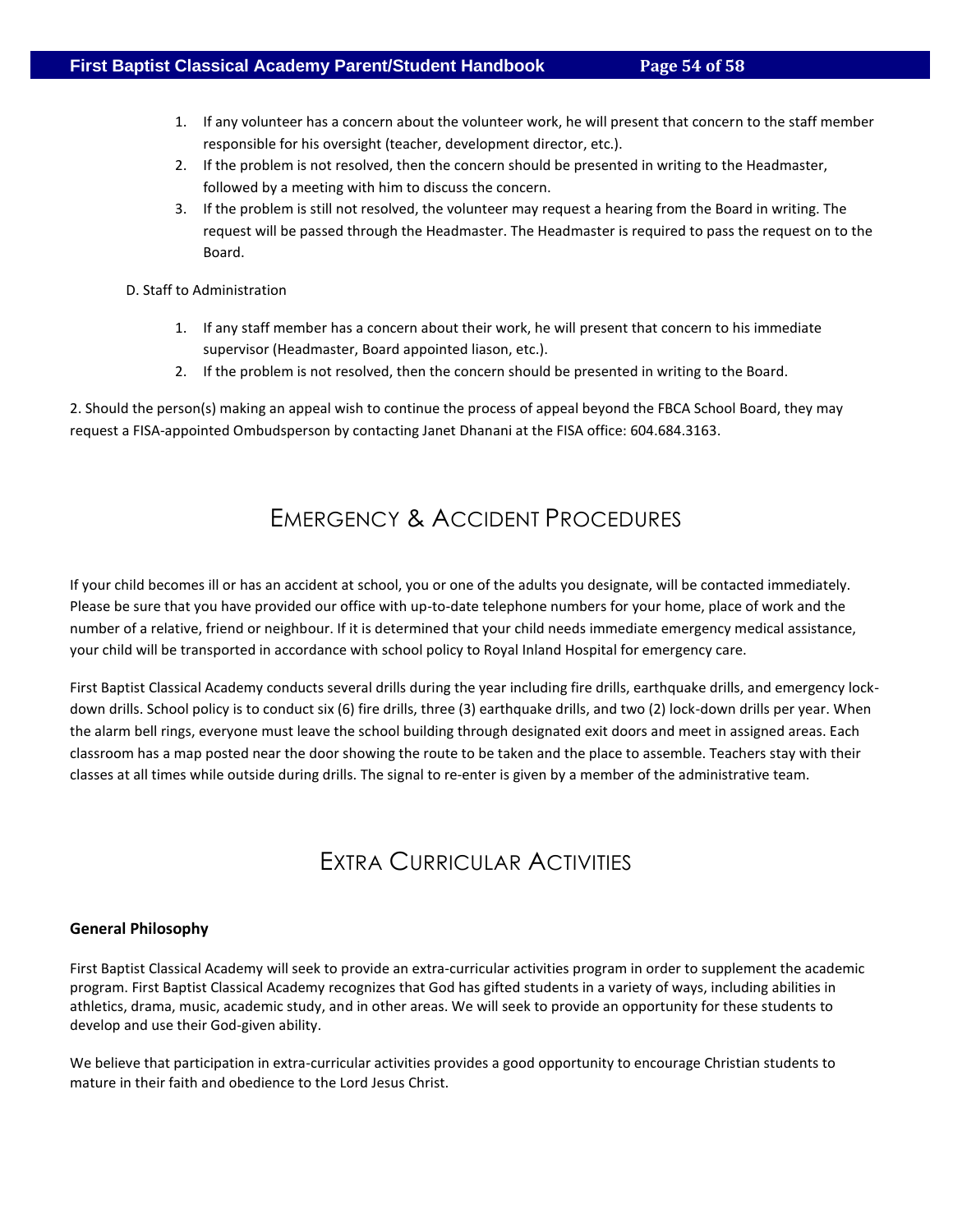1. If any volunteer has a concern about the volunteer work, he will present that concern to the staff member responsible for his oversight (teacher, development director, etc.).
2. If the problem is not resolved, then the concern should be presented in writing to the Headmaster, followed by a meeting with him to discuss the concern.
3. If the problem is still not resolved, the volunteer may request a hearing from the Board in writing. The request will be passed through the Headmaster. The Headmaster is required to pass the request on to the Board.

D. Staff to Administration

1. If any staff member has a concern about their work, he will present that concern to his immediate supervisor (Headmaster, Board appointed liason, etc.).
2. If the problem is not resolved, then the concern should be presented in writing to the Board.

2. Should the person(s) making an appeal wish to continue the process of appeal beyond the FBCA School Board, they may request a FISA-appointed Ombudsperson by contacting Janet Dhanani at the FISA office: 604.684.3163.

# Emergency & Accident Procedures

If your child becomes ill or has an accident at school, you or one of the adults you designate, will be contacted immediately. Please be sure that you have provided our office with up-to-date telephone numbers for your home, place of work and the number of a relative, friend or neighbour. If it is determined that your child needs immediate emergency medical assistance, your child will be transported in accordance with school policy to Royal Inland Hospital for emergency care.

First Baptist Classical Academy conducts several drills during the year including fire drills, earthquake drills, and emergency lock-down drills. School policy is to conduct six (6) fire drills, three (3) earthquake drills, and two (2) lock-down drills per year. When the alarm bell rings, everyone must leave the school building through designated exit doors and meet in assigned areas. Each classroom has a map posted near the door showing the route to be taken and the place to assemble. Teachers stay with their classes at all times while outside during drills. The signal to re-enter is given by a member of the administrative team.

# Extra Curricular Activities

**General Philosophy**

First Baptist Classical Academy will seek to provide an extra-curricular activities program in order to supplement the academic program. First Baptist Classical Academy recognizes that God has gifted students in a variety of ways, including abilities in athletics, drama, music, academic study, and in other areas. We will seek to provide an opportunity for these students to develop and use their God-given ability.

We believe that participation in extra-curricular activities provides a good opportunity to encourage Christian students to mature in their faith and obedience to the Lord Jesus Christ.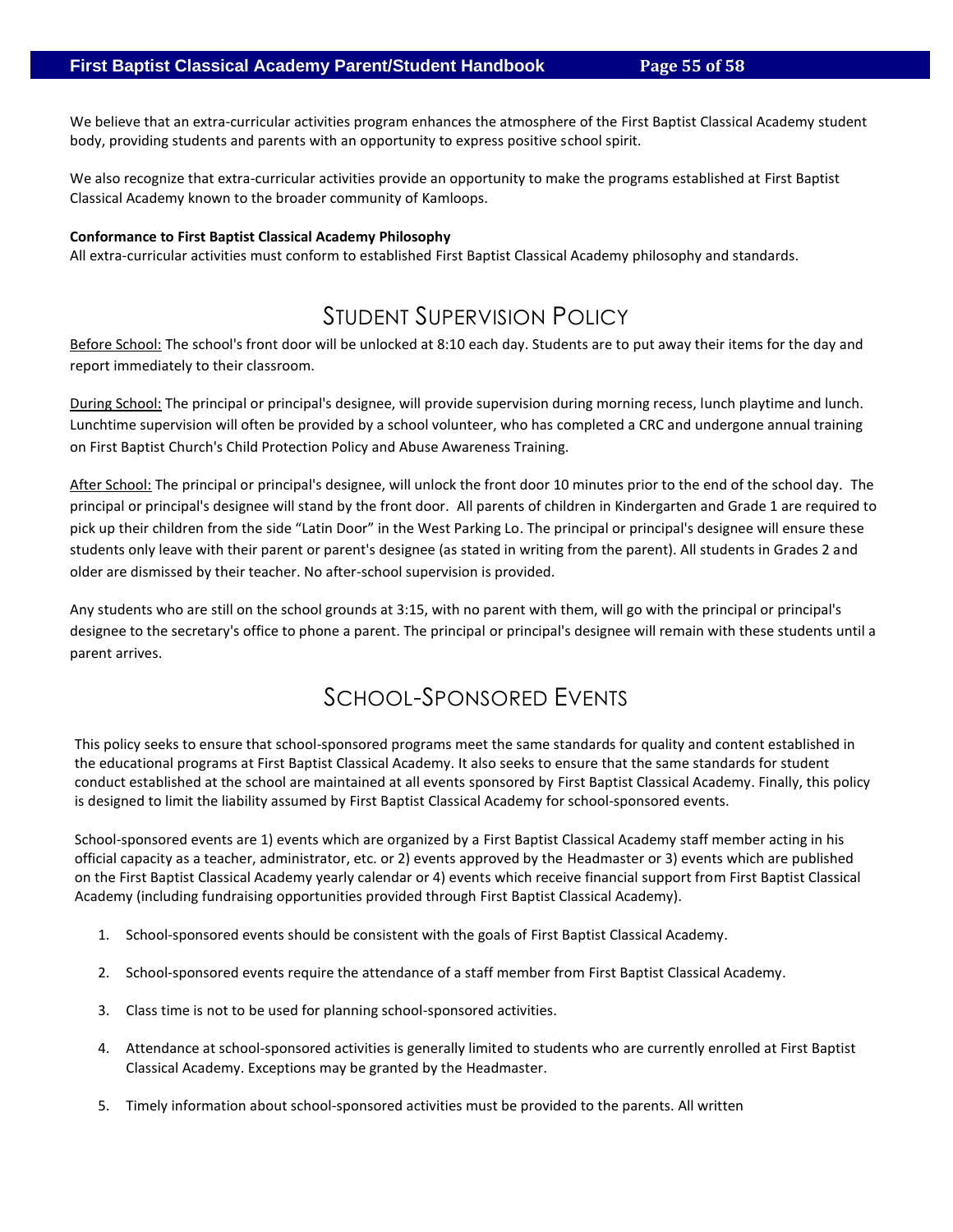We believe that an extra-curricular activities program enhances the atmosphere of the First Baptist Classical Academy student body, providing students and parents with an opportunity to express positive school spirit.

We also recognize that extra-curricular activities provide an opportunity to make the programs established at First Baptist Classical Academy known to the broader community of Kamloops.

**Conformance to First Baptist Classical Academy Philosophy**
All extra-curricular activities must conform to established First Baptist Classical Academy philosophy and standards.

# Student Supervision Policy

Before School: The school's front door will be unlocked at 8:10 each day. Students are to put away their items for the day and report immediately to their classroom.

During School: The principal or principal's designee, will provide supervision during morning recess, lunch playtime and lunch. Lunchtime supervision will often be provided by a school volunteer, who has completed a CRC and undergone annual training on First Baptist Church's Child Protection Policy and Abuse Awareness Training.

After School: The principal or principal's designee, will unlock the front door 10 minutes prior to the end of the school day. The principal or principal's designee will stand by the front door. All parents of children in Kindergarten and Grade 1 are required to pick up their children from the side "Latin Door" in the West Parking Lo. The principal or principal's designee will ensure these students only leave with their parent or parent's designee (as stated in writing from the parent). All students in Grades 2 and older are dismissed by their teacher. No after-school supervision is provided.

Any students who are still on the school grounds at 3:15, with no parent with them, will go with the principal or principal's designee to the secretary's office to phone a parent. The principal or principal's designee will remain with these students until a parent arrives.

# School-Sponsored Events

This policy seeks to ensure that school-sponsored programs meet the same standards for quality and content established in the educational programs at First Baptist Classical Academy. It also seeks to ensure that the same standards for student conduct established at the school are maintained at all events sponsored by First Baptist Classical Academy. Finally, this policy is designed to limit the liability assumed by First Baptist Classical Academy for school-sponsored events.

School-sponsored events are 1) events which are organized by a First Baptist Classical Academy staff member acting in his official capacity as a teacher, administrator, etc. or 2) events approved by the Headmaster or 3) events which are published on the First Baptist Classical Academy yearly calendar or 4) events which receive financial support from First Baptist Classical Academy (including fundraising opportunities provided through First Baptist Classical Academy).

1. School-sponsored events should be consistent with the goals of First Baptist Classical Academy.

2. School-sponsored events require the attendance of a staff member from First Baptist Classical Academy.

3. Class time is not to be used for planning school-sponsored activities.

4. Attendance at school-sponsored activities is generally limited to students who are currently enrolled at First Baptist Classical Academy. Exceptions may be granted by the Headmaster.

5. Timely information about school-sponsored activities must be provided to the parents. All written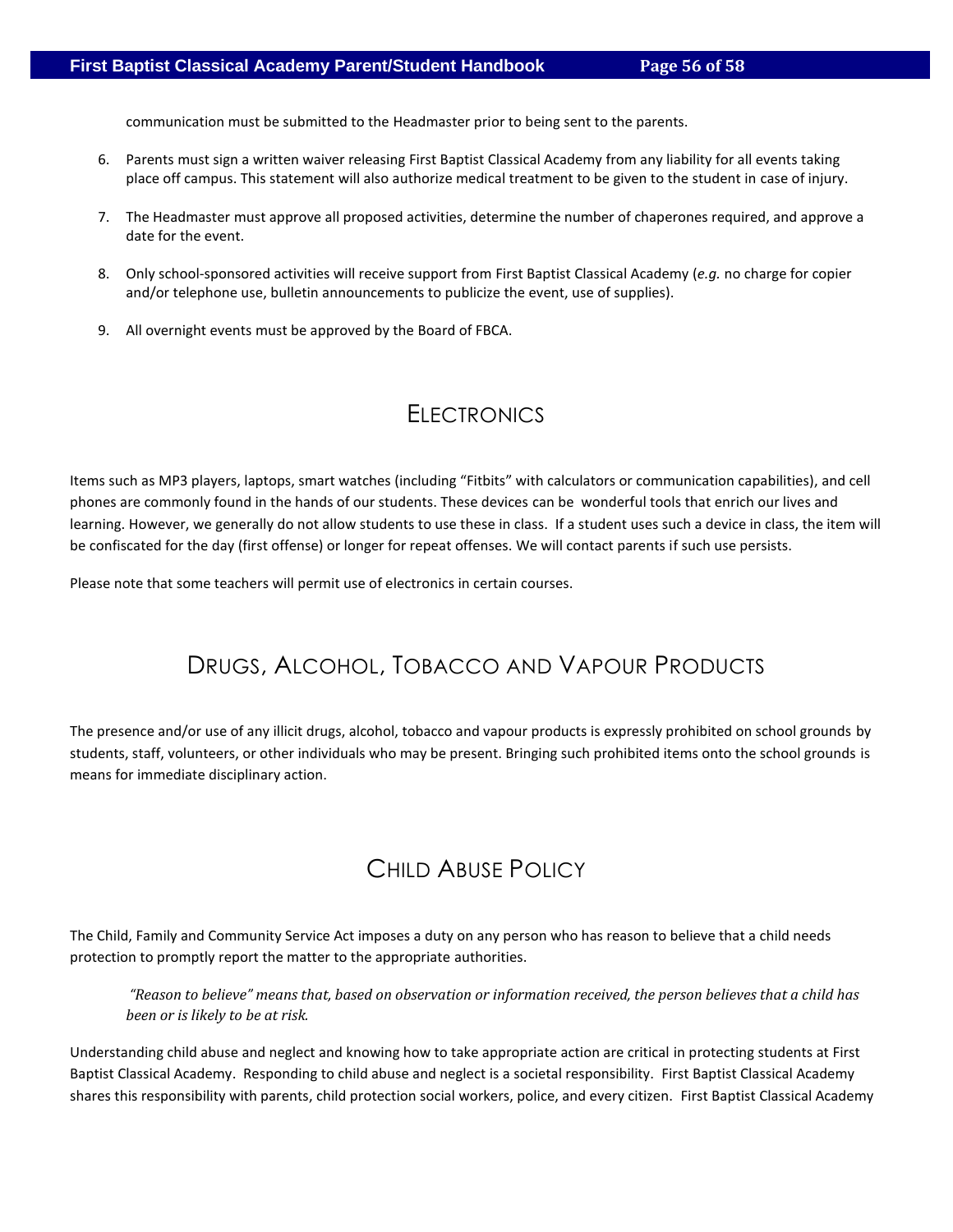communication must be submitted to the Headmaster prior to being sent to the parents.

6. Parents must sign a written waiver releasing First Baptist Classical Academy from any liability for all events taking place off campus. This statement will also authorize medical treatment to be given to the student in case of injury.

7. The Headmaster must approve all proposed activities, determine the number of chaperones required, and approve a date for the event.

8. Only school-sponsored activities will receive support from First Baptist Classical Academy (*e.g.* no charge for copier and/or telephone use, bulletin announcements to publicize the event, use of supplies).

9. All overnight events must be approved by the Board of FBCA.

## Electronics

Items such as MP3 players, laptops, smart watches (including "Fitbits" with calculators or communication capabilities), and cell phones are commonly found in the hands of our students. These devices can be wonderful tools that enrich our lives and learning. However, we generally do not allow students to use these in class. If a student uses such a device in class, the item will be confiscated for the day (first offense) or longer for repeat offenses. We will contact parents if such use persists.

Please note that some teachers will permit use of electronics in certain courses.

## Drugs, Alcohol, Tobacco and Vapour Products

The presence and/or use of any illicit drugs, alcohol, tobacco and vapour products is expressly prohibited on school grounds by students, staff, volunteers, or other individuals who may be present. Bringing such prohibited items onto the school grounds is means for immediate disciplinary action.

## Child Abuse Policy

The Child, Family and Community Service Act imposes a duty on any person who has reason to believe that a child needs protection to promptly report the matter to the appropriate authorities.

> *"Reason to believe" means that, based on observation or information received, the person believes that a child has been or is likely to be at risk.*

Understanding child abuse and neglect and knowing how to take appropriate action are critical in protecting students at First Baptist Classical Academy. Responding to child abuse and neglect is a societal responsibility. First Baptist Classical Academy shares this responsibility with parents, child protection social workers, police, and every citizen. First Baptist Classical Academy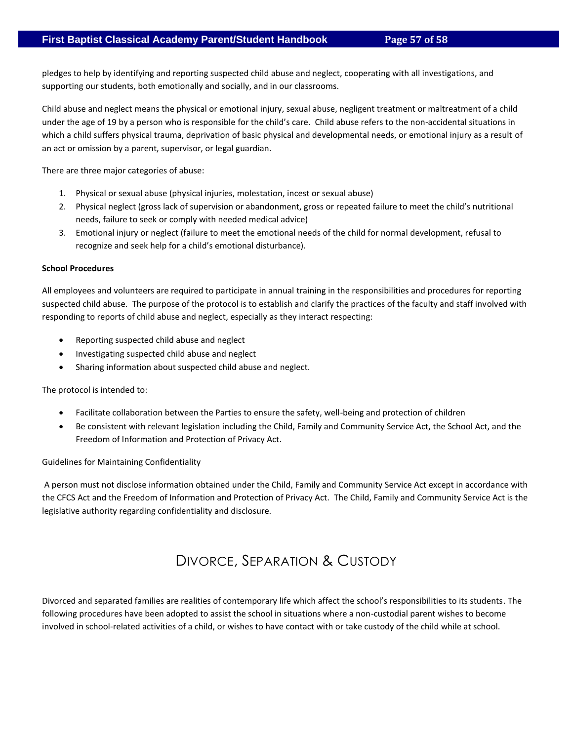pledges to help by identifying and reporting suspected child abuse and neglect, cooperating with all investigations, and supporting our students, both emotionally and socially, and in our classrooms.

Child abuse and neglect means the physical or emotional injury, sexual abuse, negligent treatment or maltreatment of a child under the age of 19 by a person who is responsible for the child's care. Child abuse refers to the non-accidental situations in which a child suffers physical trauma, deprivation of basic physical and developmental needs, or emotional injury as a result of an act or omission by a parent, supervisor, or legal guardian.

There are three major categories of abuse:

1. Physical or sexual abuse (physical injuries, molestation, incest or sexual abuse)
2. Physical neglect (gross lack of supervision or abandonment, gross or repeated failure to meet the child's nutritional needs, failure to seek or comply with needed medical advice)
3. Emotional injury or neglect (failure to meet the emotional needs of the child for normal development, refusal to recognize and seek help for a child's emotional disturbance).

**School Procedures**

All employees and volunteers are required to participate in annual training in the responsibilities and procedures for reporting suspected child abuse. The purpose of the protocol is to establish and clarify the practices of the faculty and staff involved with responding to reports of child abuse and neglect, especially as they interact respecting:

- Reporting suspected child abuse and neglect
- Investigating suspected child abuse and neglect
- Sharing information about suspected child abuse and neglect.

The protocol is intended to:

- Facilitate collaboration between the Parties to ensure the safety, well-being and protection of children
- Be consistent with relevant legislation including the Child, Family and Community Service Act, the School Act, and the Freedom of Information and Protection of Privacy Act.

Guidelines for Maintaining Confidentiality

A person must not disclose information obtained under the Child, Family and Community Service Act except in accordance with the CFCS Act and the Freedom of Information and Protection of Privacy Act. The Child, Family and Community Service Act is the legislative authority regarding confidentiality and disclosure.

# Divorce, Separation & Custody

Divorced and separated families are realities of contemporary life which affect the school's responsibilities to its students. The following procedures have been adopted to assist the school in situations where a non-custodial parent wishes to become involved in school-related activities of a child, or wishes to have contact with or take custody of the child while at school.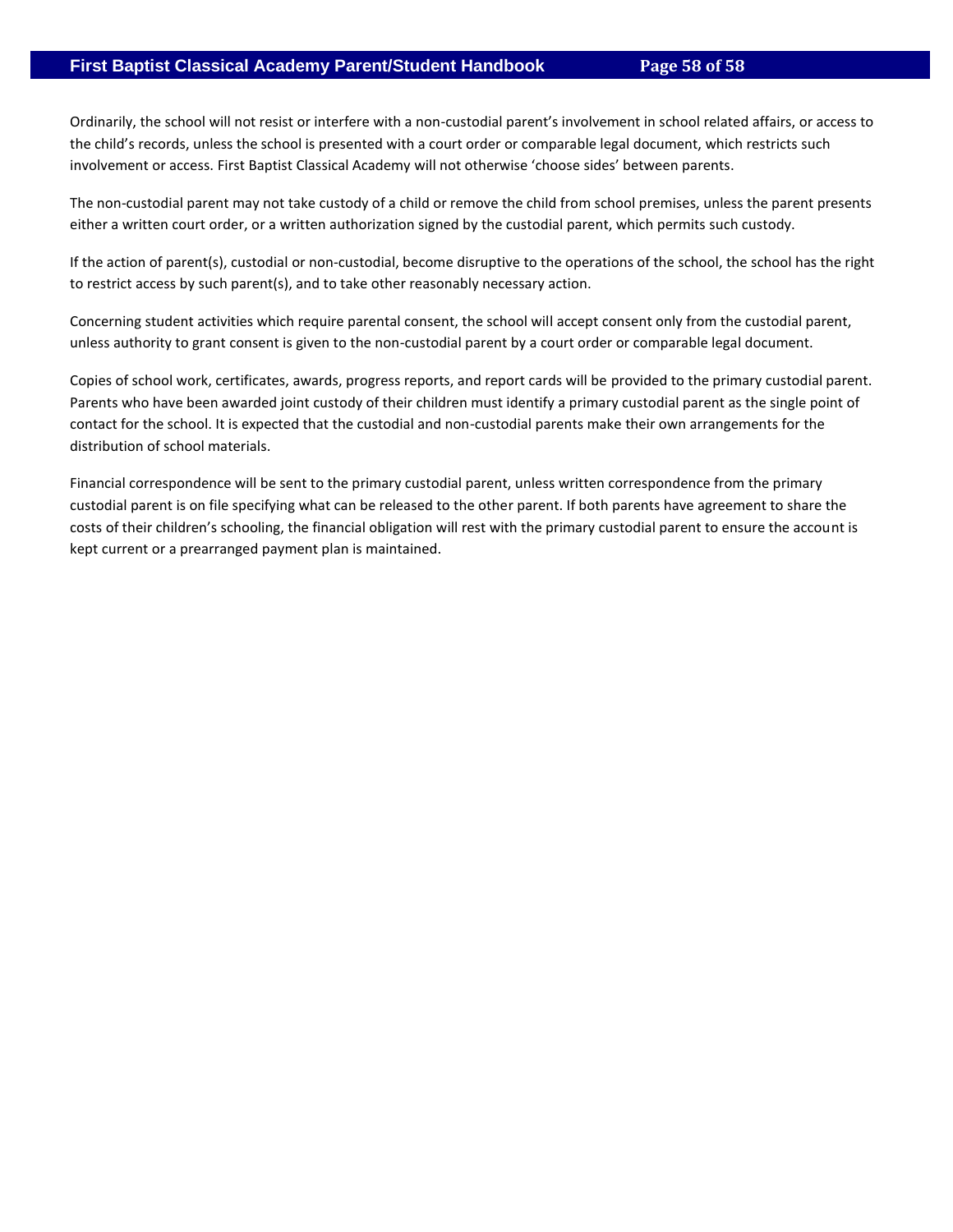Ordinarily, the school will not resist or interfere with a non-custodial parent's involvement in school related affairs, or access to the child's records, unless the school is presented with a court order or comparable legal document, which restricts such involvement or access. First Baptist Classical Academy will not otherwise 'choose sides' between parents.

The non-custodial parent may not take custody of a child or remove the child from school premises, unless the parent presents either a written court order, or a written authorization signed by the custodial parent, which permits such custody.

If the action of parent(s), custodial or non-custodial, become disruptive to the operations of the school, the school has the right to restrict access by such parent(s), and to take other reasonably necessary action.

Concerning student activities which require parental consent, the school will accept consent only from the custodial parent, unless authority to grant consent is given to the non-custodial parent by a court order or comparable legal document.

Copies of school work, certificates, awards, progress reports, and report cards will be provided to the primary custodial parent. Parents who have been awarded joint custody of their children must identify a primary custodial parent as the single point of contact for the school. It is expected that the custodial and non-custodial parents make their own arrangements for the distribution of school materials.

Financial correspondence will be sent to the primary custodial parent, unless written correspondence from the primary custodial parent is on file specifying what can be released to the other parent. If both parents have agreement to share the costs of their children's schooling, the financial obligation will rest with the primary custodial parent to ensure the account is kept current or a prearranged payment plan is maintained.